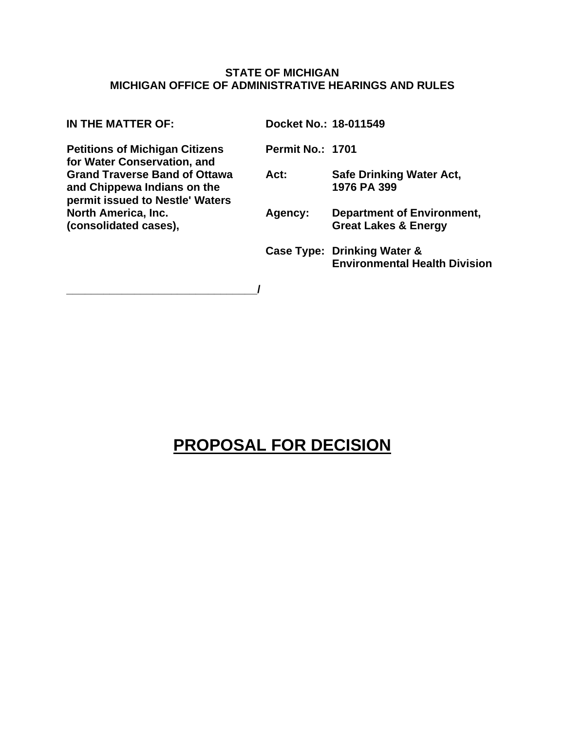**STATE OF MICHIGAN**
**MICHIGAN OFFICE OF ADMINISTRATIVE HEARINGS AND RULES**

| **IN THE MATTER OF:** | **Docket No.:** | **18-011549** |
|---|---|---|
| **Petitions of Michigan Citizens for Water Conservation, and Grand Traverse Band of Ottawa and Chippewa Indians on the permit issued to Nestle' Waters North America, Inc. (consolidated cases),** | **Permit No.:** | **1701** |
| | **Act:** | **Safe Drinking Water Act, 1976 PA 399** |
| | **Agency:** | **Department of Environment, Great Lakes & Energy** |
| | **Case Type:** | **Drinking Water & Environmental Health Division** |

**______________________________/**

# PROPOSAL FOR DECISION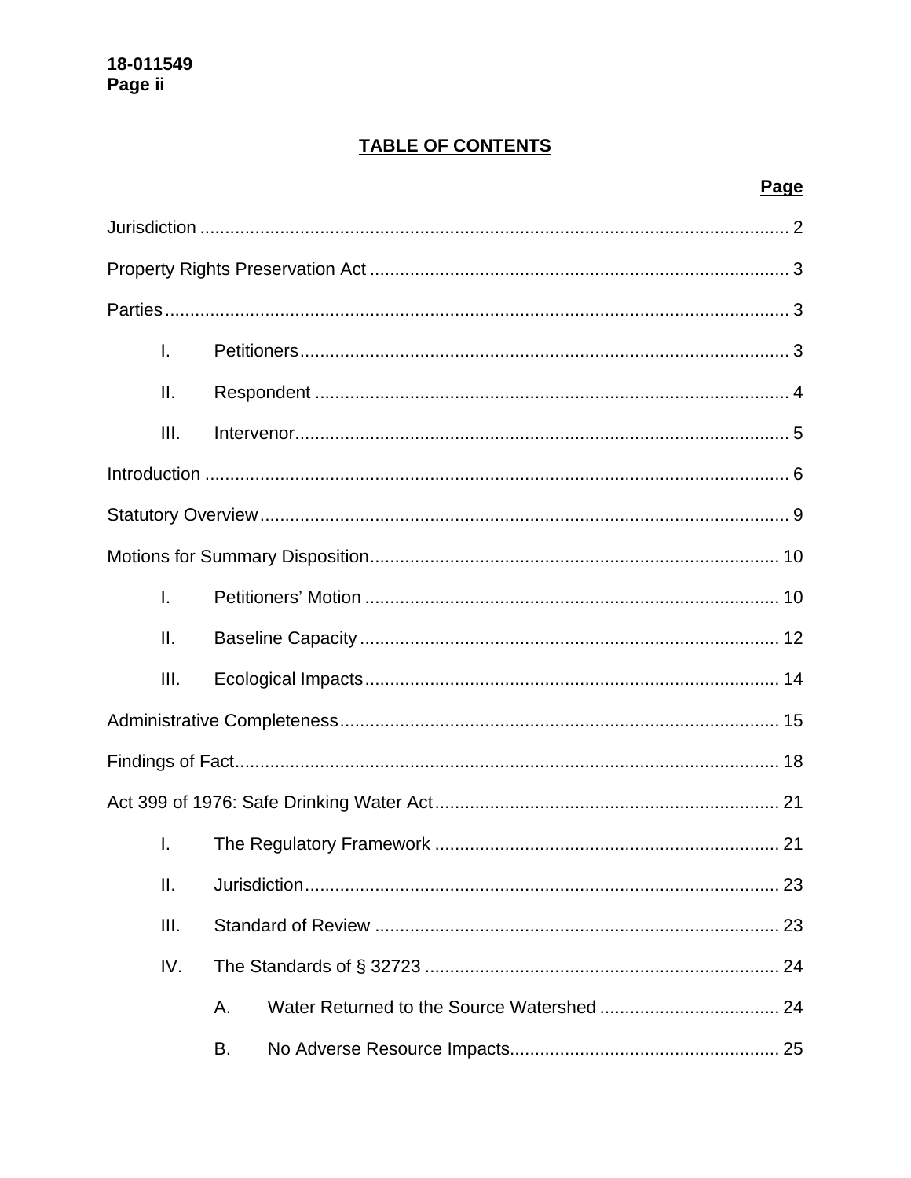## TABLE OF CONTENTS

**Page**

Jurisdiction ..... 2

Property Rights Preservation Act ..... 3

Parties ..... 3

- I. Petitioners ..... 3
- II. Respondent ..... 4
- III. Intervenor ..... 5

Introduction ..... 6

Statutory Overview ..... 9

Motions for Summary Disposition ..... 10

- I. Petitioners' Motion ..... 10
- II. Baseline Capacity ..... 12
- III. Ecological Impacts ..... 14

Administrative Completeness ..... 15

Findings of Fact ..... 18

Act 399 of 1976: Safe Drinking Water Act ..... 21

- I. The Regulatory Framework ..... 21
- II. Jurisdiction ..... 23
- III. Standard of Review ..... 23
- IV. The Standards of § 32723 ..... 24
  - A. Water Returned to the Source Watershed ..... 24
  - B. No Adverse Resource Impacts ..... 25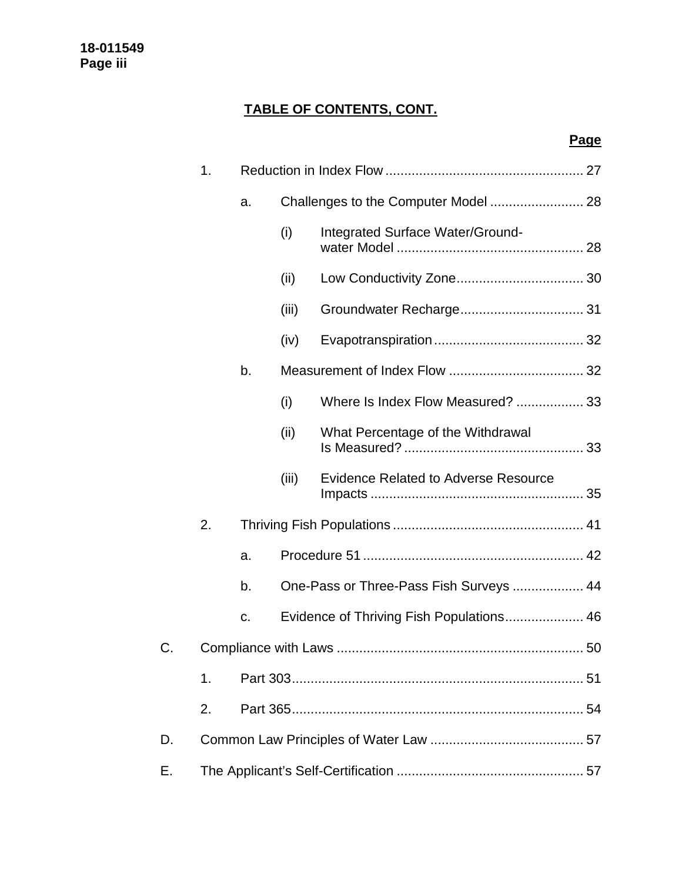## TABLE OF CONTENTS, CONT.

| | | | | | Page |
|---|---|---|---|---|---|
| | 1. | Reduction in Index Flow | | | 27 |
| | | a. | Challenges to the Computer Model | | 28 |
| | | | (i) | Integrated Surface Water/Groundwater Model | 28 |
| | | | (ii) | Low Conductivity Zone | 30 |
| | | | (iii) | Groundwater Recharge | 31 |
| | | | (iv) | Evapotranspiration | 32 |
| | | b. | Measurement of Index Flow | | 32 |
| | | | (i) | Where Is Index Flow Measured? | 33 |
| | | | (ii) | What Percentage of the Withdrawal Is Measured? | 33 |
| | | | (iii) | Evidence Related to Adverse Resource Impacts | 35 |
| | 2. | Thriving Fish Populations | | | 41 |
| | | a. | Procedure 51 | | 42 |
| | | b. | One-Pass or Three-Pass Fish Surveys | | 44 |
| | | c. | Evidence of Thriving Fish Populations | | 46 |
| C. | Compliance with Laws | | | | 50 |
| | 1. | Part 303 | | | 51 |
| | 2. | Part 365 | | | 54 |
| D. | Common Law Principles of Water Law | | | | 57 |
| E. | The Applicant's Self-Certification | | | | 57 |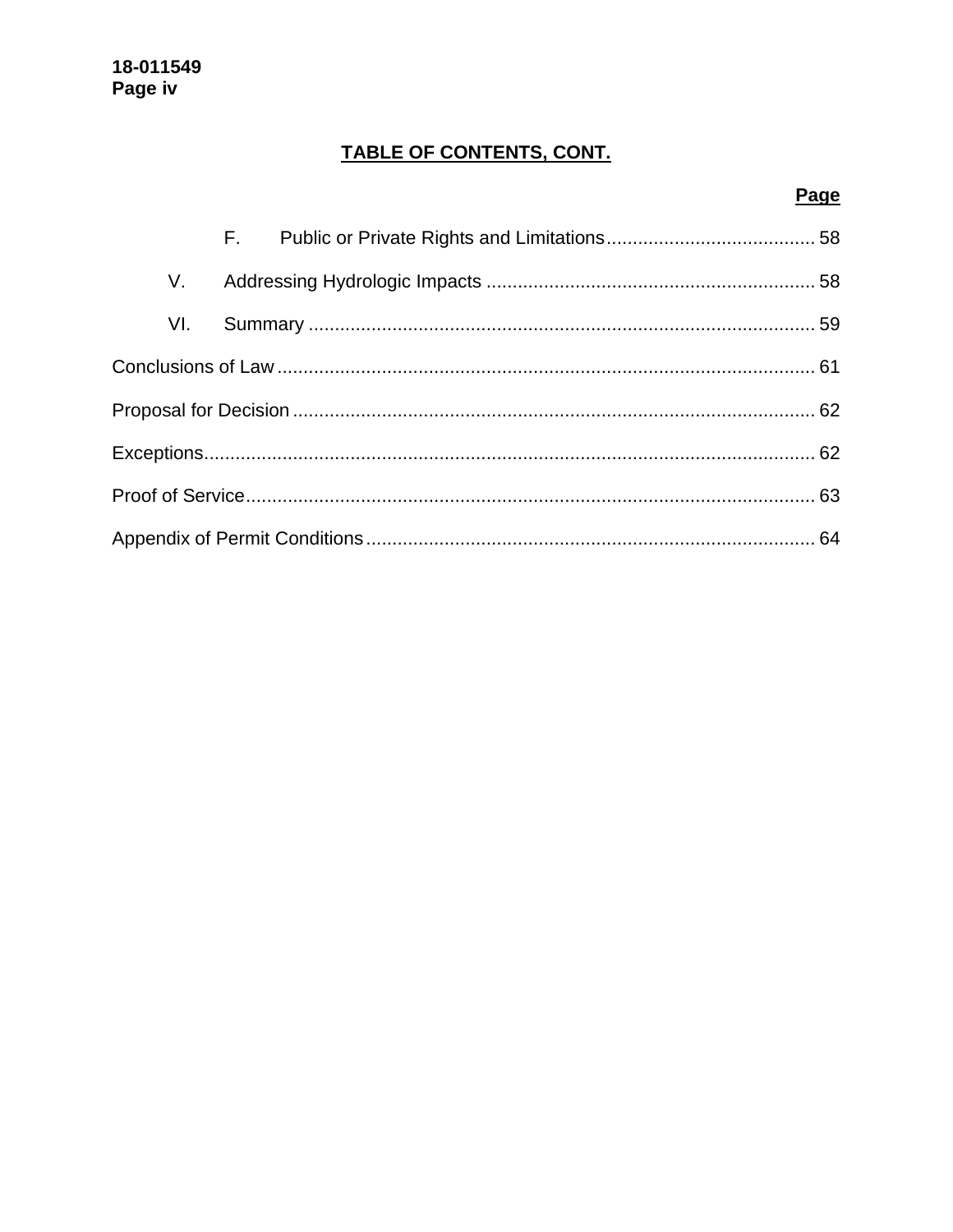## TABLE OF CONTENTS, CONT.

| | Page |
|---|---|
| F. Public or Private Rights and Limitations | 58 |
| V. Addressing Hydrologic Impacts | 58 |
| VI. Summary | 59 |
| Conclusions of Law | 61 |
| Proposal for Decision | 62 |
| Exceptions | 62 |
| Proof of Service | 63 |
| Appendix of Permit Conditions | 64 |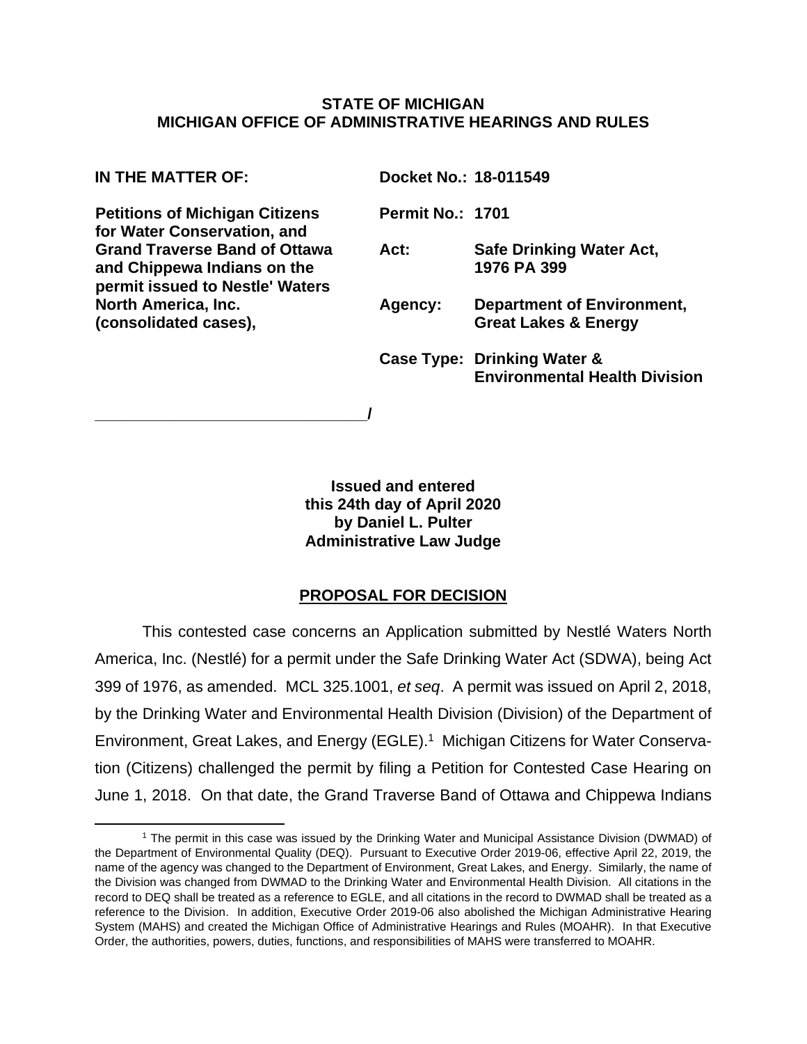**STATE OF MICHIGAN**
**MICHIGAN OFFICE OF ADMINISTRATIVE HEARINGS AND RULES**

| | | |
|---|---|---|
| **IN THE MATTER OF:** | **Docket No.:** | **18-011549** |
| **Petitions of Michigan Citizens for Water Conservation, and Grand Traverse Band of Ottawa and Chippewa Indians on the permit issued to Nestle' Waters North America, Inc. (consolidated cases),** | **Permit No.:** | **1701** |
| | **Act:** | **Safe Drinking Water Act, 1976 PA 399** |
| | **Agency:** | **Department of Environment, Great Lakes & Energy** |
| | **Case Type:** | **Drinking Water & Environmental Health Division** |

**______________________________/**

**Issued and entered**
**this 24th day of April 2020**
**by Daniel L. Pulter**
**Administrative Law Judge**

## PROPOSAL FOR DECISION

This contested case concerns an Application submitted by Nestlé Waters North America, Inc. (Nestlé) for a permit under the Safe Drinking Water Act (SDWA), being Act 399 of 1976, as amended. MCL 325.1001, *et seq*. A permit was issued on April 2, 2018, by the Drinking Water and Environmental Health Division (Division) of the Department of Environment, Great Lakes, and Energy (EGLE).[1] Michigan Citizens for Water Conservation (Citizens) challenged the permit by filing a Petition for Contested Case Hearing on June 1, 2018. On that date, the Grand Traverse Band of Ottawa and Chippewa Indians

[1] The permit in this case was issued by the Drinking Water and Municipal Assistance Division (DWMAD) of the Department of Environmental Quality (DEQ). Pursuant to Executive Order 2019-06, effective April 22, 2019, the name of the agency was changed to the Department of Environment, Great Lakes, and Energy. Similarly, the name of the Division was changed from DWMAD to the Drinking Water and Environmental Health Division. All citations in the record to DEQ shall be treated as a reference to EGLE, and all citations in the record to DWMAD shall be treated as a reference to the Division. In addition, Executive Order 2019-06 also abolished the Michigan Administrative Hearing System (MAHS) and created the Michigan Office of Administrative Hearings and Rules (MOAHR). In that Executive Order, the authorities, powers, duties, functions, and responsibilities of MAHS were transferred to MOAHR.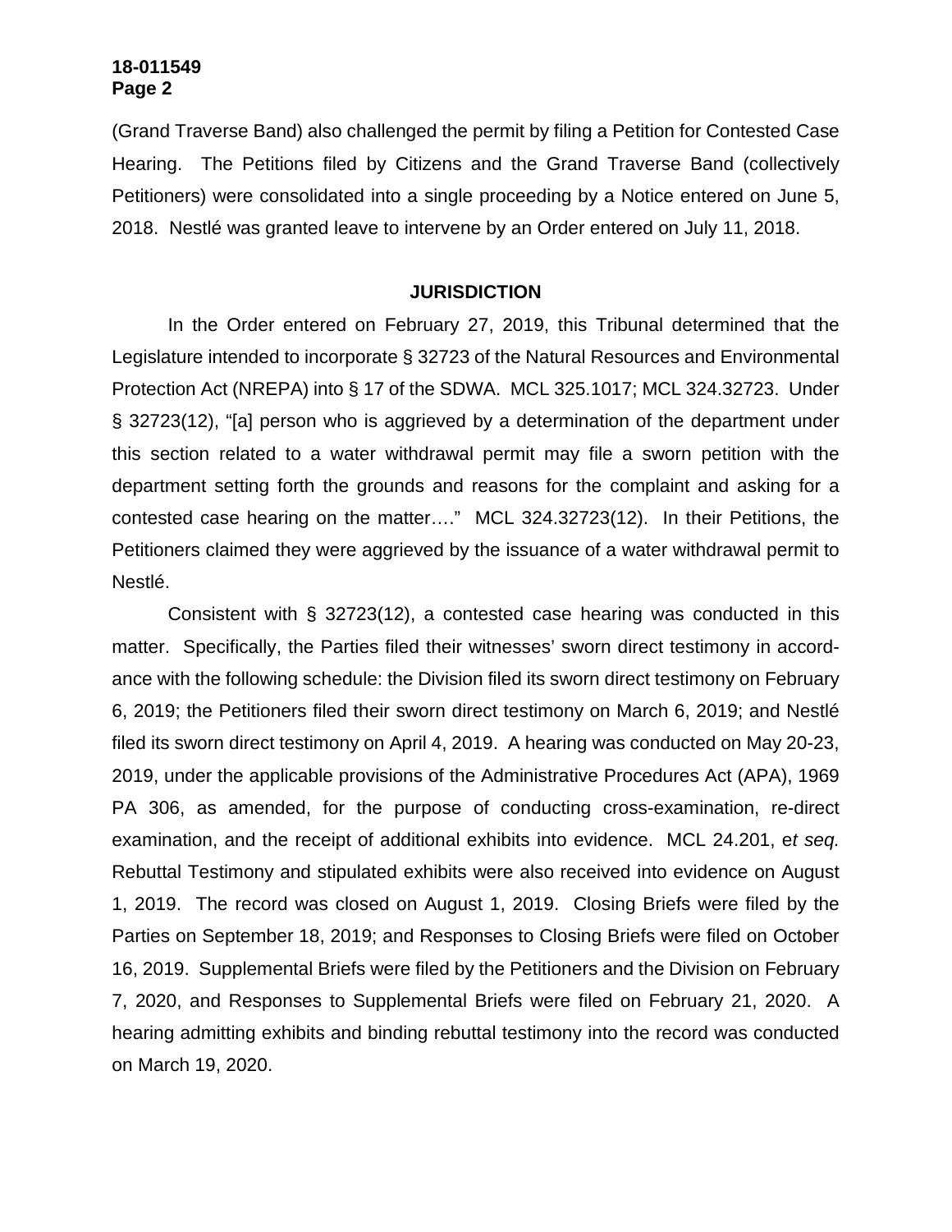(Grand Traverse Band) also challenged the permit by filing a Petition for Contested Case Hearing. The Petitions filed by Citizens and the Grand Traverse Band (collectively Petitioners) were consolidated into a single proceeding by a Notice entered on June 5, 2018. Nestlé was granted leave to intervene by an Order entered on July 11, 2018.

## JURISDICTION

In the Order entered on February 27, 2019, this Tribunal determined that the Legislature intended to incorporate § 32723 of the Natural Resources and Environmental Protection Act (NREPA) into § 17 of the SDWA. MCL 325.1017; MCL 324.32723. Under § 32723(12), "[a] person who is aggrieved by a determination of the department under this section related to a water withdrawal permit may file a sworn petition with the department setting forth the grounds and reasons for the complaint and asking for a contested case hearing on the matter…." MCL 324.32723(12). In their Petitions, the Petitioners claimed they were aggrieved by the issuance of a water withdrawal permit to Nestlé.

Consistent with § 32723(12), a contested case hearing was conducted in this matter. Specifically, the Parties filed their witnesses' sworn direct testimony in accordance with the following schedule: the Division filed its sworn direct testimony on February 6, 2019; the Petitioners filed their sworn direct testimony on March 6, 2019; and Nestlé filed its sworn direct testimony on April 4, 2019. A hearing was conducted on May 20-23, 2019, under the applicable provisions of the Administrative Procedures Act (APA), 1969 PA 306, as amended, for the purpose of conducting cross-examination, re-direct examination, and the receipt of additional exhibits into evidence. MCL 24.201, e*t seq.* Rebuttal Testimony and stipulated exhibits were also received into evidence on August 1, 2019. The record was closed on August 1, 2019. Closing Briefs were filed by the Parties on September 18, 2019; and Responses to Closing Briefs were filed on October 16, 2019. Supplemental Briefs were filed by the Petitioners and the Division on February 7, 2020, and Responses to Supplemental Briefs were filed on February 21, 2020. A hearing admitting exhibits and binding rebuttal testimony into the record was conducted on March 19, 2020.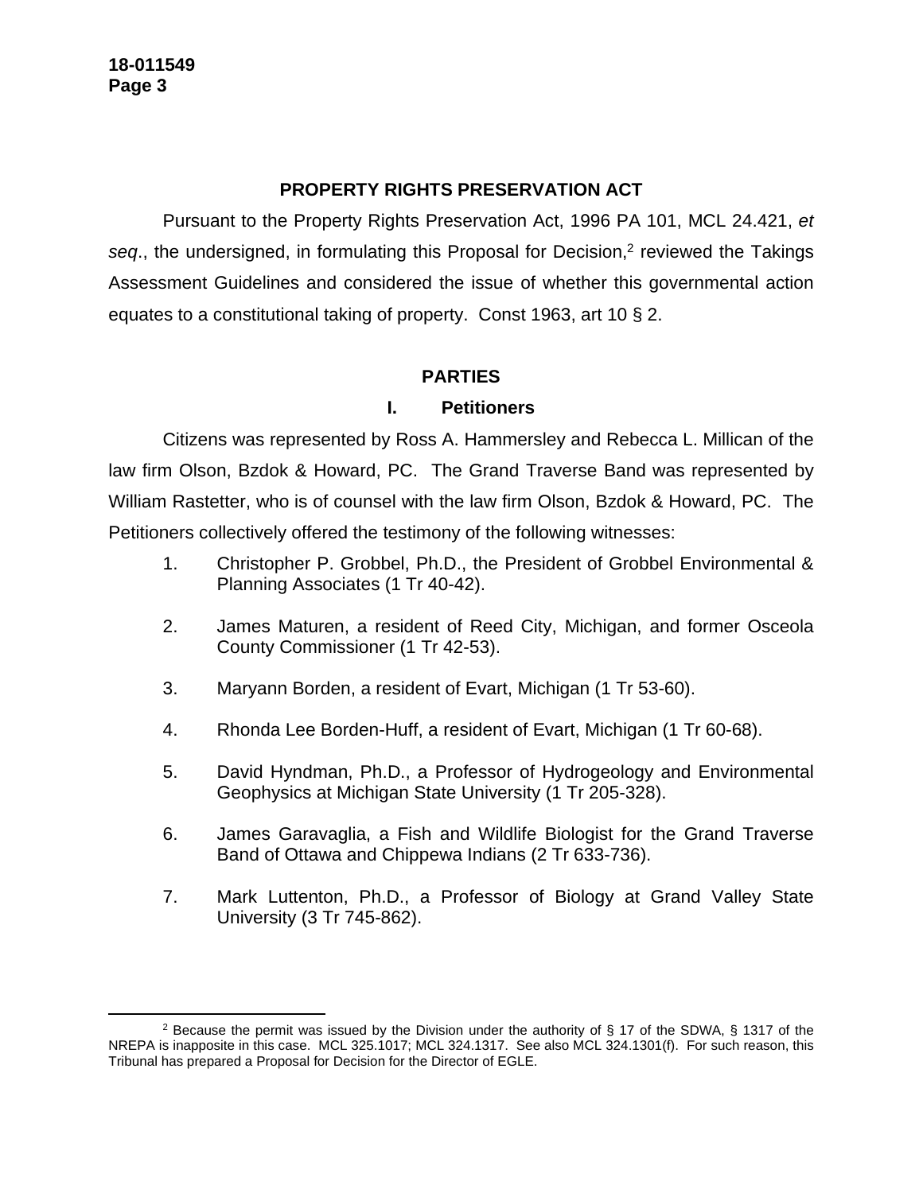## PROPERTY RIGHTS PRESERVATION ACT

Pursuant to the Property Rights Preservation Act, 1996 PA 101, MCL 24.421, *et seq*., the undersigned, in formulating this Proposal for Decision,[2] reviewed the Takings Assessment Guidelines and considered the issue of whether this governmental action equates to a constitutional taking of property. Const 1963, art 10 § 2.

## PARTIES

### I. Petitioners

Citizens was represented by Ross A. Hammersley and Rebecca L. Millican of the law firm Olson, Bzdok & Howard, PC. The Grand Traverse Band was represented by William Rastetter, who is of counsel with the law firm Olson, Bzdok & Howard, PC. The Petitioners collectively offered the testimony of the following witnesses:

1. Christopher P. Grobbel, Ph.D., the President of Grobbel Environmental & Planning Associates (1 Tr 40-42).
2. James Maturen, a resident of Reed City, Michigan, and former Osceola County Commissioner (1 Tr 42-53).
3. Maryann Borden, a resident of Evart, Michigan (1 Tr 53-60).
4. Rhonda Lee Borden-Huff, a resident of Evart, Michigan (1 Tr 60-68).
5. David Hyndman, Ph.D., a Professor of Hydrogeology and Environmental Geophysics at Michigan State University (1 Tr 205-328).
6. James Garavaglia, a Fish and Wildlife Biologist for the Grand Traverse Band of Ottawa and Chippewa Indians (2 Tr 633-736).
7. Mark Luttenton, Ph.D., a Professor of Biology at Grand Valley State University (3 Tr 745-862).

[2] Because the permit was issued by the Division under the authority of § 17 of the SDWA, § 1317 of the NREPA is inapposite in this case. MCL 325.1017; MCL 324.1317. See also MCL 324.1301(f). For such reason, this Tribunal has prepared a Proposal for Decision for the Director of EGLE.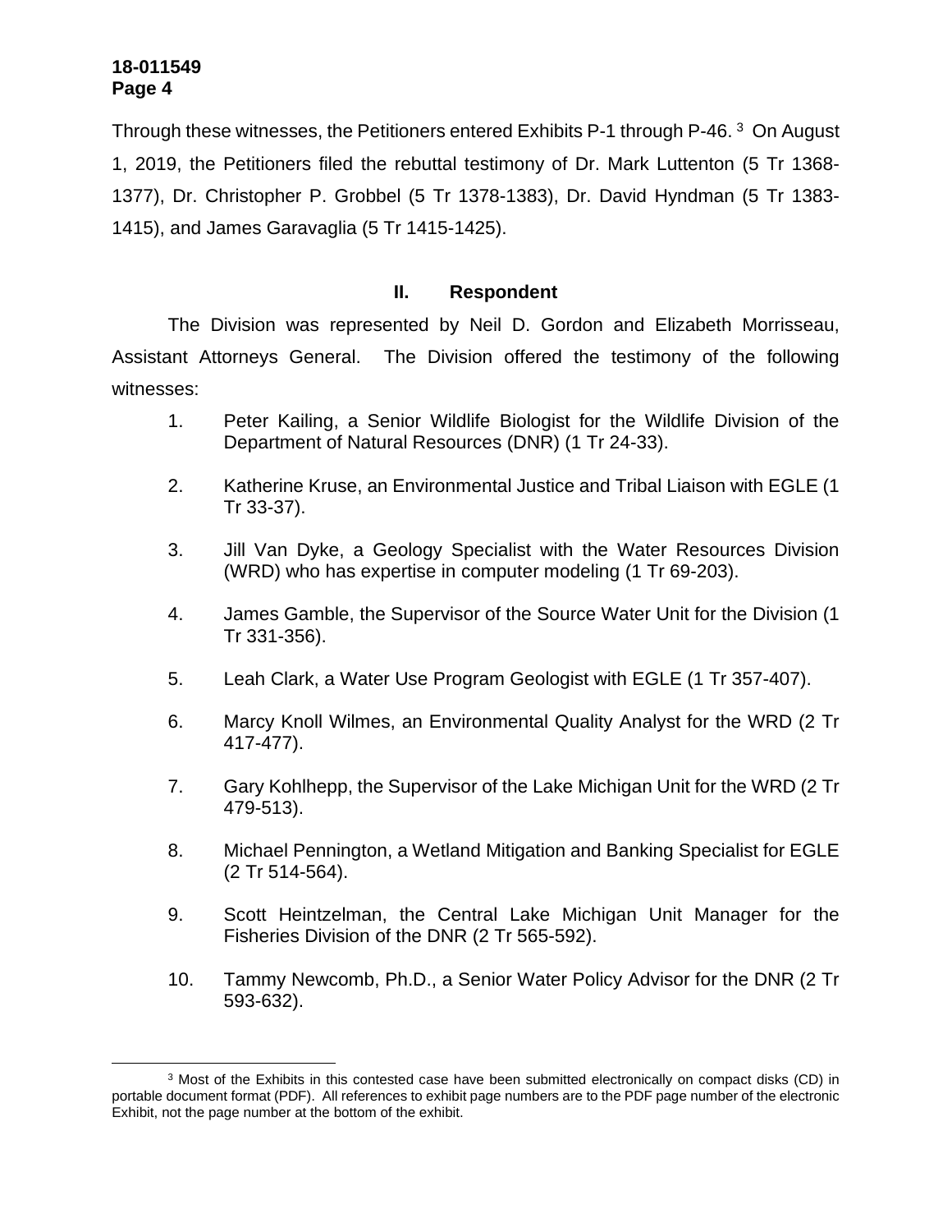Through these witnesses, the Petitioners entered Exhibits P-1 through P-46.[3] On August 1, 2019, the Petitioners filed the rebuttal testimony of Dr. Mark Luttenton (5 Tr 1368-1377), Dr. Christopher P. Grobbel (5 Tr 1378-1383), Dr. David Hyndman (5 Tr 1383-1415), and James Garavaglia (5 Tr 1415-1425).

## II. Respondent

The Division was represented by Neil D. Gordon and Elizabeth Morrisseau, Assistant Attorneys General. The Division offered the testimony of the following witnesses:

1. Peter Kailing, a Senior Wildlife Biologist for the Wildlife Division of the Department of Natural Resources (DNR) (1 Tr 24-33).

2. Katherine Kruse, an Environmental Justice and Tribal Liaison with EGLE (1 Tr 33-37).

3. Jill Van Dyke, a Geology Specialist with the Water Resources Division (WRD) who has expertise in computer modeling (1 Tr 69-203).

4. James Gamble, the Supervisor of the Source Water Unit for the Division (1 Tr 331-356).

5. Leah Clark, a Water Use Program Geologist with EGLE (1 Tr 357-407).

6. Marcy Knoll Wilmes, an Environmental Quality Analyst for the WRD (2 Tr 417-477).

7. Gary Kohlhepp, the Supervisor of the Lake Michigan Unit for the WRD (2 Tr 479-513).

8. Michael Pennington, a Wetland Mitigation and Banking Specialist for EGLE (2 Tr 514-564).

9. Scott Heintzelman, the Central Lake Michigan Unit Manager for the Fisheries Division of the DNR (2 Tr 565-592).

10. Tammy Newcomb, Ph.D., a Senior Water Policy Advisor for the DNR (2 Tr 593-632).

[3] Most of the Exhibits in this contested case have been submitted electronically on compact disks (CD) in portable document format (PDF). All references to exhibit page numbers are to the PDF page number of the electronic Exhibit, not the page number at the bottom of the exhibit.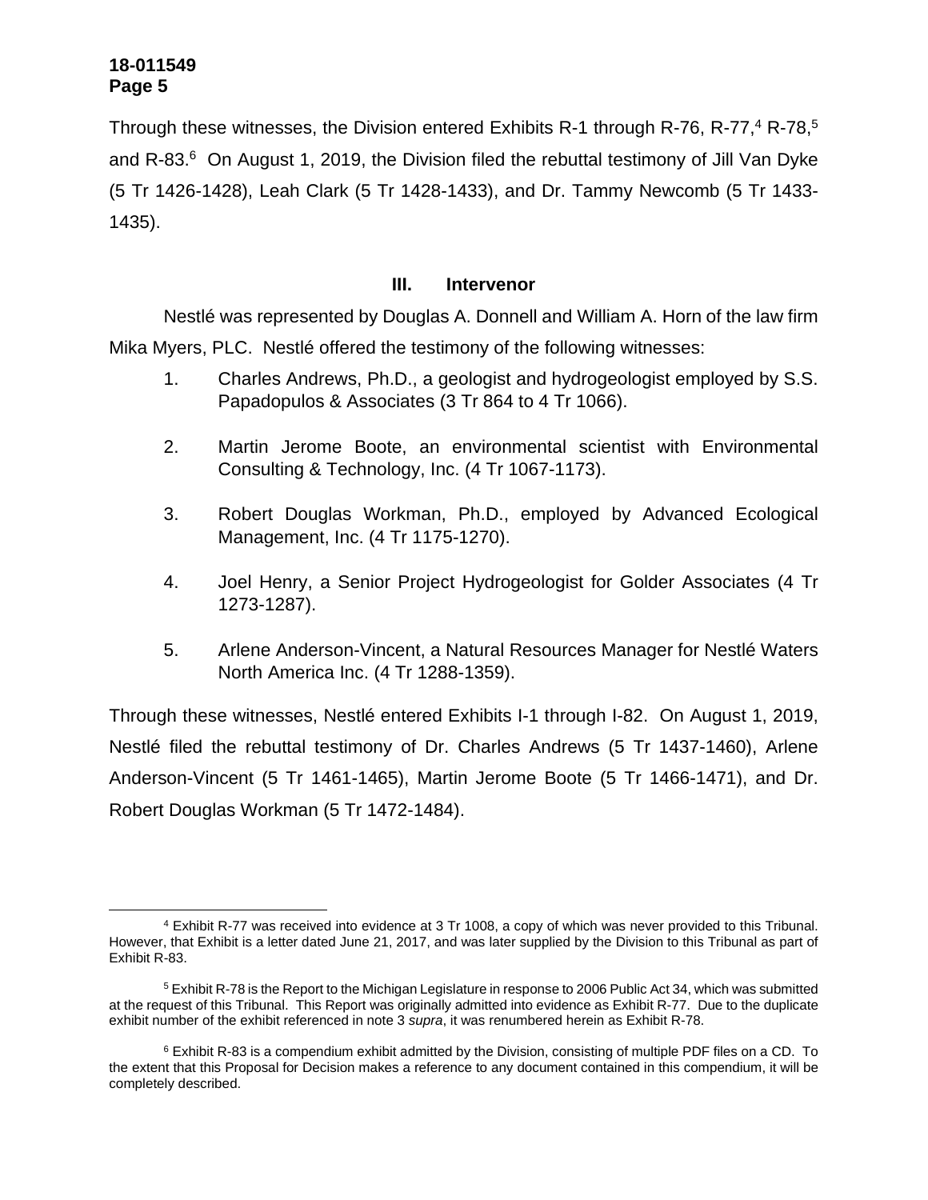Through these witnesses, the Division entered Exhibits R-1 through R-76, R-77,[4] R-78,[5] and R-83.[6] On August 1, 2019, the Division filed the rebuttal testimony of Jill Van Dyke (5 Tr 1426-1428), Leah Clark (5 Tr 1428-1433), and Dr. Tammy Newcomb (5 Tr 1433-1435).

### III. Intervenor

Nestlé was represented by Douglas A. Donnell and William A. Horn of the law firm Mika Myers, PLC. Nestlé offered the testimony of the following witnesses:

1. Charles Andrews, Ph.D., a geologist and hydrogeologist employed by S.S. Papadopulos & Associates (3 Tr 864 to 4 Tr 1066).

2. Martin Jerome Boote, an environmental scientist with Environmental Consulting & Technology, Inc. (4 Tr 1067-1173).

3. Robert Douglas Workman, Ph.D., employed by Advanced Ecological Management, Inc. (4 Tr 1175-1270).

4. Joel Henry, a Senior Project Hydrogeologist for Golder Associates (4 Tr 1273-1287).

5. Arlene Anderson-Vincent, a Natural Resources Manager for Nestlé Waters North America Inc. (4 Tr 1288-1359).

Through these witnesses, Nestlé entered Exhibits I-1 through I-82. On August 1, 2019, Nestlé filed the rebuttal testimony of Dr. Charles Andrews (5 Tr 1437-1460), Arlene Anderson-Vincent (5 Tr 1461-1465), Martin Jerome Boote (5 Tr 1466-1471), and Dr. Robert Douglas Workman (5 Tr 1472-1484).

---

[4] Exhibit R-77 was received into evidence at 3 Tr 1008, a copy of which was never provided to this Tribunal. However, that Exhibit is a letter dated June 21, 2017, and was later supplied by the Division to this Tribunal as part of Exhibit R-83.

[5] Exhibit R-78 is the Report to the Michigan Legislature in response to 2006 Public Act 34, which was submitted at the request of this Tribunal. This Report was originally admitted into evidence as Exhibit R-77. Due to the duplicate exhibit number of the exhibit referenced in note 3 *supra*, it was renumbered herein as Exhibit R-78.

[6] Exhibit R-83 is a compendium exhibit admitted by the Division, consisting of multiple PDF files on a CD. To the extent that this Proposal for Decision makes a reference to any document contained in this compendium, it will be completely described.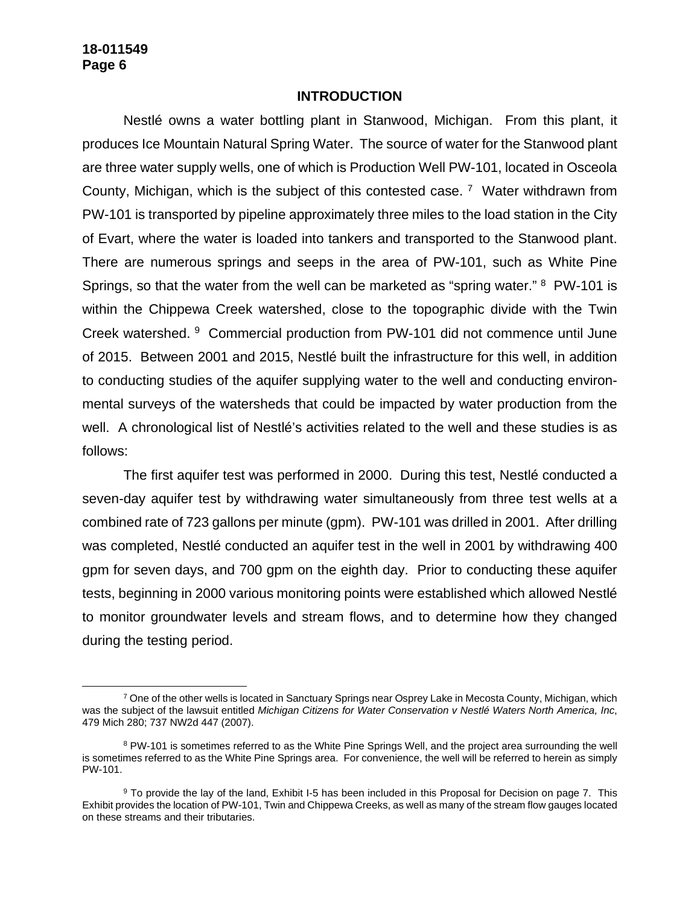## INTRODUCTION

Nestlé owns a water bottling plant in Stanwood, Michigan. From this plant, it produces Ice Mountain Natural Spring Water. The source of water for the Stanwood plant are three water supply wells, one of which is Production Well PW-101, located in Osceola County, Michigan, which is the subject of this contested case. [7] Water withdrawn from PW-101 is transported by pipeline approximately three miles to the load station in the City of Evart, where the water is loaded into tankers and transported to the Stanwood plant. There are numerous springs and seeps in the area of PW-101, such as White Pine Springs, so that the water from the well can be marketed as "spring water." [8] PW-101 is within the Chippewa Creek watershed, close to the topographic divide with the Twin Creek watershed. [9] Commercial production from PW-101 did not commence until June of 2015. Between 2001 and 2015, Nestlé built the infrastructure for this well, in addition to conducting studies of the aquifer supplying water to the well and conducting environmental surveys of the watersheds that could be impacted by water production from the well. A chronological list of Nestlé's activities related to the well and these studies is as follows:

The first aquifer test was performed in 2000. During this test, Nestlé conducted a seven-day aquifer test by withdrawing water simultaneously from three test wells at a combined rate of 723 gallons per minute (gpm). PW-101 was drilled in 2001. After drilling was completed, Nestlé conducted an aquifer test in the well in 2001 by withdrawing 400 gpm for seven days, and 700 gpm on the eighth day. Prior to conducting these aquifer tests, beginning in 2000 various monitoring points were established which allowed Nestlé to monitor groundwater levels and stream flows, and to determine how they changed during the testing period.

---

[7] One of the other wells is located in Sanctuary Springs near Osprey Lake in Mecosta County, Michigan, which was the subject of the lawsuit entitled *Michigan Citizens for Water Conservation v Nestlé Waters North America, Inc*, 479 Mich 280; 737 NW2d 447 (2007).

[8] PW-101 is sometimes referred to as the White Pine Springs Well, and the project area surrounding the well is sometimes referred to as the White Pine Springs area. For convenience, the well will be referred to herein as simply PW-101.

[9] To provide the lay of the land, Exhibit I-5 has been included in this Proposal for Decision on page 7. This Exhibit provides the location of PW-101, Twin and Chippewa Creeks, as well as many of the stream flow gauges located on these streams and their tributaries.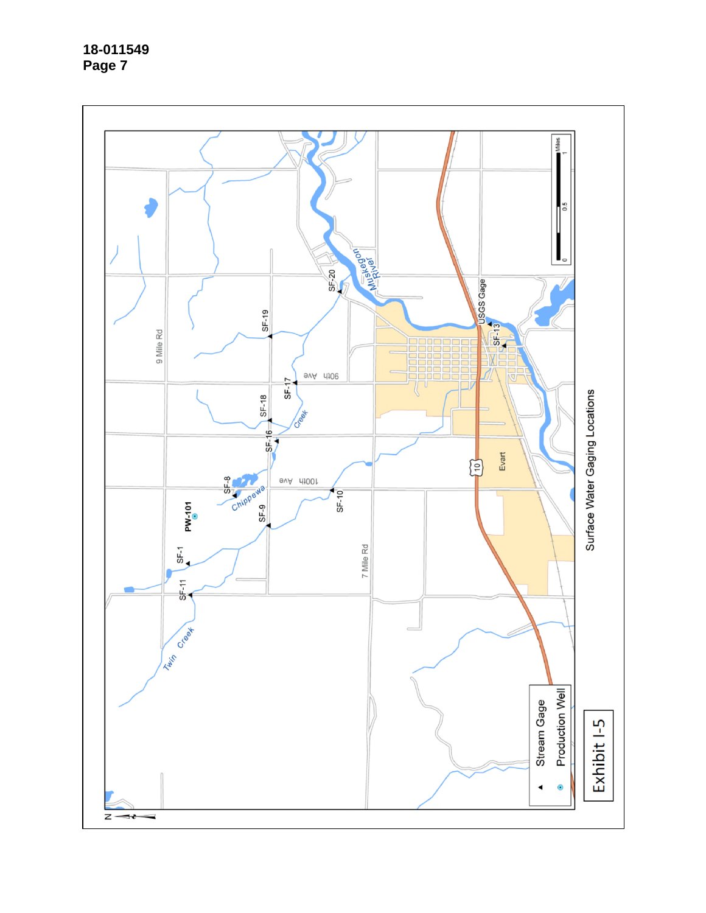18-011549
Page 7

Surface Water Gaging Locations

Exhibit I-5

- ▲ Stream Gage
- ⊙ Production Well

9 Mile Rd
7 Mile Rd
90th Ave
100th Ave
Evart
10
Muskegon River
USGS Gage
Twin Creek
Chippewa Creek
SF-1
SF-8
SF-9
SF-10
SF-11
SF-13
SF-16
SF-17
SF-18
SF-19
SF-20
PW-101

Miles
0 0.5 1

N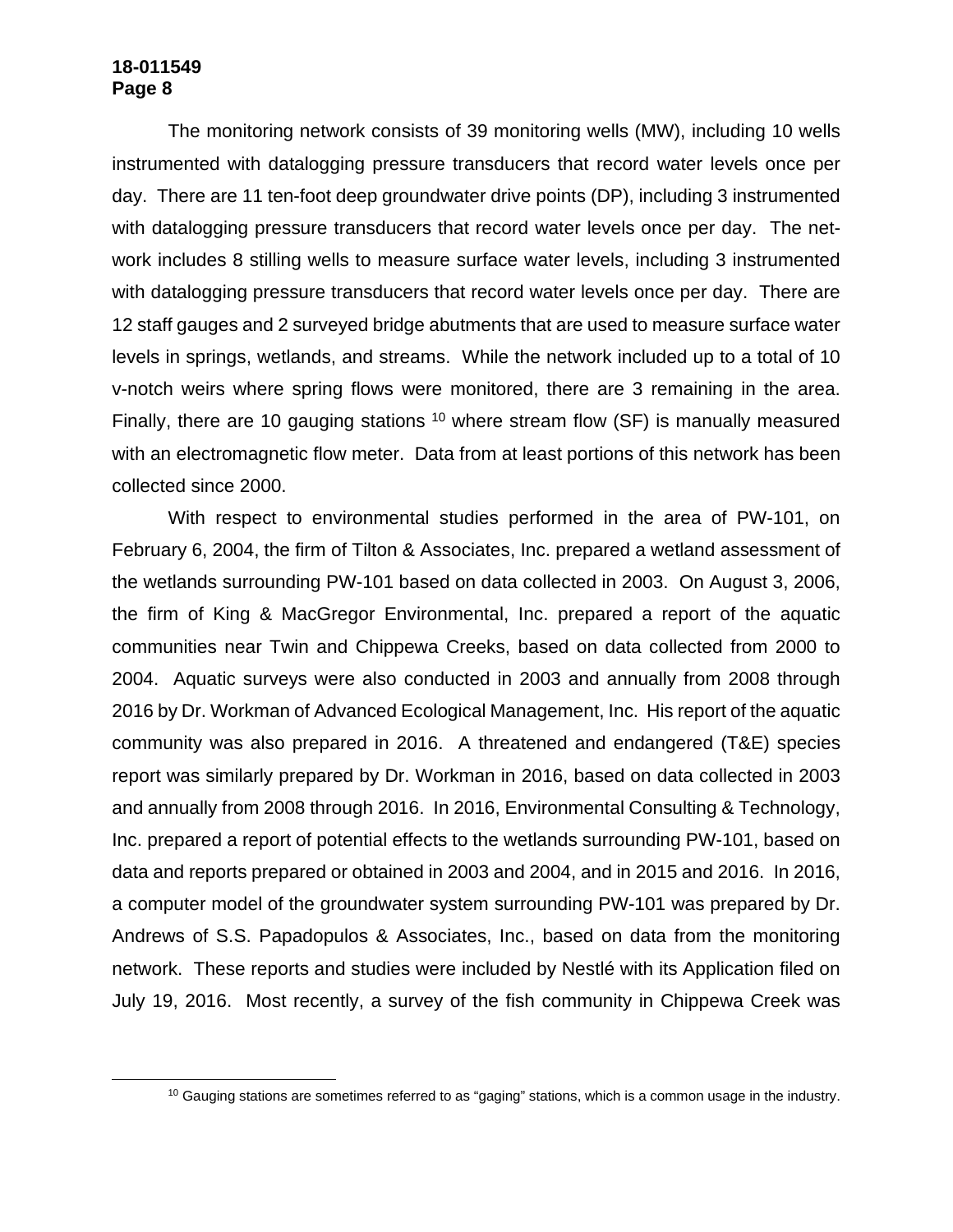The monitoring network consists of 39 monitoring wells (MW), including 10 wells instrumented with datalogging pressure transducers that record water levels once per day. There are 11 ten-foot deep groundwater drive points (DP), including 3 instrumented with datalogging pressure transducers that record water levels once per day. The network includes 8 stilling wells to measure surface water levels, including 3 instrumented with datalogging pressure transducers that record water levels once per day. There are 12 staff gauges and 2 surveyed bridge abutments that are used to measure surface water levels in springs, wetlands, and streams. While the network included up to a total of 10 v-notch weirs where spring flows were monitored, there are 3 remaining in the area. Finally, there are 10 gauging stations [10] where stream flow (SF) is manually measured with an electromagnetic flow meter. Data from at least portions of this network has been collected since 2000.

With respect to environmental studies performed in the area of PW-101, on February 6, 2004, the firm of Tilton & Associates, Inc. prepared a wetland assessment of the wetlands surrounding PW-101 based on data collected in 2003. On August 3, 2006, the firm of King & MacGregor Environmental, Inc. prepared a report of the aquatic communities near Twin and Chippewa Creeks, based on data collected from 2000 to 2004. Aquatic surveys were also conducted in 2003 and annually from 2008 through 2016 by Dr. Workman of Advanced Ecological Management, Inc. His report of the aquatic community was also prepared in 2016. A threatened and endangered (T&E) species report was similarly prepared by Dr. Workman in 2016, based on data collected in 2003 and annually from 2008 through 2016. In 2016, Environmental Consulting & Technology, Inc. prepared a report of potential effects to the wetlands surrounding PW-101, based on data and reports prepared or obtained in 2003 and 2004, and in 2015 and 2016. In 2016, a computer model of the groundwater system surrounding PW-101 was prepared by Dr. Andrews of S.S. Papadopulos & Associates, Inc., based on data from the monitoring network. These reports and studies were included by Nestlé with its Application filed on July 19, 2016. Most recently, a survey of the fish community in Chippewa Creek was

[10] Gauging stations are sometimes referred to as "gaging" stations, which is a common usage in the industry.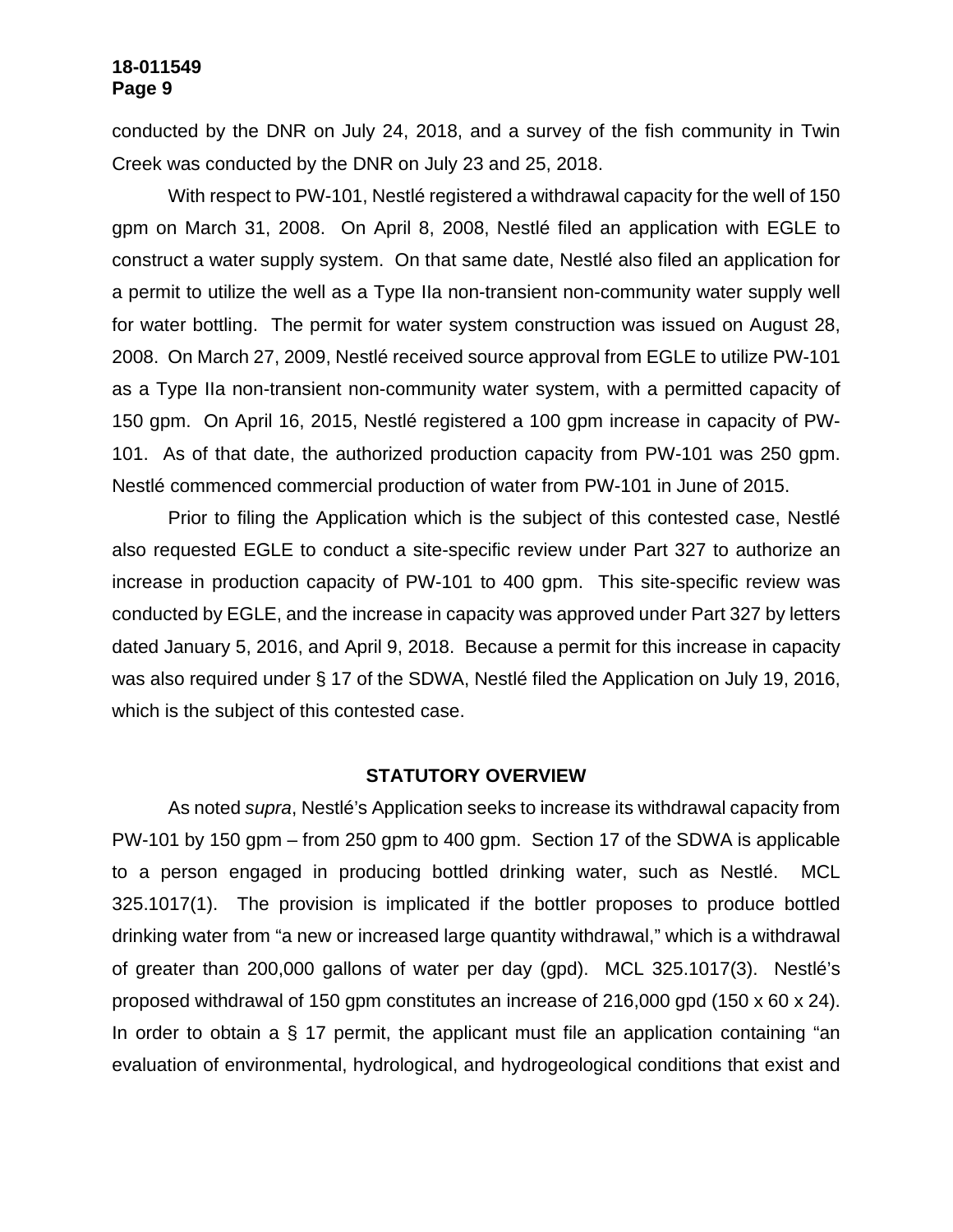conducted by the DNR on July 24, 2018, and a survey of the fish community in Twin Creek was conducted by the DNR on July 23 and 25, 2018.

With respect to PW-101, Nestlé registered a withdrawal capacity for the well of 150 gpm on March 31, 2008. On April 8, 2008, Nestlé filed an application with EGLE to construct a water supply system. On that same date, Nestlé also filed an application for a permit to utilize the well as a Type IIa non-transient non-community water supply well for water bottling. The permit for water system construction was issued on August 28, 2008. On March 27, 2009, Nestlé received source approval from EGLE to utilize PW-101 as a Type IIa non-transient non-community water system, with a permitted capacity of 150 gpm. On April 16, 2015, Nestlé registered a 100 gpm increase in capacity of PW-101. As of that date, the authorized production capacity from PW-101 was 250 gpm. Nestlé commenced commercial production of water from PW-101 in June of 2015.

Prior to filing the Application which is the subject of this contested case, Nestlé also requested EGLE to conduct a site-specific review under Part 327 to authorize an increase in production capacity of PW-101 to 400 gpm. This site-specific review was conducted by EGLE, and the increase in capacity was approved under Part 327 by letters dated January 5, 2016, and April 9, 2018. Because a permit for this increase in capacity was also required under § 17 of the SDWA, Nestlé filed the Application on July 19, 2016, which is the subject of this contested case.

## STATUTORY OVERVIEW

As noted *supra*, Nestlé's Application seeks to increase its withdrawal capacity from PW-101 by 150 gpm – from 250 gpm to 400 gpm. Section 17 of the SDWA is applicable to a person engaged in producing bottled drinking water, such as Nestlé. MCL 325.1017(1). The provision is implicated if the bottler proposes to produce bottled drinking water from "a new or increased large quantity withdrawal," which is a withdrawal of greater than 200,000 gallons of water per day (gpd). MCL 325.1017(3). Nestlé's proposed withdrawal of 150 gpm constitutes an increase of 216,000 gpd (150 x 60 x 24). In order to obtain a § 17 permit, the applicant must file an application containing "an evaluation of environmental, hydrological, and hydrogeological conditions that exist and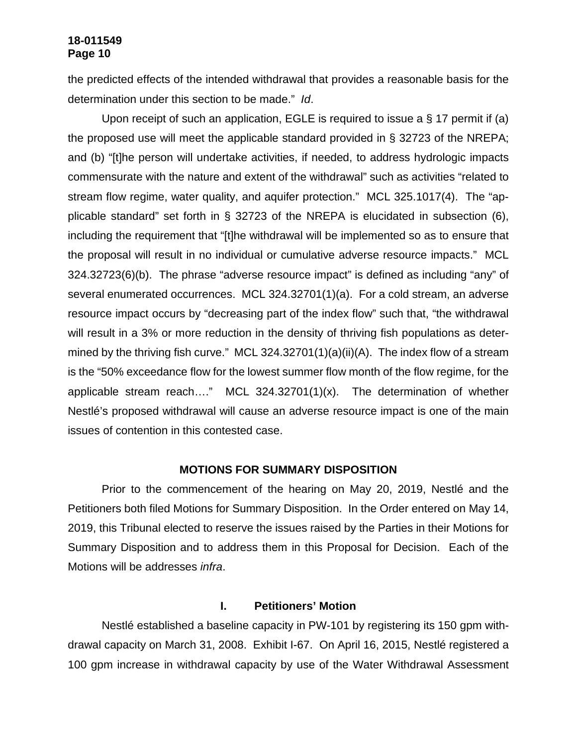the predicted effects of the intended withdrawal that provides a reasonable basis for the determination under this section to be made." *Id*.

Upon receipt of such an application, EGLE is required to issue a § 17 permit if (a) the proposed use will meet the applicable standard provided in § 32723 of the NREPA; and (b) "[t]he person will undertake activities, if needed, to address hydrologic impacts commensurate with the nature and extent of the withdrawal" such as activities "related to stream flow regime, water quality, and aquifer protection." MCL 325.1017(4). The "applicable standard" set forth in § 32723 of the NREPA is elucidated in subsection (6), including the requirement that "[t]he withdrawal will be implemented so as to ensure that the proposal will result in no individual or cumulative adverse resource impacts." MCL 324.32723(6)(b). The phrase "adverse resource impact" is defined as including "any" of several enumerated occurrences. MCL 324.32701(1)(a). For a cold stream, an adverse resource impact occurs by "decreasing part of the index flow" such that, "the withdrawal will result in a 3% or more reduction in the density of thriving fish populations as determined by the thriving fish curve." MCL 324.32701(1)(a)(ii)(A). The index flow of a stream is the "50% exceedance flow for the lowest summer flow month of the flow regime, for the applicable stream reach…." MCL 324.32701(1)(x). The determination of whether Nestlé's proposed withdrawal will cause an adverse resource impact is one of the main issues of contention in this contested case.

## MOTIONS FOR SUMMARY DISPOSITION

Prior to the commencement of the hearing on May 20, 2019, Nestlé and the Petitioners both filed Motions for Summary Disposition. In the Order entered on May 14, 2019, this Tribunal elected to reserve the issues raised by the Parties in their Motions for Summary Disposition and to address them in this Proposal for Decision. Each of the Motions will be addresses *infra*.

### I. Petitioners' Motion

Nestlé established a baseline capacity in PW-101 by registering its 150 gpm withdrawal capacity on March 31, 2008. Exhibit I-67. On April 16, 2015, Nestlé registered a 100 gpm increase in withdrawal capacity by use of the Water Withdrawal Assessment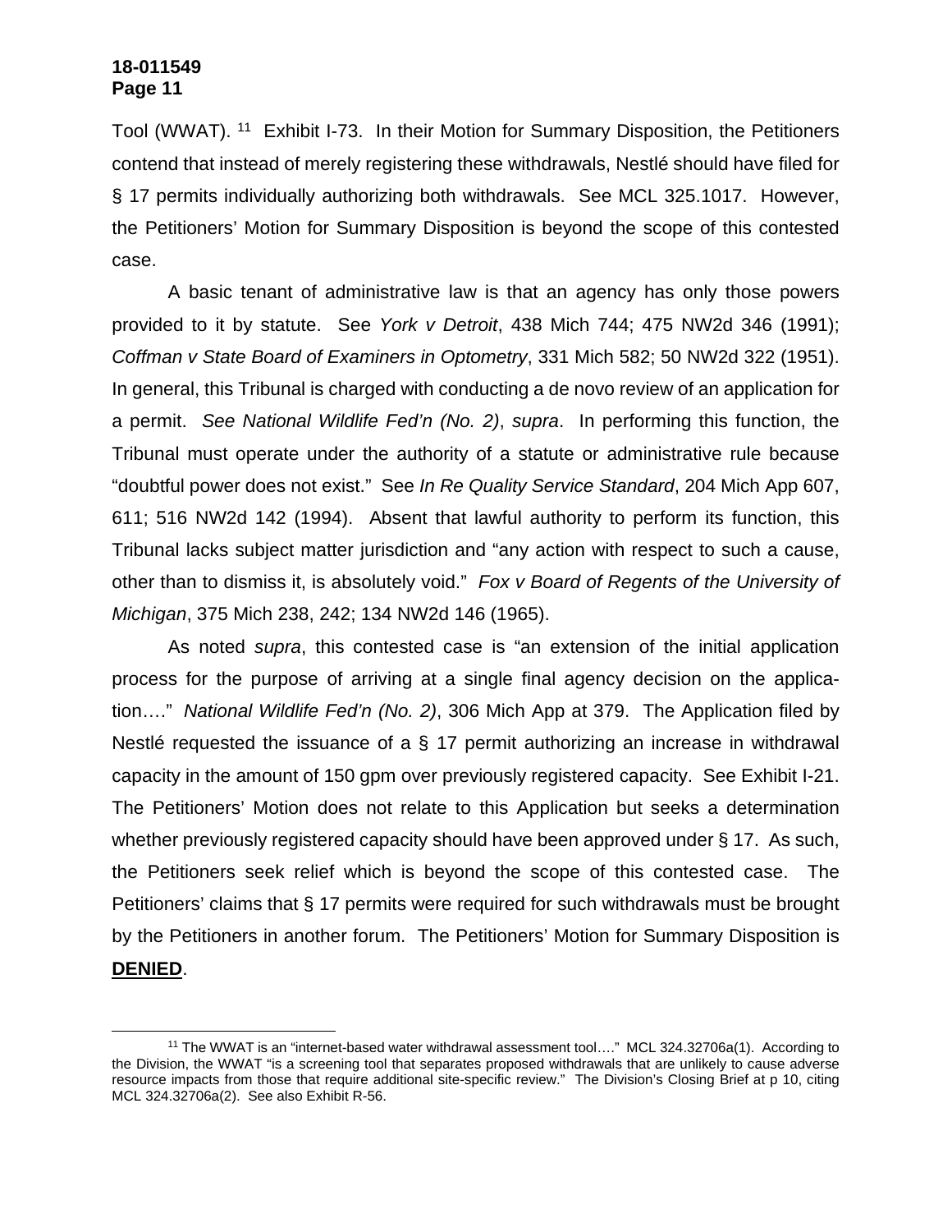Tool (WWAT). [11] Exhibit I-73. In their Motion for Summary Disposition, the Petitioners contend that instead of merely registering these withdrawals, Nestlé should have filed for § 17 permits individually authorizing both withdrawals. See MCL 325.1017. However, the Petitioners' Motion for Summary Disposition is beyond the scope of this contested case.

A basic tenant of administrative law is that an agency has only those powers provided to it by statute. See *York v Detroit*, 438 Mich 744; 475 NW2d 346 (1991); *Coffman v State Board of Examiners in Optometry*, 331 Mich 582; 50 NW2d 322 (1951). In general, this Tribunal is charged with conducting a de novo review of an application for a permit. *See National Wildlife Fed'n (No. 2)*, *supra*. In performing this function, the Tribunal must operate under the authority of a statute or administrative rule because "doubtful power does not exist." See *In Re Quality Service Standard*, 204 Mich App 607, 611; 516 NW2d 142 (1994). Absent that lawful authority to perform its function, this Tribunal lacks subject matter jurisdiction and "any action with respect to such a cause, other than to dismiss it, is absolutely void." *Fox v Board of Regents of the University of Michigan*, 375 Mich 238, 242; 134 NW2d 146 (1965).

As noted *supra*, this contested case is "an extension of the initial application process for the purpose of arriving at a single final agency decision on the application…." *National Wildlife Fed'n (No. 2)*, 306 Mich App at 379. The Application filed by Nestlé requested the issuance of a § 17 permit authorizing an increase in withdrawal capacity in the amount of 150 gpm over previously registered capacity. See Exhibit I-21. The Petitioners' Motion does not relate to this Application but seeks a determination whether previously registered capacity should have been approved under § 17. As such, the Petitioners seek relief which is beyond the scope of this contested case. The Petitioners' claims that § 17 permits were required for such withdrawals must be brought by the Petitioners in another forum. The Petitioners' Motion for Summary Disposition is **DENIED**.

---

[11] The WWAT is an "internet-based water withdrawal assessment tool…." MCL 324.32706a(1). According to the Division, the WWAT "is a screening tool that separates proposed withdrawals that are unlikely to cause adverse resource impacts from those that require additional site-specific review." The Division's Closing Brief at p 10, citing MCL 324.32706a(2). See also Exhibit R-56.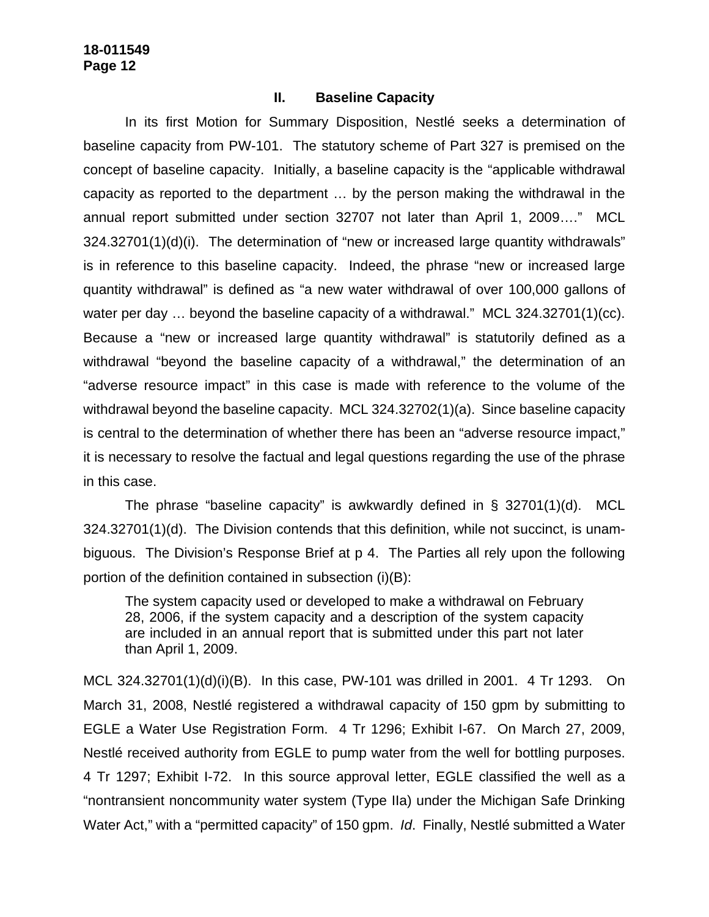## II. Baseline Capacity

In its first Motion for Summary Disposition, Nestlé seeks a determination of baseline capacity from PW-101. The statutory scheme of Part 327 is premised on the concept of baseline capacity. Initially, a baseline capacity is the "applicable withdrawal capacity as reported to the department … by the person making the withdrawal in the annual report submitted under section 32707 not later than April 1, 2009…." MCL 324.32701(1)(d)(i). The determination of "new or increased large quantity withdrawals" is in reference to this baseline capacity. Indeed, the phrase "new or increased large quantity withdrawal" is defined as "a new water withdrawal of over 100,000 gallons of water per day … beyond the baseline capacity of a withdrawal." MCL 324.32701(1)(cc). Because a "new or increased large quantity withdrawal" is statutorily defined as a withdrawal "beyond the baseline capacity of a withdrawal," the determination of an "adverse resource impact" in this case is made with reference to the volume of the withdrawal beyond the baseline capacity. MCL 324.32702(1)(a). Since baseline capacity is central to the determination of whether there has been an "adverse resource impact," it is necessary to resolve the factual and legal questions regarding the use of the phrase in this case.

The phrase "baseline capacity" is awkwardly defined in § 32701(1)(d). MCL 324.32701(1)(d). The Division contends that this definition, while not succinct, is unambiguous. The Division's Response Brief at p 4. The Parties all rely upon the following portion of the definition contained in subsection (i)(B):

> The system capacity used or developed to make a withdrawal on February 28, 2006, if the system capacity and a description of the system capacity are included in an annual report that is submitted under this part not later than April 1, 2009.

MCL 324.32701(1)(d)(i)(B). In this case, PW-101 was drilled in 2001. 4 Tr 1293. On March 31, 2008, Nestlé registered a withdrawal capacity of 150 gpm by submitting to EGLE a Water Use Registration Form. 4 Tr 1296; Exhibit I-67. On March 27, 2009, Nestlé received authority from EGLE to pump water from the well for bottling purposes. 4 Tr 1297; Exhibit I-72. In this source approval letter, EGLE classified the well as a "nontransient noncommunity water system (Type IIa) under the Michigan Safe Drinking Water Act," with a "permitted capacity" of 150 gpm. *Id*. Finally, Nestlé submitted a Water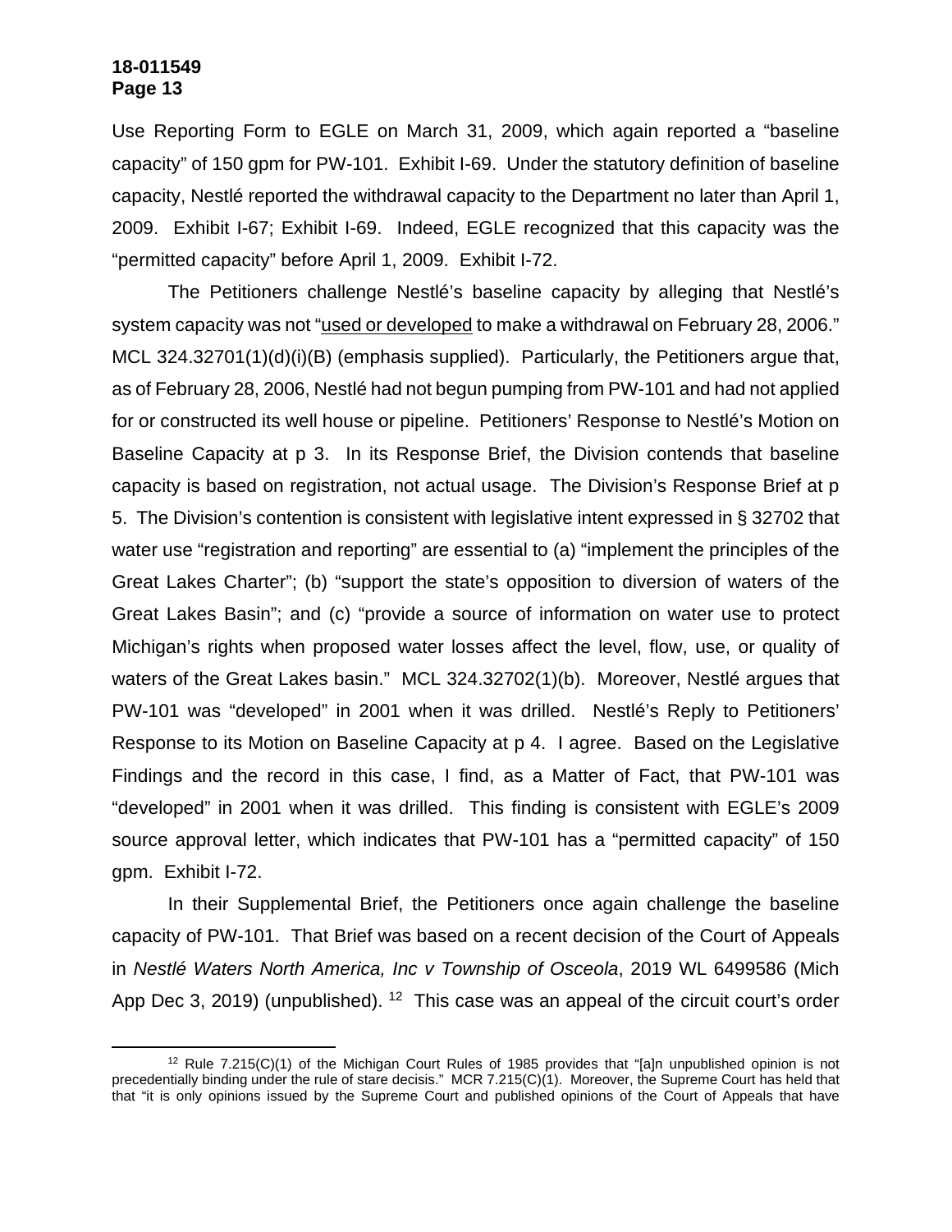Use Reporting Form to EGLE on March 31, 2009, which again reported a "baseline capacity" of 150 gpm for PW-101. Exhibit I-69. Under the statutory definition of baseline capacity, Nestlé reported the withdrawal capacity to the Department no later than April 1, 2009. Exhibit I-67; Exhibit I-69. Indeed, EGLE recognized that this capacity was the "permitted capacity" before April 1, 2009. Exhibit I-72.

The Petitioners challenge Nestlé's baseline capacity by alleging that Nestlé's system capacity was not "<u>used or developed</u> to make a withdrawal on February 28, 2006." MCL 324.32701(1)(d)(i)(B) (emphasis supplied). Particularly, the Petitioners argue that, as of February 28, 2006, Nestlé had not begun pumping from PW-101 and had not applied for or constructed its well house or pipeline. Petitioners' Response to Nestlé's Motion on Baseline Capacity at p 3. In its Response Brief, the Division contends that baseline capacity is based on registration, not actual usage. The Division's Response Brief at p 5. The Division's contention is consistent with legislative intent expressed in § 32702 that water use "registration and reporting" are essential to (a) "implement the principles of the Great Lakes Charter"; (b) "support the state's opposition to diversion of waters of the Great Lakes Basin"; and (c) "provide a source of information on water use to protect Michigan's rights when proposed water losses affect the level, flow, use, or quality of waters of the Great Lakes basin." MCL 324.32702(1)(b). Moreover, Nestlé argues that PW-101 was "developed" in 2001 when it was drilled. Nestlé's Reply to Petitioners' Response to its Motion on Baseline Capacity at p 4. I agree. Based on the Legislative Findings and the record in this case, I find, as a Matter of Fact, that PW-101 was "developed" in 2001 when it was drilled. This finding is consistent with EGLE's 2009 source approval letter, which indicates that PW-101 has a "permitted capacity" of 150 gpm. Exhibit I-72.

In their Supplemental Brief, the Petitioners once again challenge the baseline capacity of PW-101. That Brief was based on a recent decision of the Court of Appeals in *Nestlé Waters North America, Inc v Township of Osceola*, 2019 WL 6499586 (Mich App Dec 3, 2019) (unpublished). [12] This case was an appeal of the circuit court's order

---

[12] Rule 7.215(C)(1) of the Michigan Court Rules of 1985 provides that "[a]n unpublished opinion is not precedentially binding under the rule of stare decisis." MCR 7.215(C)(1). Moreover, the Supreme Court has held that that "it is only opinions issued by the Supreme Court and published opinions of the Court of Appeals that have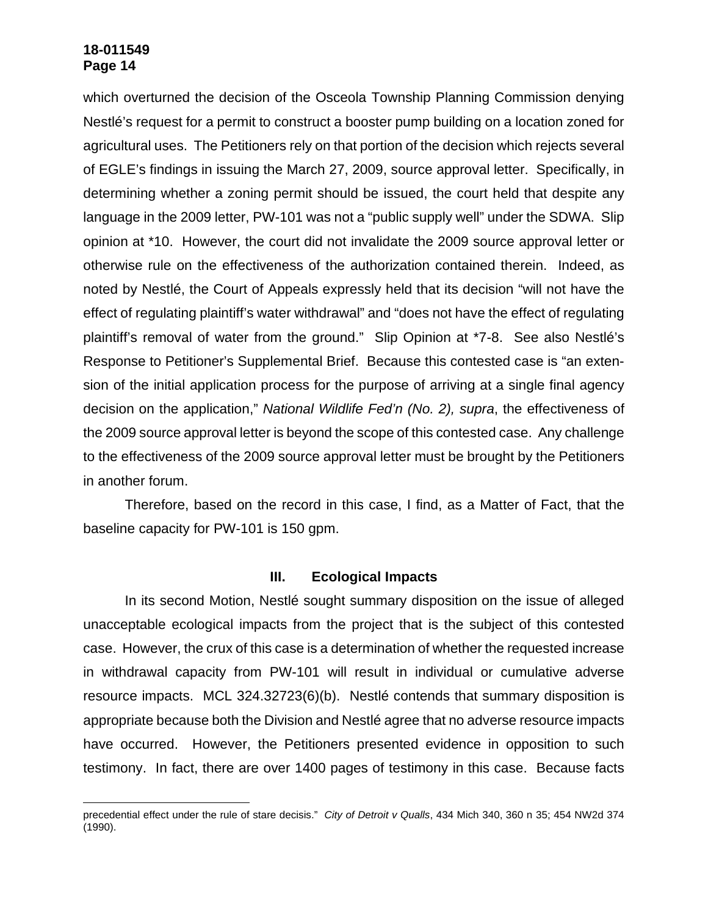which overturned the decision of the Osceola Township Planning Commission denying Nestlé's request for a permit to construct a booster pump building on a location zoned for agricultural uses. The Petitioners rely on that portion of the decision which rejects several of EGLE's findings in issuing the March 27, 2009, source approval letter. Specifically, in determining whether a zoning permit should be issued, the court held that despite any language in the 2009 letter, PW-101 was not a "public supply well" under the SDWA. Slip opinion at *10. However, the court did not invalidate the 2009 source approval letter or otherwise rule on the effectiveness of the authorization contained therein. Indeed, as noted by Nestlé, the Court of Appeals expressly held that its decision "will not have the effect of regulating plaintiff's water withdrawal" and "does not have the effect of regulating plaintiff's removal of water from the ground." Slip Opinion at *7-8. See also Nestlé's Response to Petitioner's Supplemental Brief. Because this contested case is "an extension of the initial application process for the purpose of arriving at a single final agency decision on the application," *National Wildlife Fed'n (No. 2), supra*, the effectiveness of the 2009 source approval letter is beyond the scope of this contested case. Any challenge to the effectiveness of the 2009 source approval letter must be brought by the Petitioners in another forum.

Therefore, based on the record in this case, I find, as a Matter of Fact, that the baseline capacity for PW-101 is 150 gpm.

## III. Ecological Impacts

In its second Motion, Nestlé sought summary disposition on the issue of alleged unacceptable ecological impacts from the project that is the subject of this contested case. However, the crux of this case is a determination of whether the requested increase in withdrawal capacity from PW-101 will result in individual or cumulative adverse resource impacts. MCL 324.32723(6)(b). Nestlé contends that summary disposition is appropriate because both the Division and Nestlé agree that no adverse resource impacts have occurred. However, the Petitioners presented evidence in opposition to such testimony. In fact, there are over 1400 pages of testimony in this case. Because facts

---

precedential effect under the rule of stare decisis." *City of Detroit v Qualls*, 434 Mich 340, 360 n 35; 454 NW2d 374 (1990).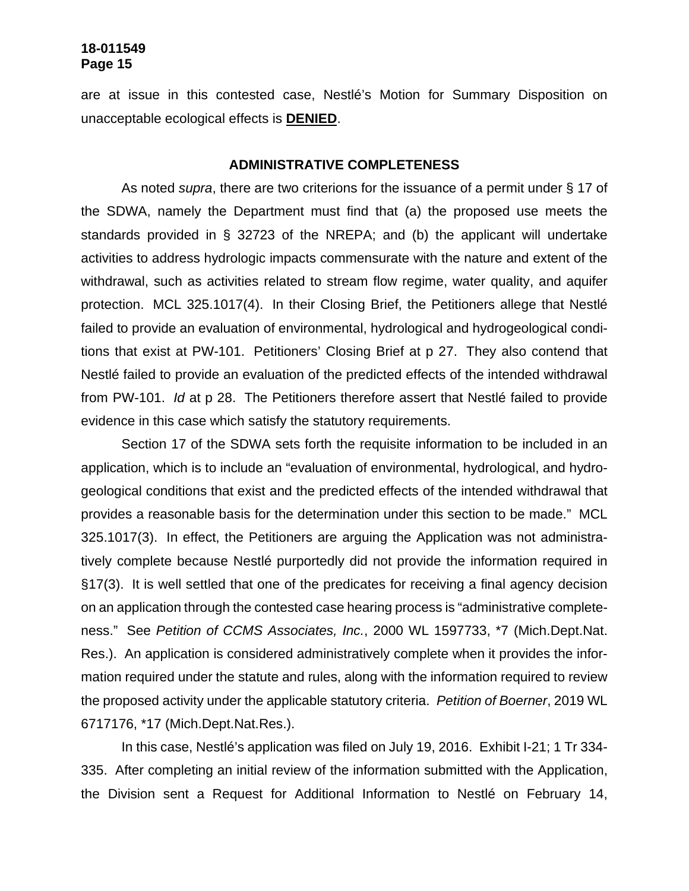are at issue in this contested case, Nestlé's Motion for Summary Disposition on unacceptable ecological effects is **DENIED**.

## ADMINISTRATIVE COMPLETENESS

As noted *supra*, there are two criterions for the issuance of a permit under § 17 of the SDWA, namely the Department must find that (a) the proposed use meets the standards provided in § 32723 of the NREPA; and (b) the applicant will undertake activities to address hydrologic impacts commensurate with the nature and extent of the withdrawal, such as activities related to stream flow regime, water quality, and aquifer protection. MCL 325.1017(4). In their Closing Brief, the Petitioners allege that Nestlé failed to provide an evaluation of environmental, hydrological and hydrogeological conditions that exist at PW-101. Petitioners' Closing Brief at p 27. They also contend that Nestlé failed to provide an evaluation of the predicted effects of the intended withdrawal from PW-101. *Id* at p 28. The Petitioners therefore assert that Nestlé failed to provide evidence in this case which satisfy the statutory requirements.

Section 17 of the SDWA sets forth the requisite information to be included in an application, which is to include an "evaluation of environmental, hydrological, and hydrogeological conditions that exist and the predicted effects of the intended withdrawal that provides a reasonable basis for the determination under this section to be made." MCL 325.1017(3). In effect, the Petitioners are arguing the Application was not administratively complete because Nestlé purportedly did not provide the information required in §17(3). It is well settled that one of the predicates for receiving a final agency decision on an application through the contested case hearing process is "administrative completeness." See *Petition of CCMS Associates, Inc.*, 2000 WL 1597733, *7 (Mich.Dept.Nat. Res.). An application is considered administratively complete when it provides the information required under the statute and rules, along with the information required to review the proposed activity under the applicable statutory criteria. *Petition of Boerner*, 2019 WL 6717176, *17 (Mich.Dept.Nat.Res.).

In this case, Nestlé's application was filed on July 19, 2016. Exhibit I-21; 1 Tr 334-335. After completing an initial review of the information submitted with the Application, the Division sent a Request for Additional Information to Nestlé on February 14,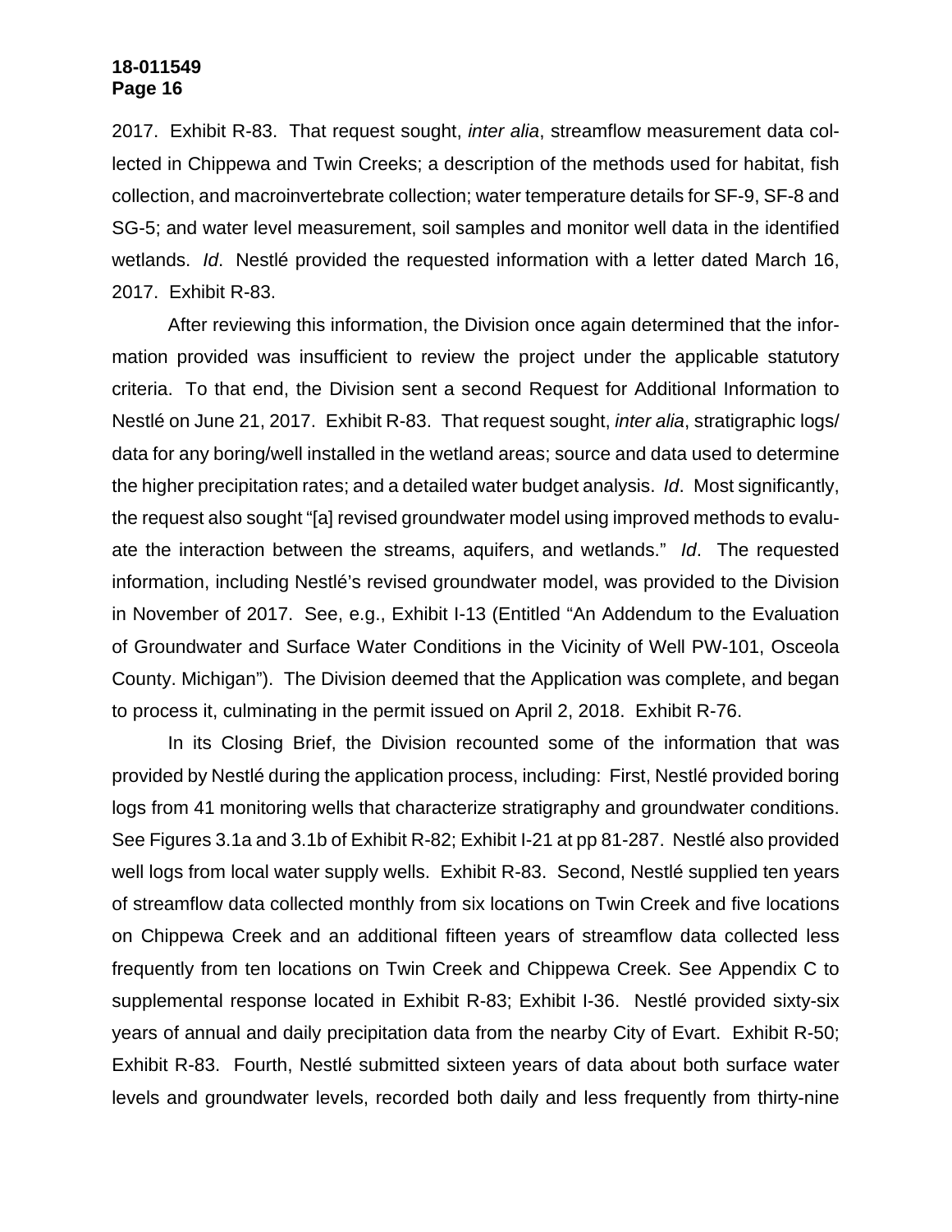2017. Exhibit R-83. That request sought, *inter alia*, streamflow measurement data collected in Chippewa and Twin Creeks; a description of the methods used for habitat, fish collection, and macroinvertebrate collection; water temperature details for SF-9, SF-8 and SG-5; and water level measurement, soil samples and monitor well data in the identified wetlands. *Id*. Nestlé provided the requested information with a letter dated March 16, 2017. Exhibit R-83.

After reviewing this information, the Division once again determined that the information provided was insufficient to review the project under the applicable statutory criteria. To that end, the Division sent a second Request for Additional Information to Nestlé on June 21, 2017. Exhibit R-83. That request sought, *inter alia*, stratigraphic logs/data for any boring/well installed in the wetland areas; source and data used to determine the higher precipitation rates; and a detailed water budget analysis. *Id*. Most significantly, the request also sought "[a] revised groundwater model using improved methods to evaluate the interaction between the streams, aquifers, and wetlands." *Id*. The requested information, including Nestlé's revised groundwater model, was provided to the Division in November of 2017. See, e.g., Exhibit I-13 (Entitled "An Addendum to the Evaluation of Groundwater and Surface Water Conditions in the Vicinity of Well PW-101, Osceola County. Michigan"). The Division deemed that the Application was complete, and began to process it, culminating in the permit issued on April 2, 2018. Exhibit R-76.

In its Closing Brief, the Division recounted some of the information that was provided by Nestlé during the application process, including: First, Nestlé provided boring logs from 41 monitoring wells that characterize stratigraphy and groundwater conditions. See Figures 3.1a and 3.1b of Exhibit R-82; Exhibit I-21 at pp 81-287. Nestlé also provided well logs from local water supply wells. Exhibit R-83. Second, Nestlé supplied ten years of streamflow data collected monthly from six locations on Twin Creek and five locations on Chippewa Creek and an additional fifteen years of streamflow data collected less frequently from ten locations on Twin Creek and Chippewa Creek. See Appendix C to supplemental response located in Exhibit R-83; Exhibit I-36. Nestlé provided sixty-six years of annual and daily precipitation data from the nearby City of Evart. Exhibit R-50; Exhibit R-83. Fourth, Nestlé submitted sixteen years of data about both surface water levels and groundwater levels, recorded both daily and less frequently from thirty-nine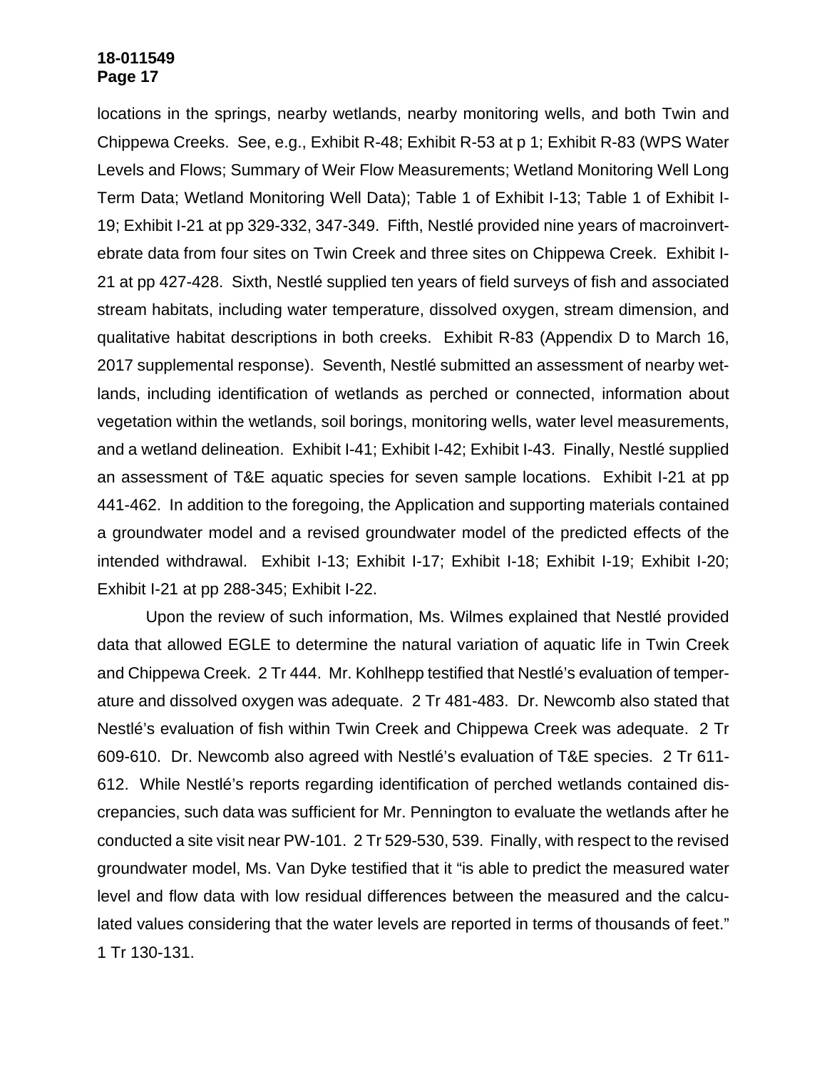locations in the springs, nearby wetlands, nearby monitoring wells, and both Twin and Chippewa Creeks. See, e.g., Exhibit R-48; Exhibit R-53 at p 1; Exhibit R-83 (WPS Water Levels and Flows; Summary of Weir Flow Measurements; Wetland Monitoring Well Long Term Data; Wetland Monitoring Well Data); Table 1 of Exhibit I-13; Table 1 of Exhibit I-19; Exhibit I-21 at pp 329-332, 347-349. Fifth, Nestlé provided nine years of macroinvertebrate data from four sites on Twin Creek and three sites on Chippewa Creek. Exhibit I-21 at pp 427-428. Sixth, Nestlé supplied ten years of field surveys of fish and associated stream habitats, including water temperature, dissolved oxygen, stream dimension, and qualitative habitat descriptions in both creeks. Exhibit R-83 (Appendix D to March 16, 2017 supplemental response). Seventh, Nestlé submitted an assessment of nearby wetlands, including identification of wetlands as perched or connected, information about vegetation within the wetlands, soil borings, monitoring wells, water level measurements, and a wetland delineation. Exhibit I-41; Exhibit I-42; Exhibit I-43. Finally, Nestlé supplied an assessment of T&E aquatic species for seven sample locations. Exhibit I-21 at pp 441-462. In addition to the foregoing, the Application and supporting materials contained a groundwater model and a revised groundwater model of the predicted effects of the intended withdrawal. Exhibit I-13; Exhibit I-17; Exhibit I-18; Exhibit I-19; Exhibit I-20; Exhibit I-21 at pp 288-345; Exhibit I-22.

Upon the review of such information, Ms. Wilmes explained that Nestlé provided data that allowed EGLE to determine the natural variation of aquatic life in Twin Creek and Chippewa Creek. 2 Tr 444. Mr. Kohlhepp testified that Nestlé's evaluation of temperature and dissolved oxygen was adequate. 2 Tr 481-483. Dr. Newcomb also stated that Nestlé's evaluation of fish within Twin Creek and Chippewa Creek was adequate. 2 Tr 609-610. Dr. Newcomb also agreed with Nestlé's evaluation of T&E species. 2 Tr 611-612. While Nestlé's reports regarding identification of perched wetlands contained discrepancies, such data was sufficient for Mr. Pennington to evaluate the wetlands after he conducted a site visit near PW-101. 2 Tr 529-530, 539. Finally, with respect to the revised groundwater model, Ms. Van Dyke testified that it "is able to predict the measured water level and flow data with low residual differences between the measured and the calculated values considering that the water levels are reported in terms of thousands of feet." 1 Tr 130-131.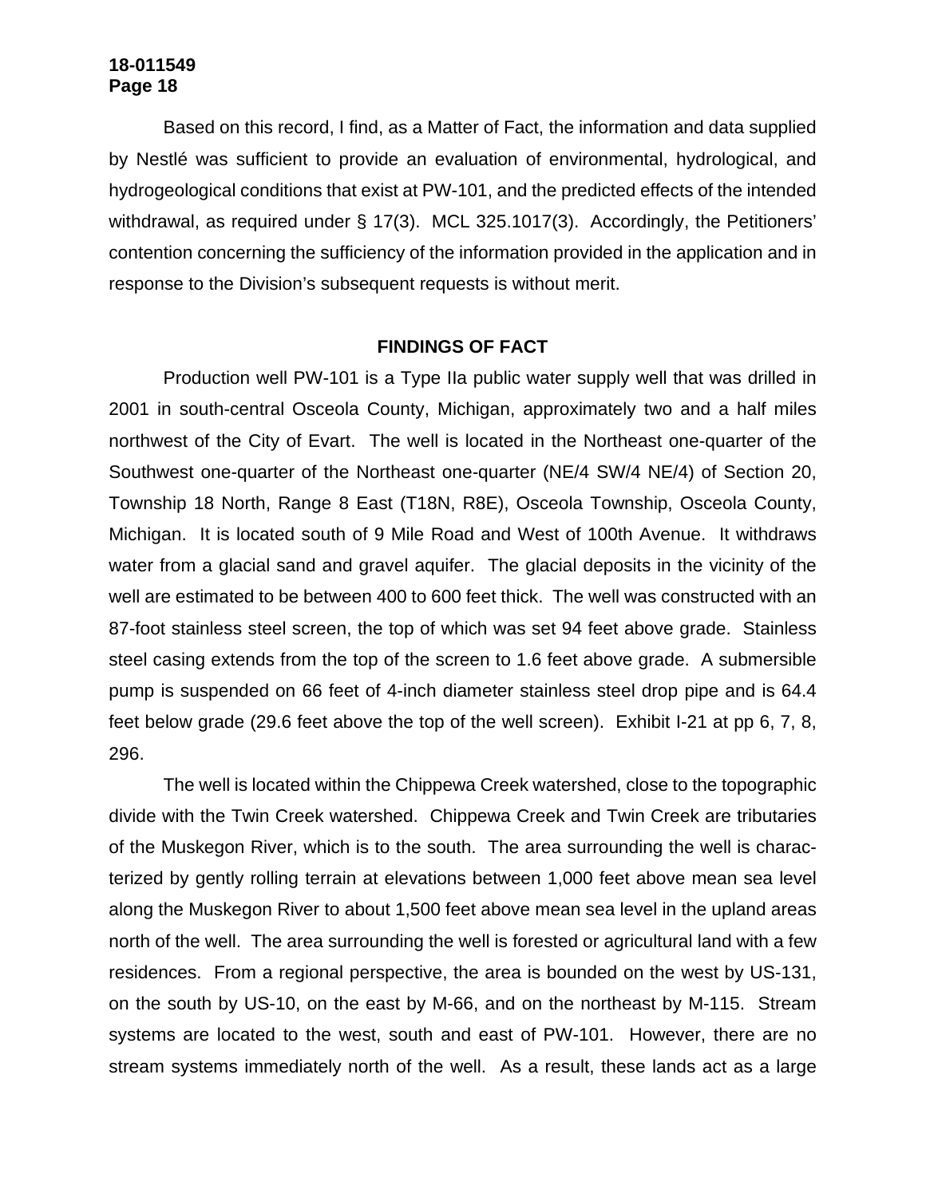Based on this record, I find, as a Matter of Fact, the information and data supplied by Nestlé was sufficient to provide an evaluation of environmental, hydrological, and hydrogeological conditions that exist at PW-101, and the predicted effects of the intended withdrawal, as required under § 17(3). MCL 325.1017(3). Accordingly, the Petitioners' contention concerning the sufficiency of the information provided in the application and in response to the Division's subsequent requests is without merit.

## FINDINGS OF FACT

Production well PW-101 is a Type IIa public water supply well that was drilled in 2001 in south-central Osceola County, Michigan, approximately two and a half miles northwest of the City of Evart. The well is located in the Northeast one-quarter of the Southwest one-quarter of the Northeast one-quarter (NE/4 SW/4 NE/4) of Section 20, Township 18 North, Range 8 East (T18N, R8E), Osceola Township, Osceola County, Michigan. It is located south of 9 Mile Road and West of 100th Avenue. It withdraws water from a glacial sand and gravel aquifer. The glacial deposits in the vicinity of the well are estimated to be between 400 to 600 feet thick. The well was constructed with an 87-foot stainless steel screen, the top of which was set 94 feet above grade. Stainless steel casing extends from the top of the screen to 1.6 feet above grade. A submersible pump is suspended on 66 feet of 4-inch diameter stainless steel drop pipe and is 64.4 feet below grade (29.6 feet above the top of the well screen). Exhibit I-21 at pp 6, 7, 8, 296.

The well is located within the Chippewa Creek watershed, close to the topographic divide with the Twin Creek watershed. Chippewa Creek and Twin Creek are tributaries of the Muskegon River, which is to the south. The area surrounding the well is characterized by gently rolling terrain at elevations between 1,000 feet above mean sea level along the Muskegon River to about 1,500 feet above mean sea level in the upland areas north of the well. The area surrounding the well is forested or agricultural land with a few residences. From a regional perspective, the area is bounded on the west by US-131, on the south by US-10, on the east by M-66, and on the northeast by M-115. Stream systems are located to the west, south and east of PW-101. However, there are no stream systems immediately north of the well. As a result, these lands act as a large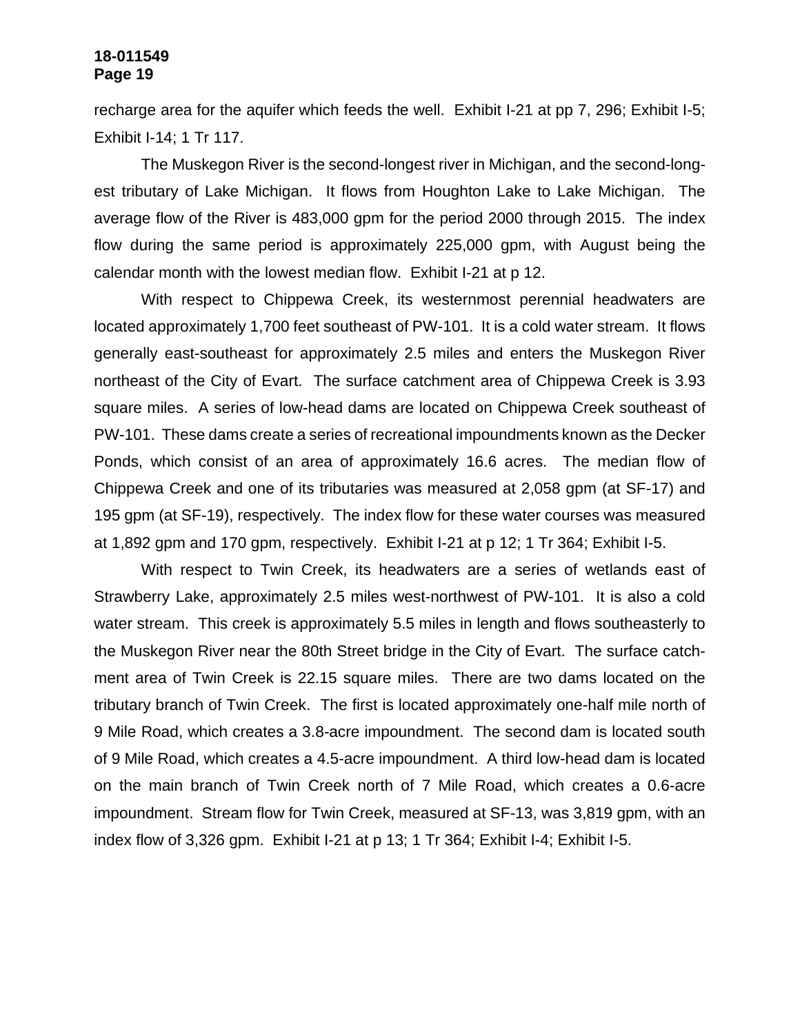recharge area for the aquifer which feeds the well. Exhibit I-21 at pp 7, 296; Exhibit I-5; Exhibit I-14; 1 Tr 117.

The Muskegon River is the second-longest river in Michigan, and the second-longest tributary of Lake Michigan. It flows from Houghton Lake to Lake Michigan. The average flow of the River is 483,000 gpm for the period 2000 through 2015. The index flow during the same period is approximately 225,000 gpm, with August being the calendar month with the lowest median flow. Exhibit I-21 at p 12.

With respect to Chippewa Creek, its westernmost perennial headwaters are located approximately 1,700 feet southeast of PW-101. It is a cold water stream. It flows generally east-southeast for approximately 2.5 miles and enters the Muskegon River northeast of the City of Evart. The surface catchment area of Chippewa Creek is 3.93 square miles. A series of low-head dams are located on Chippewa Creek southeast of PW-101. These dams create a series of recreational impoundments known as the Decker Ponds, which consist of an area of approximately 16.6 acres. The median flow of Chippewa Creek and one of its tributaries was measured at 2,058 gpm (at SF-17) and 195 gpm (at SF-19), respectively. The index flow for these water courses was measured at 1,892 gpm and 170 gpm, respectively. Exhibit I-21 at p 12; 1 Tr 364; Exhibit I-5.

With respect to Twin Creek, its headwaters are a series of wetlands east of Strawberry Lake, approximately 2.5 miles west-northwest of PW-101. It is also a cold water stream. This creek is approximately 5.5 miles in length and flows southeasterly to the Muskegon River near the 80th Street bridge in the City of Evart. The surface catchment area of Twin Creek is 22.15 square miles. There are two dams located on the tributary branch of Twin Creek. The first is located approximately one-half mile north of 9 Mile Road, which creates a 3.8-acre impoundment. The second dam is located south of 9 Mile Road, which creates a 4.5-acre impoundment. A third low-head dam is located on the main branch of Twin Creek north of 7 Mile Road, which creates a 0.6-acre impoundment. Stream flow for Twin Creek, measured at SF-13, was 3,819 gpm, with an index flow of 3,326 gpm. Exhibit I-21 at p 13; 1 Tr 364; Exhibit I-4; Exhibit I-5.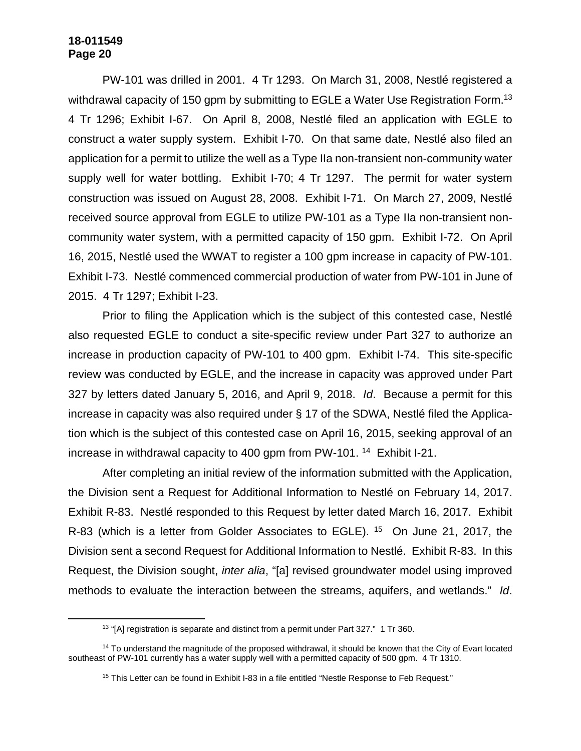PW-101 was drilled in 2001. 4 Tr 1293. On March 31, 2008, Nestlé registered a withdrawal capacity of 150 gpm by submitting to EGLE a Water Use Registration Form.[13] 4 Tr 1296; Exhibit I-67. On April 8, 2008, Nestlé filed an application with EGLE to construct a water supply system. Exhibit I-70. On that same date, Nestlé also filed an application for a permit to utilize the well as a Type IIa non-transient non-community water supply well for water bottling. Exhibit I-70; 4 Tr 1297. The permit for water system construction was issued on August 28, 2008. Exhibit I-71. On March 27, 2009, Nestlé received source approval from EGLE to utilize PW-101 as a Type IIa non-transient non-community water system, with a permitted capacity of 150 gpm. Exhibit I-72. On April 16, 2015, Nestlé used the WWAT to register a 100 gpm increase in capacity of PW-101. Exhibit I-73. Nestlé commenced commercial production of water from PW-101 in June of 2015. 4 Tr 1297; Exhibit I-23.

Prior to filing the Application which is the subject of this contested case, Nestlé also requested EGLE to conduct a site-specific review under Part 327 to authorize an increase in production capacity of PW-101 to 400 gpm. Exhibit I-74. This site-specific review was conducted by EGLE, and the increase in capacity was approved under Part 327 by letters dated January 5, 2016, and April 9, 2018. *Id*. Because a permit for this increase in capacity was also required under § 17 of the SDWA, Nestlé filed the Application which is the subject of this contested case on April 16, 2015, seeking approval of an increase in withdrawal capacity to 400 gpm from PW-101.[14] Exhibit I-21.

After completing an initial review of the information submitted with the Application, the Division sent a Request for Additional Information to Nestlé on February 14, 2017. Exhibit R-83. Nestlé responded to this Request by letter dated March 16, 2017. Exhibit R-83 (which is a letter from Golder Associates to EGLE).[15] On June 21, 2017, the Division sent a second Request for Additional Information to Nestlé. Exhibit R-83. In this Request, the Division sought, *inter alia*, "[a] revised groundwater model using improved methods to evaluate the interaction between the streams, aquifers, and wetlands." *Id*.

---

[13] "[A] registration is separate and distinct from a permit under Part 327." 1 Tr 360.

[14] To understand the magnitude of the proposed withdrawal, it should be known that the City of Evart located southeast of PW-101 currently has a water supply well with a permitted capacity of 500 gpm. 4 Tr 1310.

[15] This Letter can be found in Exhibit I-83 in a file entitled "Nestle Response to Feb Request."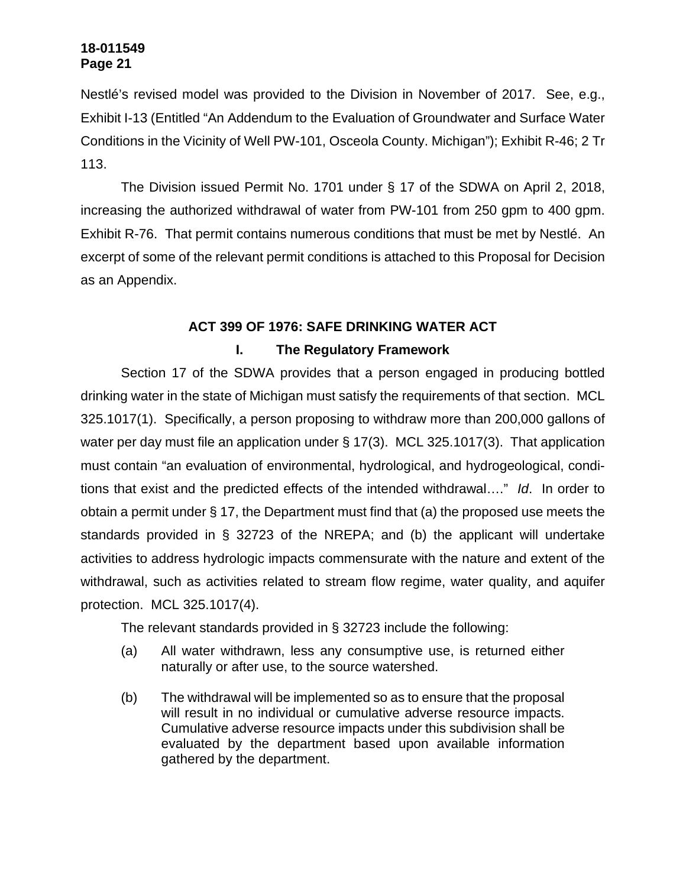Nestlé's revised model was provided to the Division in November of 2017. See, e.g., Exhibit I-13 (Entitled "An Addendum to the Evaluation of Groundwater and Surface Water Conditions in the Vicinity of Well PW-101, Osceola County. Michigan"); Exhibit R-46; 2 Tr 113.

The Division issued Permit No. 1701 under § 17 of the SDWA on April 2, 2018, increasing the authorized withdrawal of water from PW-101 from 250 gpm to 400 gpm. Exhibit R-76. That permit contains numerous conditions that must be met by Nestlé. An excerpt of some of the relevant permit conditions is attached to this Proposal for Decision as an Appendix.

## ACT 399 OF 1976: SAFE DRINKING WATER ACT

### I. The Regulatory Framework

Section 17 of the SDWA provides that a person engaged in producing bottled drinking water in the state of Michigan must satisfy the requirements of that section. MCL 325.1017(1). Specifically, a person proposing to withdraw more than 200,000 gallons of water per day must file an application under § 17(3). MCL 325.1017(3). That application must contain "an evaluation of environmental, hydrological, and hydrogeological, conditions that exist and the predicted effects of the intended withdrawal…." *Id*. In order to obtain a permit under § 17, the Department must find that (a) the proposed use meets the standards provided in § 32723 of the NREPA; and (b) the applicant will undertake activities to address hydrologic impacts commensurate with the nature and extent of the withdrawal, such as activities related to stream flow regime, water quality, and aquifer protection. MCL 325.1017(4).

The relevant standards provided in § 32723 include the following:

> (a) All water withdrawn, less any consumptive use, is returned either naturally or after use, to the source watershed.
>
> (b) The withdrawal will be implemented so as to ensure that the proposal will result in no individual or cumulative adverse resource impacts. Cumulative adverse resource impacts under this subdivision shall be evaluated by the department based upon available information gathered by the department.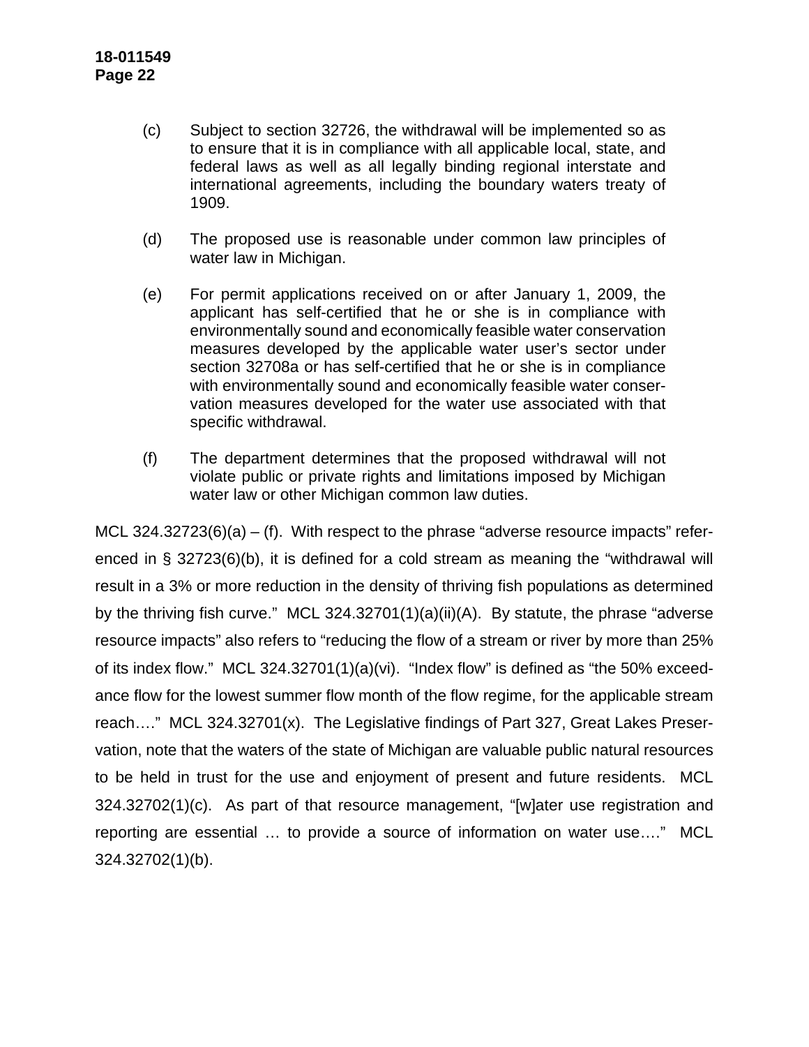(c) Subject to section 32726, the withdrawal will be implemented so as to ensure that it is in compliance with all applicable local, state, and federal laws as well as all legally binding regional interstate and international agreements, including the boundary waters treaty of 1909.

(d) The proposed use is reasonable under common law principles of water law in Michigan.

(e) For permit applications received on or after January 1, 2009, the applicant has self-certified that he or she is in compliance with environmentally sound and economically feasible water conservation measures developed by the applicable water user's sector under section 32708a or has self-certified that he or she is in compliance with environmentally sound and economically feasible water conservation measures developed for the water use associated with that specific withdrawal.

(f) The department determines that the proposed withdrawal will not violate public or private rights and limitations imposed by Michigan water law or other Michigan common law duties.

MCL 324.32723(6)(a) – (f). With respect to the phrase "adverse resource impacts" referenced in § 32723(6)(b), it is defined for a cold stream as meaning the "withdrawal will result in a 3% or more reduction in the density of thriving fish populations as determined by the thriving fish curve." MCL 324.32701(1)(a)(ii)(A). By statute, the phrase "adverse resource impacts" also refers to "reducing the flow of a stream or river by more than 25% of its index flow." MCL 324.32701(1)(a)(vi). "Index flow" is defined as "the 50% exceedance flow for the lowest summer flow month of the flow regime, for the applicable stream reach…." MCL 324.32701(x). The Legislative findings of Part 327, Great Lakes Preservation, note that the waters of the state of Michigan are valuable public natural resources to be held in trust for the use and enjoyment of present and future residents. MCL 324.32702(1)(c). As part of that resource management, "[w]ater use registration and reporting are essential … to provide a source of information on water use…." MCL 324.32702(1)(b).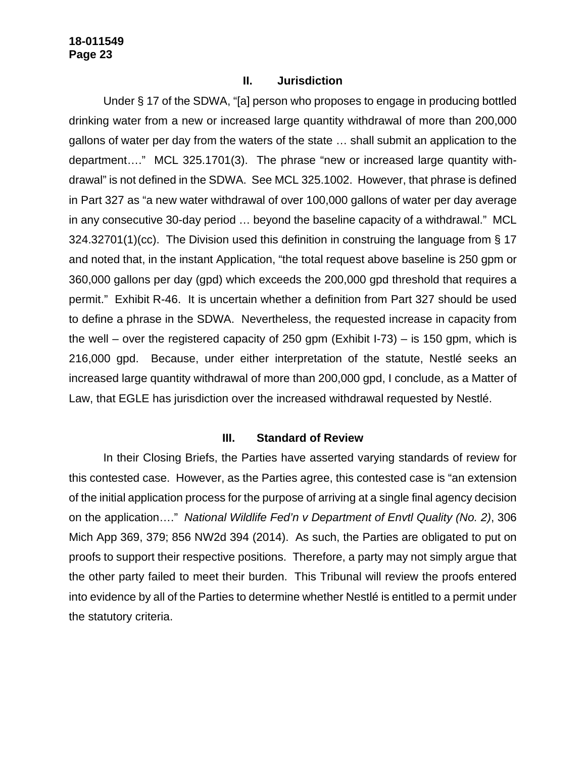## II. Jurisdiction

Under § 17 of the SDWA, "[a] person who proposes to engage in producing bottled drinking water from a new or increased large quantity withdrawal of more than 200,000 gallons of water per day from the waters of the state … shall submit an application to the department…." MCL 325.1701(3). The phrase "new or increased large quantity withdrawal" is not defined in the SDWA. See MCL 325.1002. However, that phrase is defined in Part 327 as "a new water withdrawal of over 100,000 gallons of water per day average in any consecutive 30-day period … beyond the baseline capacity of a withdrawal." MCL 324.32701(1)(cc). The Division used this definition in construing the language from § 17 and noted that, in the instant Application, "the total request above baseline is 250 gpm or 360,000 gallons per day (gpd) which exceeds the 200,000 gpd threshold that requires a permit." Exhibit R-46. It is uncertain whether a definition from Part 327 should be used to define a phrase in the SDWA. Nevertheless, the requested increase in capacity from the well – over the registered capacity of 250 gpm (Exhibit I-73) – is 150 gpm, which is 216,000 gpd. Because, under either interpretation of the statute, Nestlé seeks an increased large quantity withdrawal of more than 200,000 gpd, I conclude, as a Matter of Law, that EGLE has jurisdiction over the increased withdrawal requested by Nestlé.

## III. Standard of Review

In their Closing Briefs, the Parties have asserted varying standards of review for this contested case. However, as the Parties agree, this contested case is "an extension of the initial application process for the purpose of arriving at a single final agency decision on the application…." *National Wildlife Fed'n v Department of Envtl Quality (No. 2)*, 306 Mich App 369, 379; 856 NW2d 394 (2014). As such, the Parties are obligated to put on proofs to support their respective positions. Therefore, a party may not simply argue that the other party failed to meet their burden. This Tribunal will review the proofs entered into evidence by all of the Parties to determine whether Nestlé is entitled to a permit under the statutory criteria.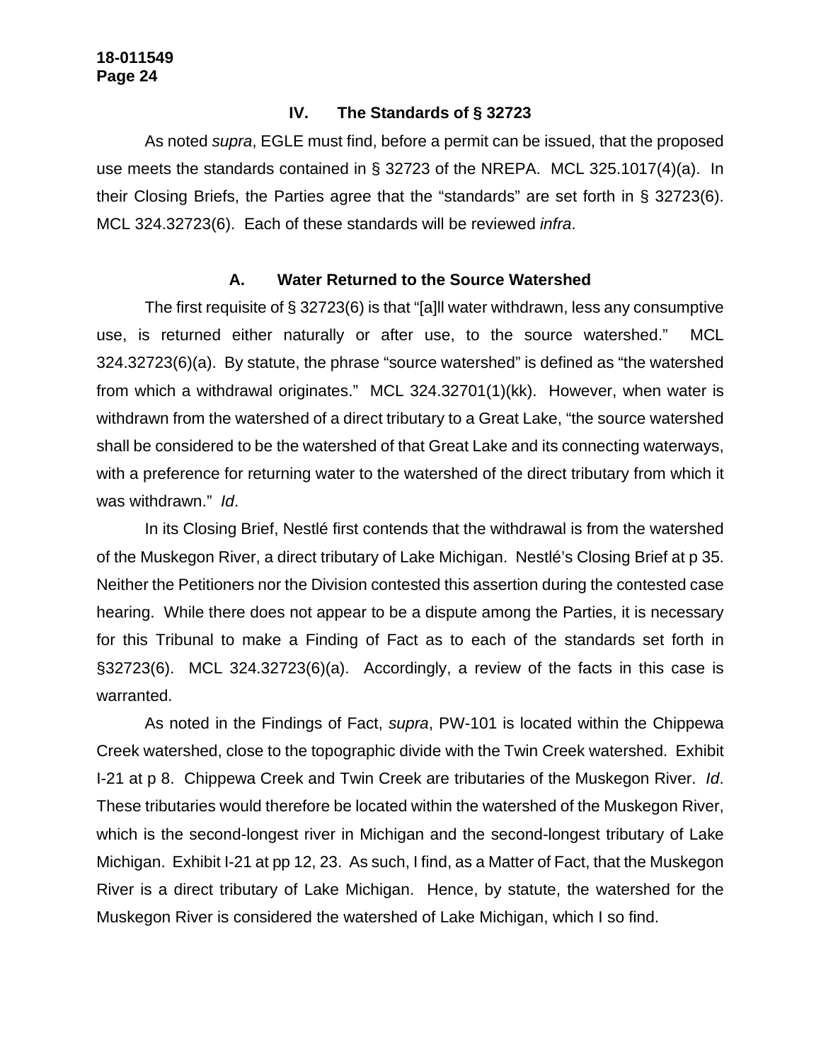### IV. The Standards of § 32723

As noted *supra*, EGLE must find, before a permit can be issued, that the proposed use meets the standards contained in § 32723 of the NREPA. MCL 325.1017(4)(a). In their Closing Briefs, the Parties agree that the "standards" are set forth in § 32723(6). MCL 324.32723(6). Each of these standards will be reviewed *infra*.

#### A. Water Returned to the Source Watershed

The first requisite of § 32723(6) is that "[a]ll water withdrawn, less any consumptive use, is returned either naturally or after use, to the source watershed." MCL 324.32723(6)(a). By statute, the phrase "source watershed" is defined as "the watershed from which a withdrawal originates." MCL 324.32701(1)(kk). However, when water is withdrawn from the watershed of a direct tributary to a Great Lake, "the source watershed shall be considered to be the watershed of that Great Lake and its connecting waterways, with a preference for returning water to the watershed of the direct tributary from which it was withdrawn." *Id*.

In its Closing Brief, Nestlé first contends that the withdrawal is from the watershed of the Muskegon River, a direct tributary of Lake Michigan. Nestlé's Closing Brief at p 35. Neither the Petitioners nor the Division contested this assertion during the contested case hearing. While there does not appear to be a dispute among the Parties, it is necessary for this Tribunal to make a Finding of Fact as to each of the standards set forth in §32723(6). MCL 324.32723(6)(a). Accordingly, a review of the facts in this case is warranted.

As noted in the Findings of Fact, *supra*, PW-101 is located within the Chippewa Creek watershed, close to the topographic divide with the Twin Creek watershed. Exhibit I-21 at p 8. Chippewa Creek and Twin Creek are tributaries of the Muskegon River. *Id*. These tributaries would therefore be located within the watershed of the Muskegon River, which is the second-longest river in Michigan and the second-longest tributary of Lake Michigan. Exhibit I-21 at pp 12, 23. As such, I find, as a Matter of Fact, that the Muskegon River is a direct tributary of Lake Michigan. Hence, by statute, the watershed for the Muskegon River is considered the watershed of Lake Michigan, which I so find.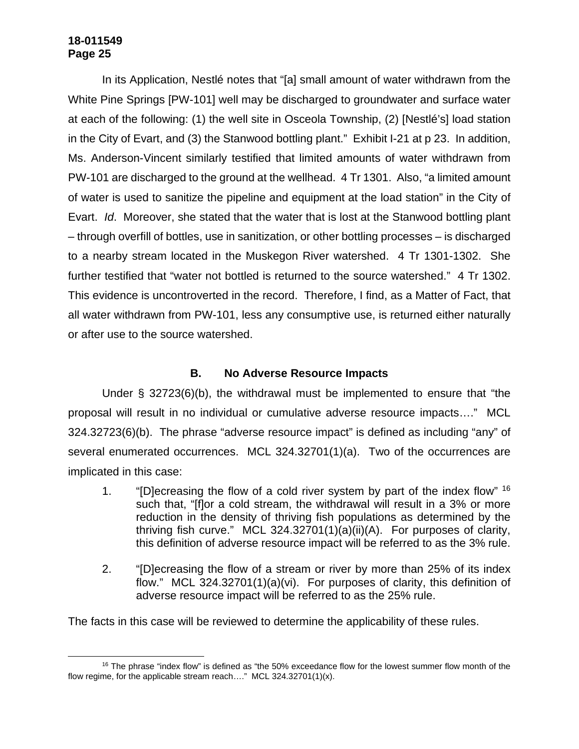In its Application, Nestlé notes that "[a] small amount of water withdrawn from the White Pine Springs [PW-101] well may be discharged to groundwater and surface water at each of the following: (1) the well site in Osceola Township, (2) [Nestlé's] load station in the City of Evart, and (3) the Stanwood bottling plant." Exhibit I-21 at p 23. In addition, Ms. Anderson-Vincent similarly testified that limited amounts of water withdrawn from PW-101 are discharged to the ground at the wellhead. 4 Tr 1301. Also, "a limited amount of water is used to sanitize the pipeline and equipment at the load station" in the City of Evart. *Id*. Moreover, she stated that the water that is lost at the Stanwood bottling plant – through overfill of bottles, use in sanitization, or other bottling processes – is discharged to a nearby stream located in the Muskegon River watershed. 4 Tr 1301-1302. She further testified that "water not bottled is returned to the source watershed." 4 Tr 1302. This evidence is uncontroverted in the record. Therefore, I find, as a Matter of Fact, that all water withdrawn from PW-101, less any consumptive use, is returned either naturally or after use to the source watershed.

### B. No Adverse Resource Impacts

Under § 32723(6)(b), the withdrawal must be implemented to ensure that "the proposal will result in no individual or cumulative adverse resource impacts…." MCL 324.32723(6)(b). The phrase "adverse resource impact" is defined as including "any" of several enumerated occurrences. MCL 324.32701(1)(a). Two of the occurrences are implicated in this case:

1. "[D]ecreasing the flow of a cold river system by part of the index flow" [16] such that, "[f]or a cold stream, the withdrawal will result in a 3% or more reduction in the density of thriving fish populations as determined by the thriving fish curve." MCL 324.32701(1)(a)(ii)(A). For purposes of clarity, this definition of adverse resource impact will be referred to as the 3% rule.

2. "[D]ecreasing the flow of a stream or river by more than 25% of its index flow." MCL 324.32701(1)(a)(vi). For purposes of clarity, this definition of adverse resource impact will be referred to as the 25% rule.

The facts in this case will be reviewed to determine the applicability of these rules.

---

[16] The phrase "index flow" is defined as "the 50% exceedance flow for the lowest summer flow month of the flow regime, for the applicable stream reach…." MCL 324.32701(1)(x).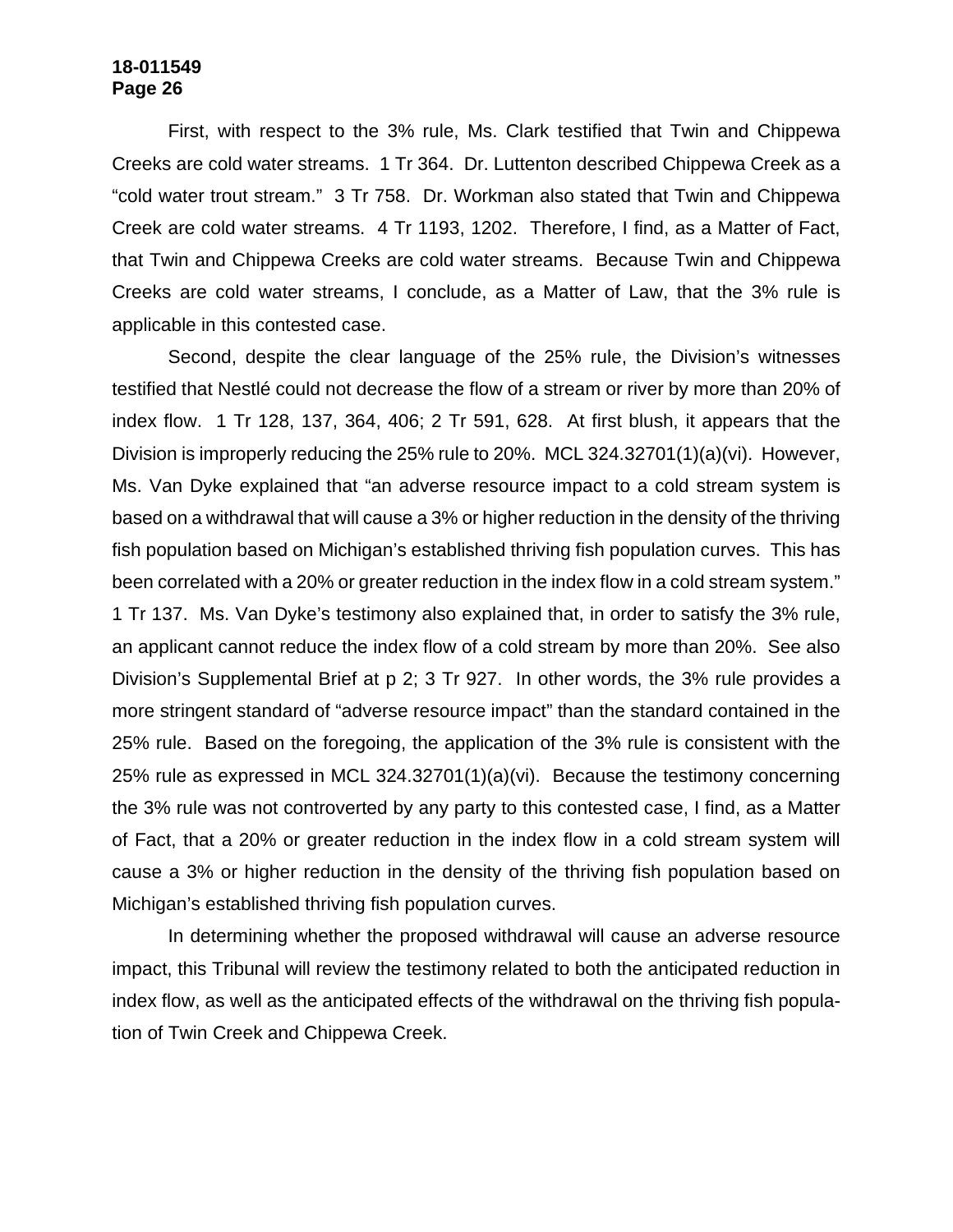First, with respect to the 3% rule, Ms. Clark testified that Twin and Chippewa Creeks are cold water streams. 1 Tr 364. Dr. Luttenton described Chippewa Creek as a "cold water trout stream." 3 Tr 758. Dr. Workman also stated that Twin and Chippewa Creek are cold water streams. 4 Tr 1193, 1202. Therefore, I find, as a Matter of Fact, that Twin and Chippewa Creeks are cold water streams. Because Twin and Chippewa Creeks are cold water streams, I conclude, as a Matter of Law, that the 3% rule is applicable in this contested case.

Second, despite the clear language of the 25% rule, the Division's witnesses testified that Nestlé could not decrease the flow of a stream or river by more than 20% of index flow. 1 Tr 128, 137, 364, 406; 2 Tr 591, 628. At first blush, it appears that the Division is improperly reducing the 25% rule to 20%. MCL 324.32701(1)(a)(vi). However, Ms. Van Dyke explained that "an adverse resource impact to a cold stream system is based on a withdrawal that will cause a 3% or higher reduction in the density of the thriving fish population based on Michigan's established thriving fish population curves. This has been correlated with a 20% or greater reduction in the index flow in a cold stream system." 1 Tr 137. Ms. Van Dyke's testimony also explained that, in order to satisfy the 3% rule, an applicant cannot reduce the index flow of a cold stream by more than 20%. See also Division's Supplemental Brief at p 2; 3 Tr 927. In other words, the 3% rule provides a more stringent standard of "adverse resource impact" than the standard contained in the 25% rule. Based on the foregoing, the application of the 3% rule is consistent with the 25% rule as expressed in MCL 324.32701(1)(a)(vi). Because the testimony concerning the 3% rule was not controverted by any party to this contested case, I find, as a Matter of Fact, that a 20% or greater reduction in the index flow in a cold stream system will cause a 3% or higher reduction in the density of the thriving fish population based on Michigan's established thriving fish population curves.

In determining whether the proposed withdrawal will cause an adverse resource impact, this Tribunal will review the testimony related to both the anticipated reduction in index flow, as well as the anticipated effects of the withdrawal on the thriving fish population of Twin Creek and Chippewa Creek.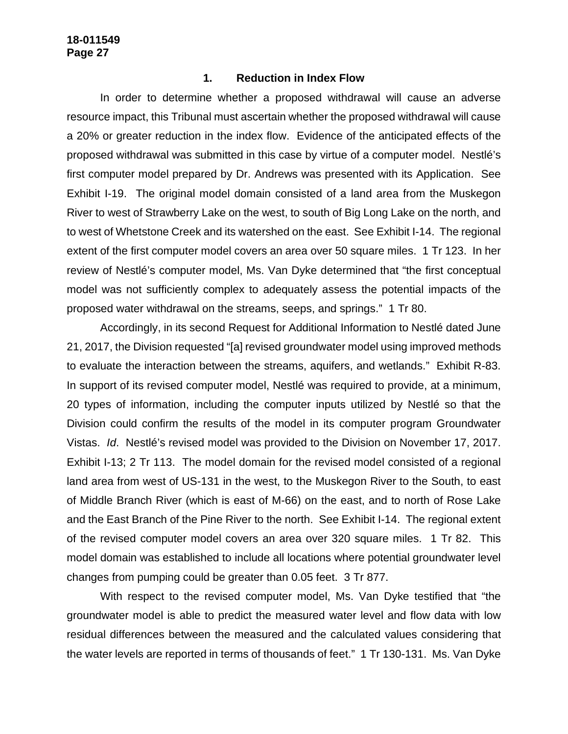### 1. Reduction in Index Flow

In order to determine whether a proposed withdrawal will cause an adverse resource impact, this Tribunal must ascertain whether the proposed withdrawal will cause a 20% or greater reduction in the index flow. Evidence of the anticipated effects of the proposed withdrawal was submitted in this case by virtue of a computer model. Nestlé's first computer model prepared by Dr. Andrews was presented with its Application. See Exhibit I-19. The original model domain consisted of a land area from the Muskegon River to west of Strawberry Lake on the west, to south of Big Long Lake on the north, and to west of Whetstone Creek and its watershed on the east. See Exhibit I-14. The regional extent of the first computer model covers an area over 50 square miles. 1 Tr 123. In her review of Nestlé's computer model, Ms. Van Dyke determined that "the first conceptual model was not sufficiently complex to adequately assess the potential impacts of the proposed water withdrawal on the streams, seeps, and springs." 1 Tr 80.

Accordingly, in its second Request for Additional Information to Nestlé dated June 21, 2017, the Division requested "[a] revised groundwater model using improved methods to evaluate the interaction between the streams, aquifers, and wetlands." Exhibit R-83. In support of its revised computer model, Nestlé was required to provide, at a minimum, 20 types of information, including the computer inputs utilized by Nestlé so that the Division could confirm the results of the model in its computer program Groundwater Vistas. *Id*. Nestlé's revised model was provided to the Division on November 17, 2017. Exhibit I-13; 2 Tr 113. The model domain for the revised model consisted of a regional land area from west of US-131 in the west, to the Muskegon River to the South, to east of Middle Branch River (which is east of M-66) on the east, and to north of Rose Lake and the East Branch of the Pine River to the north. See Exhibit I-14. The regional extent of the revised computer model covers an area over 320 square miles. 1 Tr 82. This model domain was established to include all locations where potential groundwater level changes from pumping could be greater than 0.05 feet. 3 Tr 877.

With respect to the revised computer model, Ms. Van Dyke testified that "the groundwater model is able to predict the measured water level and flow data with low residual differences between the measured and the calculated values considering that the water levels are reported in terms of thousands of feet." 1 Tr 130-131. Ms. Van Dyke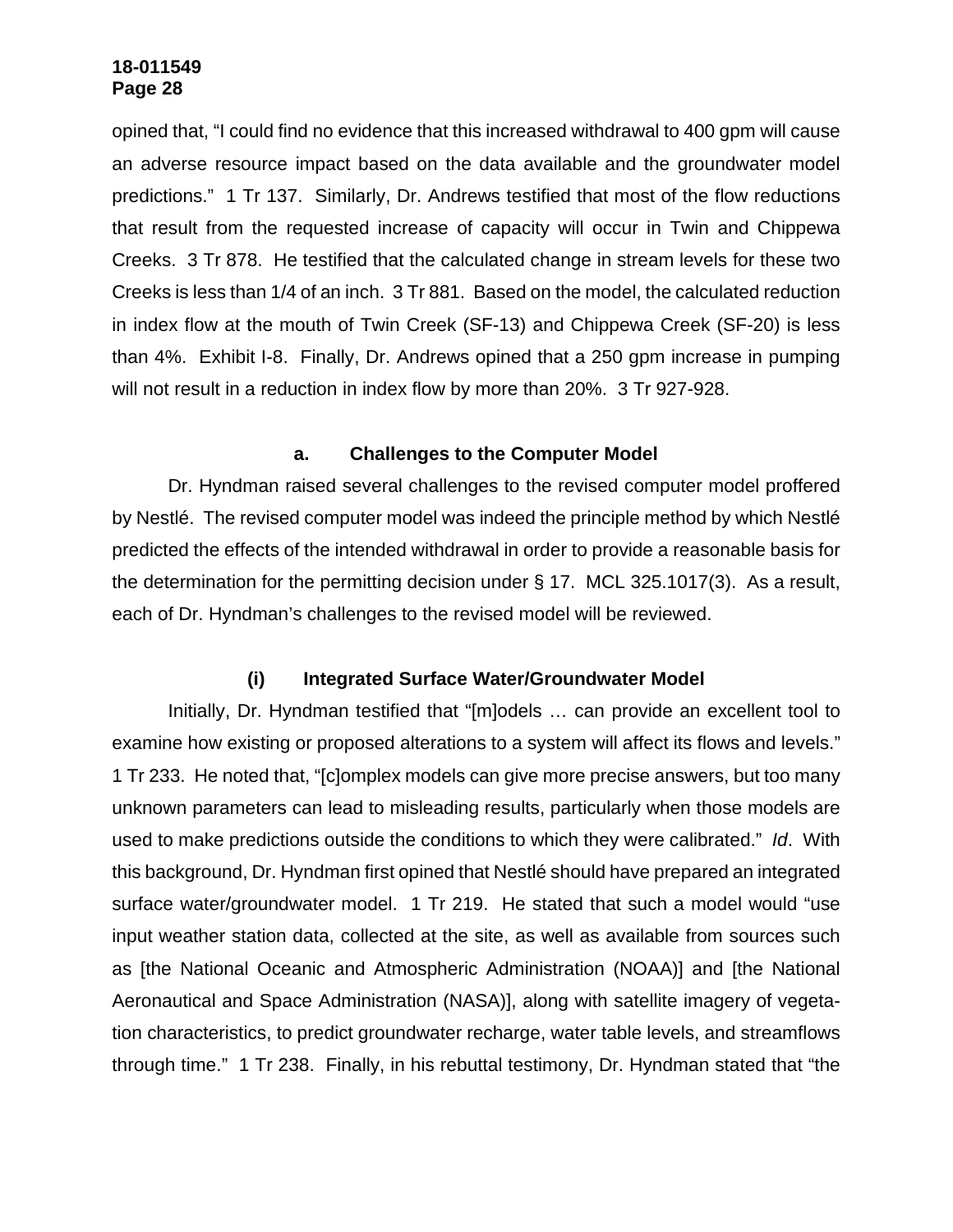opined that, "I could find no evidence that this increased withdrawal to 400 gpm will cause an adverse resource impact based on the data available and the groundwater model predictions." 1 Tr 137. Similarly, Dr. Andrews testified that most of the flow reductions that result from the requested increase of capacity will occur in Twin and Chippewa Creeks. 3 Tr 878. He testified that the calculated change in stream levels for these two Creeks is less than 1/4 of an inch. 3 Tr 881. Based on the model, the calculated reduction in index flow at the mouth of Twin Creek (SF-13) and Chippewa Creek (SF-20) is less than 4%. Exhibit I-8. Finally, Dr. Andrews opined that a 250 gpm increase in pumping will not result in a reduction in index flow by more than 20%. 3 Tr 927-928.

### a. Challenges to the Computer Model

Dr. Hyndman raised several challenges to the revised computer model proffered by Nestlé. The revised computer model was indeed the principle method by which Nestlé predicted the effects of the intended withdrawal in order to provide a reasonable basis for the determination for the permitting decision under § 17. MCL 325.1017(3). As a result, each of Dr. Hyndman's challenges to the revised model will be reviewed.

#### (i) Integrated Surface Water/Groundwater Model

Initially, Dr. Hyndman testified that "[m]odels … can provide an excellent tool to examine how existing or proposed alterations to a system will affect its flows and levels." 1 Tr 233. He noted that, "[c]omplex models can give more precise answers, but too many unknown parameters can lead to misleading results, particularly when those models are used to make predictions outside the conditions to which they were calibrated." *Id*. With this background, Dr. Hyndman first opined that Nestlé should have prepared an integrated surface water/groundwater model. 1 Tr 219. He stated that such a model would "use input weather station data, collected at the site, as well as available from sources such as [the National Oceanic and Atmospheric Administration (NOAA)] and [the National Aeronautical and Space Administration (NASA)], along with satellite imagery of vegetation characteristics, to predict groundwater recharge, water table levels, and streamflows through time." 1 Tr 238. Finally, in his rebuttal testimony, Dr. Hyndman stated that "the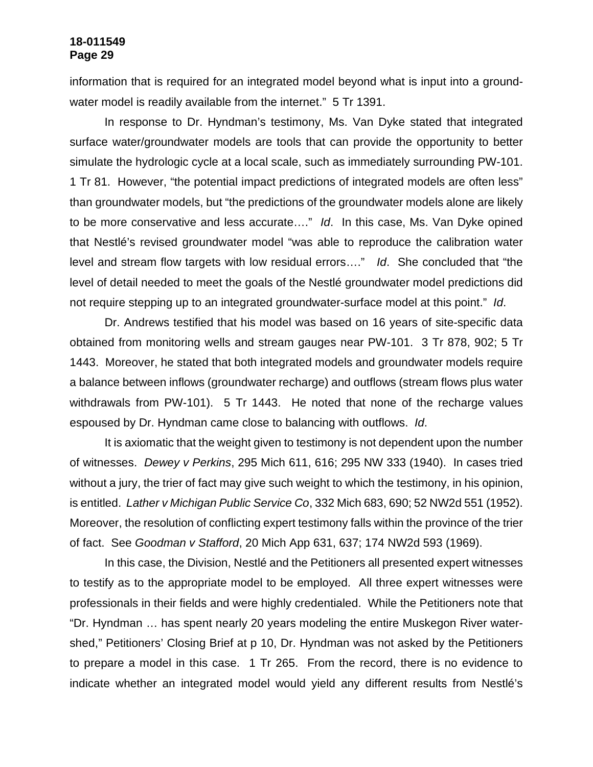information that is required for an integrated model beyond what is input into a groundwater model is readily available from the internet." 5 Tr 1391.

In response to Dr. Hyndman's testimony, Ms. Van Dyke stated that integrated surface water/groundwater models are tools that can provide the opportunity to better simulate the hydrologic cycle at a local scale, such as immediately surrounding PW-101. 1 Tr 81. However, "the potential impact predictions of integrated models are often less" than groundwater models, but "the predictions of the groundwater models alone are likely to be more conservative and less accurate…." *Id*. In this case, Ms. Van Dyke opined that Nestlé's revised groundwater model "was able to reproduce the calibration water level and stream flow targets with low residual errors…." *Id*. She concluded that "the level of detail needed to meet the goals of the Nestlé groundwater model predictions did not require stepping up to an integrated groundwater-surface model at this point." *Id*.

Dr. Andrews testified that his model was based on 16 years of site-specific data obtained from monitoring wells and stream gauges near PW-101. 3 Tr 878, 902; 5 Tr 1443. Moreover, he stated that both integrated models and groundwater models require a balance between inflows (groundwater recharge) and outflows (stream flows plus water withdrawals from PW-101). 5 Tr 1443. He noted that none of the recharge values espoused by Dr. Hyndman came close to balancing with outflows. *Id*.

It is axiomatic that the weight given to testimony is not dependent upon the number of witnesses. *Dewey v Perkins*, 295 Mich 611, 616; 295 NW 333 (1940). In cases tried without a jury, the trier of fact may give such weight to which the testimony, in his opinion, is entitled. *Lather v Michigan Public Service Co*, 332 Mich 683, 690; 52 NW2d 551 (1952). Moreover, the resolution of conflicting expert testimony falls within the province of the trier of fact. See *Goodman v Stafford*, 20 Mich App 631, 637; 174 NW2d 593 (1969).

In this case, the Division, Nestlé and the Petitioners all presented expert witnesses to testify as to the appropriate model to be employed. All three expert witnesses were professionals in their fields and were highly credentialed. While the Petitioners note that "Dr. Hyndman … has spent nearly 20 years modeling the entire Muskegon River watershed," Petitioners' Closing Brief at p 10, Dr. Hyndman was not asked by the Petitioners to prepare a model in this case. 1 Tr 265. From the record, there is no evidence to indicate whether an integrated model would yield any different results from Nestlé's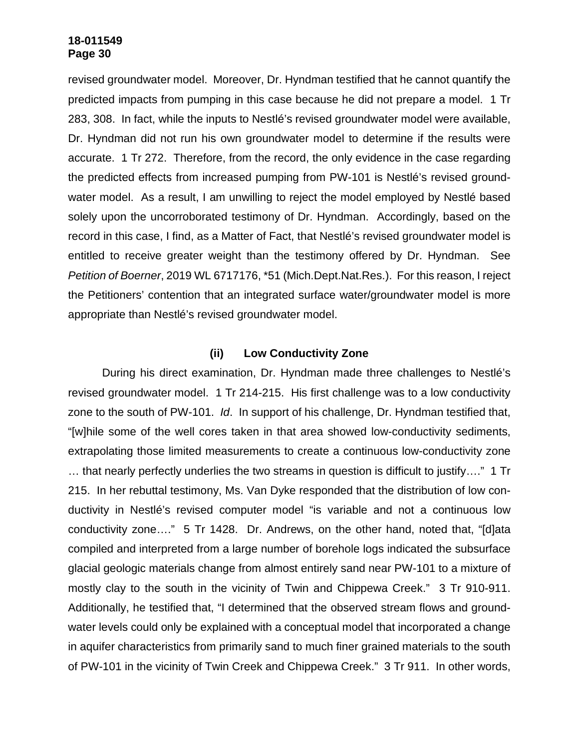revised groundwater model. Moreover, Dr. Hyndman testified that he cannot quantify the predicted impacts from pumping in this case because he did not prepare a model. 1 Tr 283, 308. In fact, while the inputs to Nestlé's revised groundwater model were available, Dr. Hyndman did not run his own groundwater model to determine if the results were accurate. 1 Tr 272. Therefore, from the record, the only evidence in the case regarding the predicted effects from increased pumping from PW-101 is Nestlé's revised groundwater model. As a result, I am unwilling to reject the model employed by Nestlé based solely upon the uncorroborated testimony of Dr. Hyndman. Accordingly, based on the record in this case, I find, as a Matter of Fact, that Nestlé's revised groundwater model is entitled to receive greater weight than the testimony offered by Dr. Hyndman. See *Petition of Boerner*, 2019 WL 6717176, *51 (Mich.Dept.Nat.Res.). For this reason, I reject the Petitioners' contention that an integrated surface water/groundwater model is more appropriate than Nestlé's revised groundwater model.

**(ii) Low Conductivity Zone**

During his direct examination, Dr. Hyndman made three challenges to Nestlé's revised groundwater model. 1 Tr 214-215. His first challenge was to a low conductivity zone to the south of PW-101. *Id*. In support of his challenge, Dr. Hyndman testified that, "[w]hile some of the well cores taken in that area showed low-conductivity sediments, extrapolating those limited measurements to create a continuous low-conductivity zone … that nearly perfectly underlies the two streams in question is difficult to justify…." 1 Tr 215. In her rebuttal testimony, Ms. Van Dyke responded that the distribution of low conductivity in Nestlé's revised computer model "is variable and not a continuous low conductivity zone…." 5 Tr 1428. Dr. Andrews, on the other hand, noted that, "[d]ata compiled and interpreted from a large number of borehole logs indicated the subsurface glacial geologic materials change from almost entirely sand near PW-101 to a mixture of mostly clay to the south in the vicinity of Twin and Chippewa Creek." 3 Tr 910-911. Additionally, he testified that, "I determined that the observed stream flows and groundwater levels could only be explained with a conceptual model that incorporated a change in aquifer characteristics from primarily sand to much finer grained materials to the south of PW-101 in the vicinity of Twin Creek and Chippewa Creek." 3 Tr 911. In other words,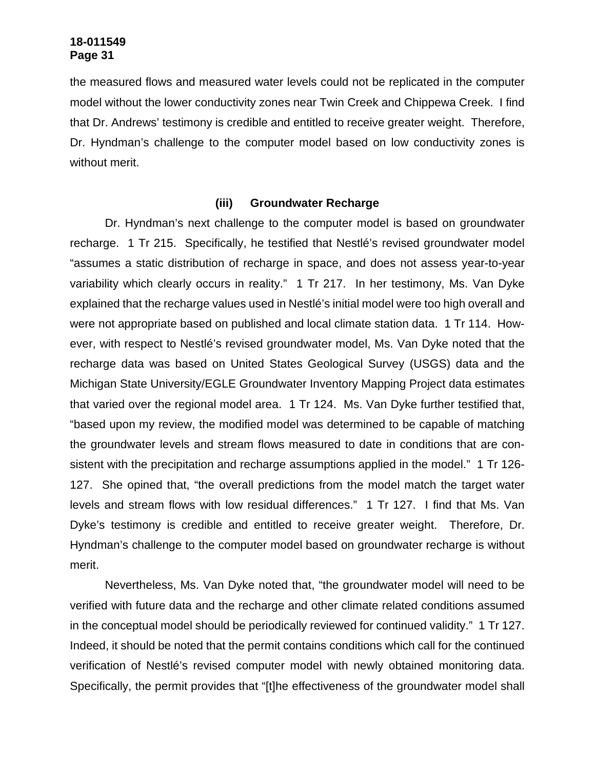the measured flows and measured water levels could not be replicated in the computer model without the lower conductivity zones near Twin Creek and Chippewa Creek. I find that Dr. Andrews' testimony is credible and entitled to receive greater weight. Therefore, Dr. Hyndman's challenge to the computer model based on low conductivity zones is without merit.

### (iii) Groundwater Recharge

Dr. Hyndman's next challenge to the computer model is based on groundwater recharge. 1 Tr 215. Specifically, he testified that Nestlé's revised groundwater model "assumes a static distribution of recharge in space, and does not assess year-to-year variability which clearly occurs in reality." 1 Tr 217. In her testimony, Ms. Van Dyke explained that the recharge values used in Nestlé's initial model were too high overall and were not appropriate based on published and local climate station data. 1 Tr 114. However, with respect to Nestlé's revised groundwater model, Ms. Van Dyke noted that the recharge data was based on United States Geological Survey (USGS) data and the Michigan State University/EGLE Groundwater Inventory Mapping Project data estimates that varied over the regional model area. 1 Tr 124. Ms. Van Dyke further testified that, "based upon my review, the modified model was determined to be capable of matching the groundwater levels and stream flows measured to date in conditions that are consistent with the precipitation and recharge assumptions applied in the model." 1 Tr 126-127. She opined that, "the overall predictions from the model match the target water levels and stream flows with low residual differences." 1 Tr 127. I find that Ms. Van Dyke's testimony is credible and entitled to receive greater weight. Therefore, Dr. Hyndman's challenge to the computer model based on groundwater recharge is without merit.

Nevertheless, Ms. Van Dyke noted that, "the groundwater model will need to be verified with future data and the recharge and other climate related conditions assumed in the conceptual model should be periodically reviewed for continued validity." 1 Tr 127. Indeed, it should be noted that the permit contains conditions which call for the continued verification of Nestlé's revised computer model with newly obtained monitoring data. Specifically, the permit provides that "[t]he effectiveness of the groundwater model shall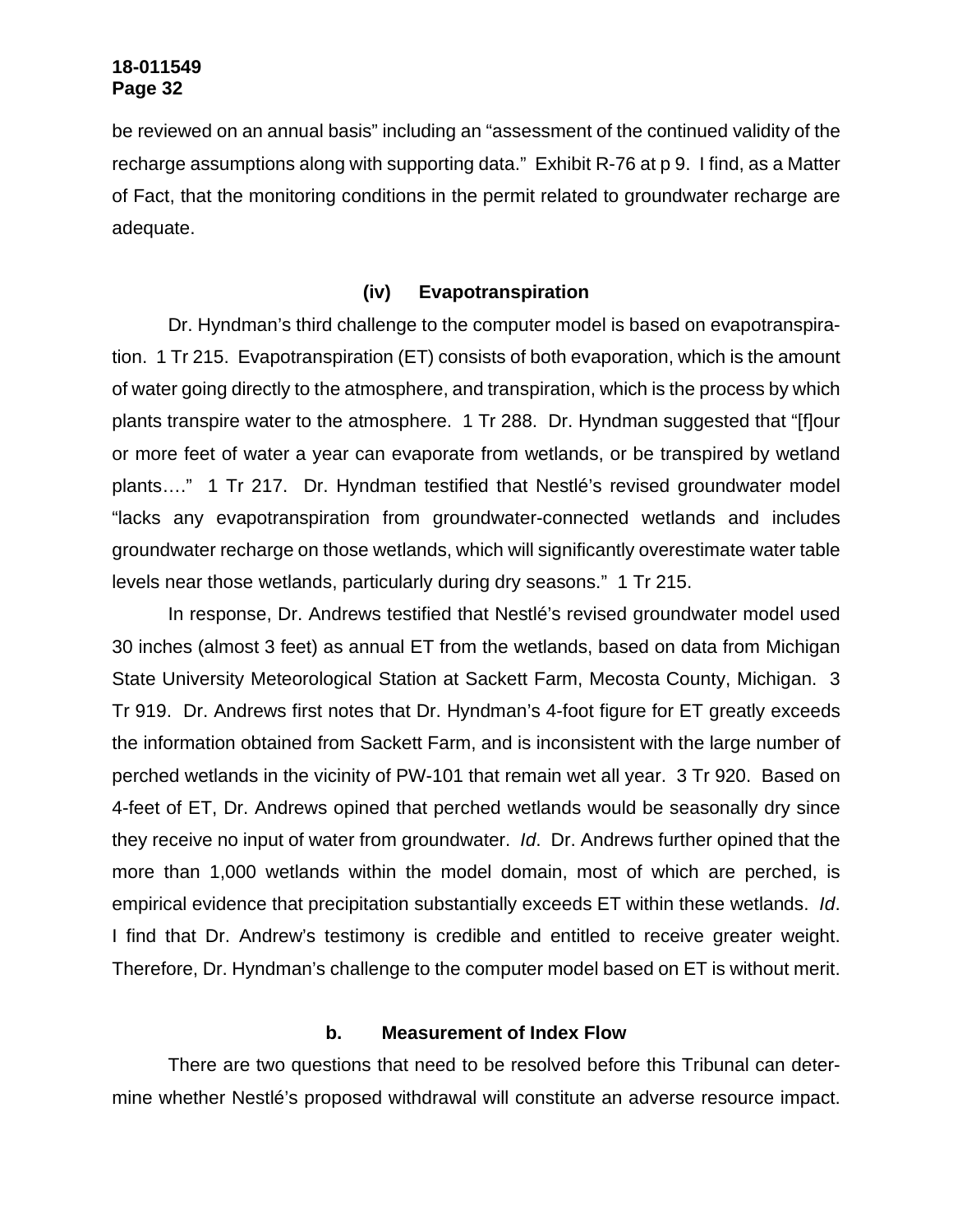be reviewed on an annual basis" including an "assessment of the continued validity of the recharge assumptions along with supporting data." Exhibit R-76 at p 9. I find, as a Matter of Fact, that the monitoring conditions in the permit related to groundwater recharge are adequate.

#### (iv) Evapotranspiration

Dr. Hyndman's third challenge to the computer model is based on evapotranspiration. 1 Tr 215. Evapotranspiration (ET) consists of both evaporation, which is the amount of water going directly to the atmosphere, and transpiration, which is the process by which plants transpire water to the atmosphere. 1 Tr 288. Dr. Hyndman suggested that "[f]our or more feet of water a year can evaporate from wetlands, or be transpired by wetland plants…." 1 Tr 217. Dr. Hyndman testified that Nestlé's revised groundwater model "lacks any evapotranspiration from groundwater-connected wetlands and includes groundwater recharge on those wetlands, which will significantly overestimate water table levels near those wetlands, particularly during dry seasons." 1 Tr 215.

In response, Dr. Andrews testified that Nestlé's revised groundwater model used 30 inches (almost 3 feet) as annual ET from the wetlands, based on data from Michigan State University Meteorological Station at Sackett Farm, Mecosta County, Michigan. 3 Tr 919. Dr. Andrews first notes that Dr. Hyndman's 4-foot figure for ET greatly exceeds the information obtained from Sackett Farm, and is inconsistent with the large number of perched wetlands in the vicinity of PW-101 that remain wet all year. 3 Tr 920. Based on 4-feet of ET, Dr. Andrews opined that perched wetlands would be seasonally dry since they receive no input of water from groundwater. *Id*. Dr. Andrews further opined that the more than 1,000 wetlands within the model domain, most of which are perched, is empirical evidence that precipitation substantially exceeds ET within these wetlands. *Id*. I find that Dr. Andrew's testimony is credible and entitled to receive greater weight. Therefore, Dr. Hyndman's challenge to the computer model based on ET is without merit.

### b. Measurement of Index Flow

There are two questions that need to be resolved before this Tribunal can determine whether Nestlé's proposed withdrawal will constitute an adverse resource impact.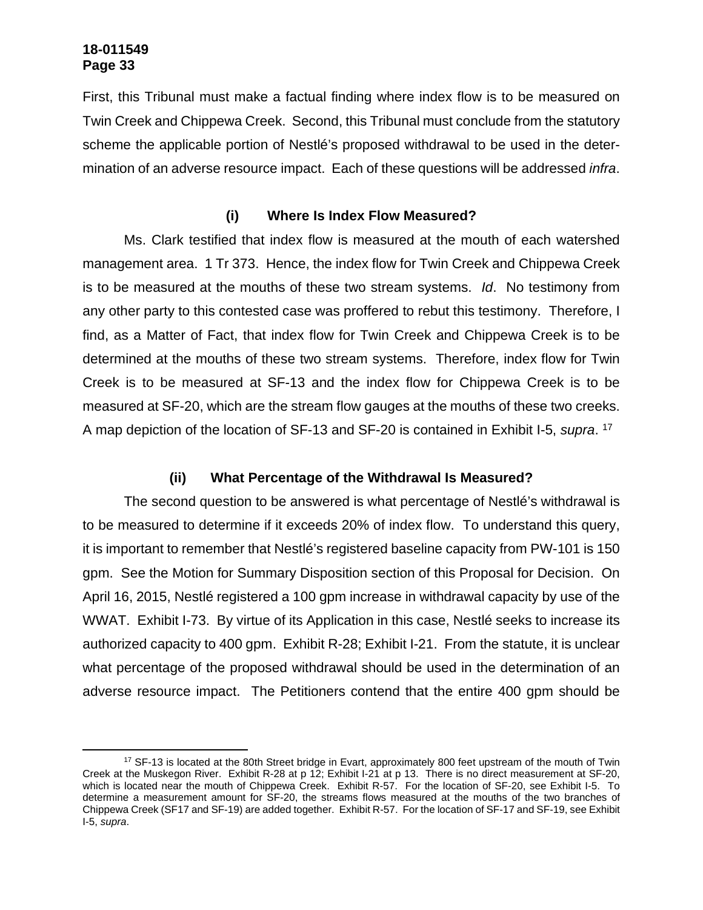First, this Tribunal must make a factual finding where index flow is to be measured on Twin Creek and Chippewa Creek. Second, this Tribunal must conclude from the statutory scheme the applicable portion of Nestlé's proposed withdrawal to be used in the determination of an adverse resource impact. Each of these questions will be addressed *infra*.

**(i) Where Is Index Flow Measured?**

Ms. Clark testified that index flow is measured at the mouth of each watershed management area. 1 Tr 373. Hence, the index flow for Twin Creek and Chippewa Creek is to be measured at the mouths of these two stream systems. *Id*. No testimony from any other party to this contested case was proffered to rebut this testimony. Therefore, I find, as a Matter of Fact, that index flow for Twin Creek and Chippewa Creek is to be determined at the mouths of these two stream systems. Therefore, index flow for Twin Creek is to be measured at SF-13 and the index flow for Chippewa Creek is to be measured at SF-20, which are the stream flow gauges at the mouths of these two creeks. A map depiction of the location of SF-13 and SF-20 is contained in Exhibit I-5, *supra*. [17]

**(ii) What Percentage of the Withdrawal Is Measured?**

The second question to be answered is what percentage of Nestlé's withdrawal is to be measured to determine if it exceeds 20% of index flow. To understand this query, it is important to remember that Nestlé's registered baseline capacity from PW-101 is 150 gpm. See the Motion for Summary Disposition section of this Proposal for Decision. On April 16, 2015, Nestlé registered a 100 gpm increase in withdrawal capacity by use of the WWAT. Exhibit I-73. By virtue of its Application in this case, Nestlé seeks to increase its authorized capacity to 400 gpm. Exhibit R-28; Exhibit I-21. From the statute, it is unclear what percentage of the proposed withdrawal should be used in the determination of an adverse resource impact. The Petitioners contend that the entire 400 gpm should be

[17] SF-13 is located at the 80th Street bridge in Evart, approximately 800 feet upstream of the mouth of Twin Creek at the Muskegon River. Exhibit R-28 at p 12; Exhibit I-21 at p 13. There is no direct measurement at SF-20, which is located near the mouth of Chippewa Creek. Exhibit R-57. For the location of SF-20, see Exhibit I-5. To determine a measurement amount for SF-20, the streams flows measured at the mouths of the two branches of Chippewa Creek (SF17 and SF-19) are added together. Exhibit R-57. For the location of SF-17 and SF-19, see Exhibit I-5, *supra*.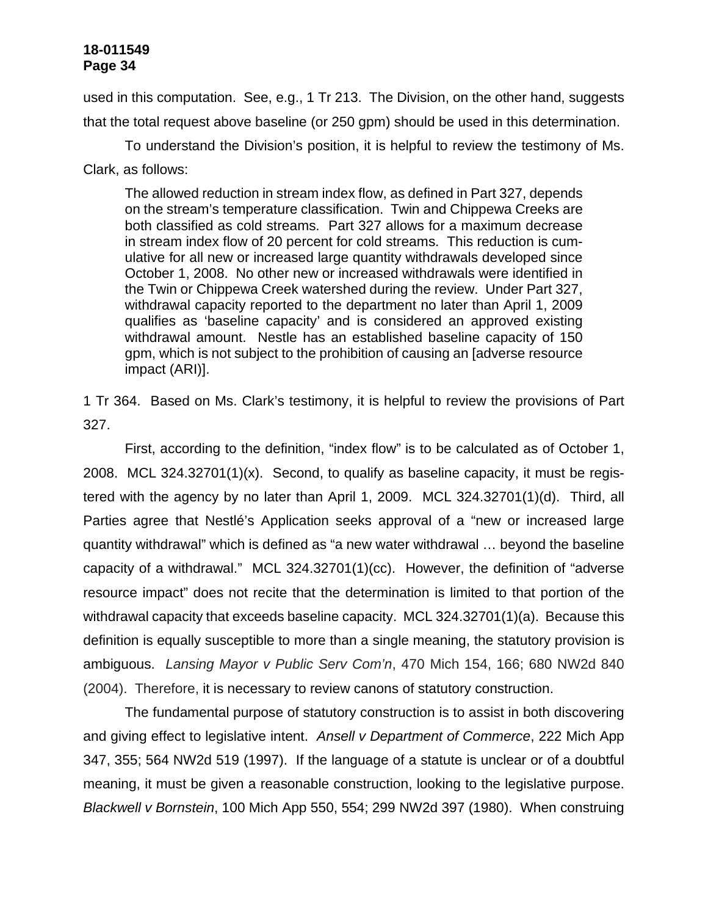used in this computation. See, e.g., 1 Tr 213. The Division, on the other hand, suggests that the total request above baseline (or 250 gpm) should be used in this determination.

To understand the Division's position, it is helpful to review the testimony of Ms. Clark, as follows:

> The allowed reduction in stream index flow, as defined in Part 327, depends on the stream's temperature classification. Twin and Chippewa Creeks are both classified as cold streams. Part 327 allows for a maximum decrease in stream index flow of 20 percent for cold streams. This reduction is cumulative for all new or increased large quantity withdrawals developed since October 1, 2008. No other new or increased withdrawals were identified in the Twin or Chippewa Creek watershed during the review. Under Part 327, withdrawal capacity reported to the department no later than April 1, 2009 qualifies as 'baseline capacity' and is considered an approved existing withdrawal amount. Nestle has an established baseline capacity of 150 gpm, which is not subject to the prohibition of causing an [adverse resource impact (ARI)].

1 Tr 364. Based on Ms. Clark's testimony, it is helpful to review the provisions of Part 327.

First, according to the definition, "index flow" is to be calculated as of October 1, 2008. MCL 324.32701(1)(x). Second, to qualify as baseline capacity, it must be registered with the agency by no later than April 1, 2009. MCL 324.32701(1)(d). Third, all Parties agree that Nestlé's Application seeks approval of a "new or increased large quantity withdrawal" which is defined as "a new water withdrawal … beyond the baseline capacity of a withdrawal." MCL 324.32701(1)(cc). However, the definition of "adverse resource impact" does not recite that the determination is limited to that portion of the withdrawal capacity that exceeds baseline capacity. MCL 324.32701(1)(a). Because this definition is equally susceptible to more than a single meaning, the statutory provision is ambiguous. *Lansing Mayor v Public Serv Com'n*, 470 Mich 154, 166; 680 NW2d 840 (2004). Therefore, it is necessary to review canons of statutory construction.

The fundamental purpose of statutory construction is to assist in both discovering and giving effect to legislative intent. *Ansell v Department of Commerce*, 222 Mich App 347, 355; 564 NW2d 519 (1997). If the language of a statute is unclear or of a doubtful meaning, it must be given a reasonable construction, looking to the legislative purpose. *Blackwell v Bornstein*, 100 Mich App 550, 554; 299 NW2d 397 (1980). When construing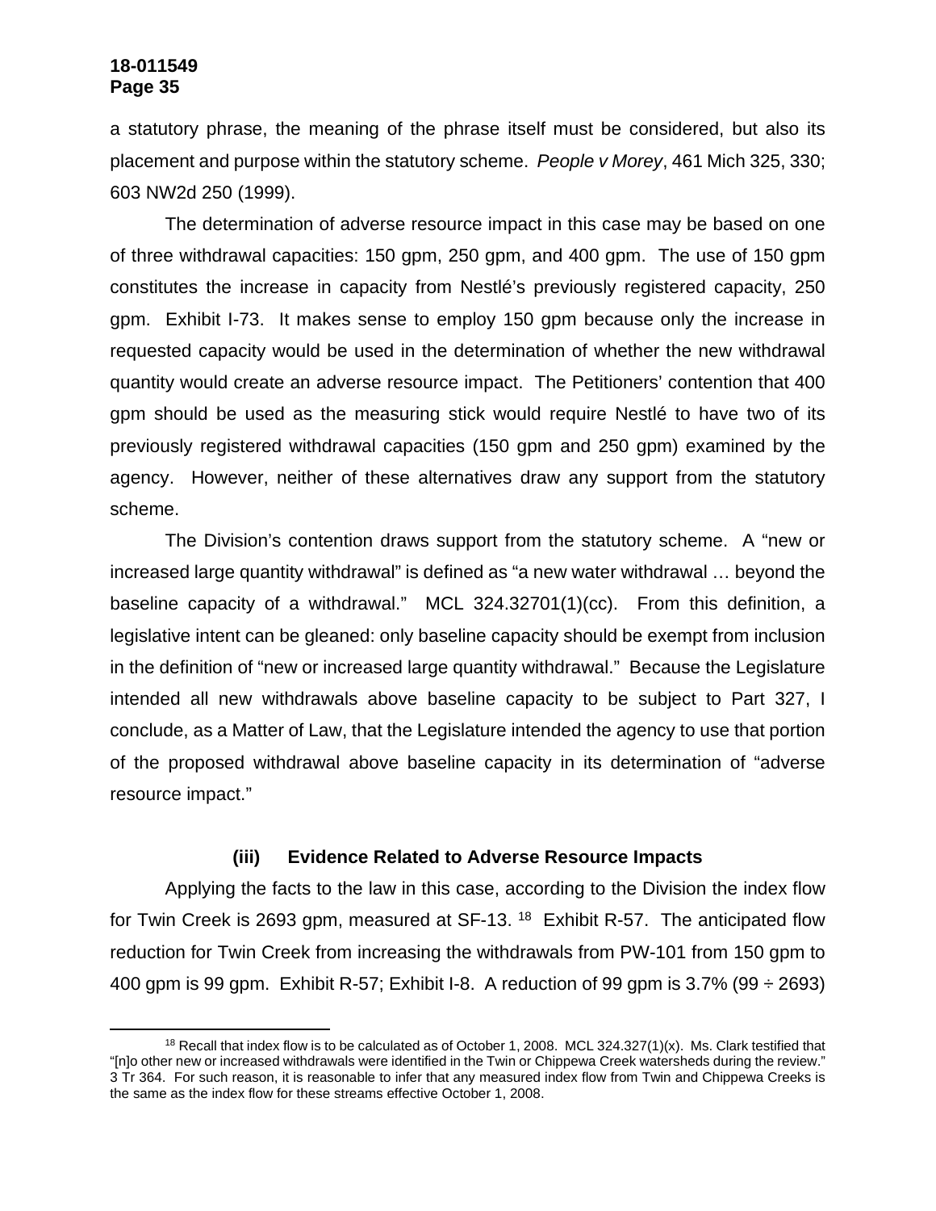a statutory phrase, the meaning of the phrase itself must be considered, but also its placement and purpose within the statutory scheme. *People v Morey*, 461 Mich 325, 330; 603 NW2d 250 (1999).

The determination of adverse resource impact in this case may be based on one of three withdrawal capacities: 150 gpm, 250 gpm, and 400 gpm. The use of 150 gpm constitutes the increase in capacity from Nestlé's previously registered capacity, 250 gpm. Exhibit I-73. It makes sense to employ 150 gpm because only the increase in requested capacity would be used in the determination of whether the new withdrawal quantity would create an adverse resource impact. The Petitioners' contention that 400 gpm should be used as the measuring stick would require Nestlé to have two of its previously registered withdrawal capacities (150 gpm and 250 gpm) examined by the agency. However, neither of these alternatives draw any support from the statutory scheme.

The Division's contention draws support from the statutory scheme. A "new or increased large quantity withdrawal" is defined as "a new water withdrawal … beyond the baseline capacity of a withdrawal." MCL 324.32701(1)(cc). From this definition, a legislative intent can be gleaned: only baseline capacity should be exempt from inclusion in the definition of "new or increased large quantity withdrawal." Because the Legislature intended all new withdrawals above baseline capacity to be subject to Part 327, I conclude, as a Matter of Law, that the Legislature intended the agency to use that portion of the proposed withdrawal above baseline capacity in its determination of "adverse resource impact."

### (iii) Evidence Related to Adverse Resource Impacts

Applying the facts to the law in this case, according to the Division the index flow for Twin Creek is 2693 gpm, measured at SF-13. [18] Exhibit R-57. The anticipated flow reduction for Twin Creek from increasing the withdrawals from PW-101 from 150 gpm to 400 gpm is 99 gpm. Exhibit R-57; Exhibit I-8. A reduction of 99 gpm is 3.7% (99 ÷ 2693)

[18] Recall that index flow is to be calculated as of October 1, 2008. MCL 324.327(1)(x). Ms. Clark testified that "[n]o other new or increased withdrawals were identified in the Twin or Chippewa Creek watersheds during the review." 3 Tr 364. For such reason, it is reasonable to infer that any measured index flow from Twin and Chippewa Creeks is the same as the index flow for these streams effective October 1, 2008.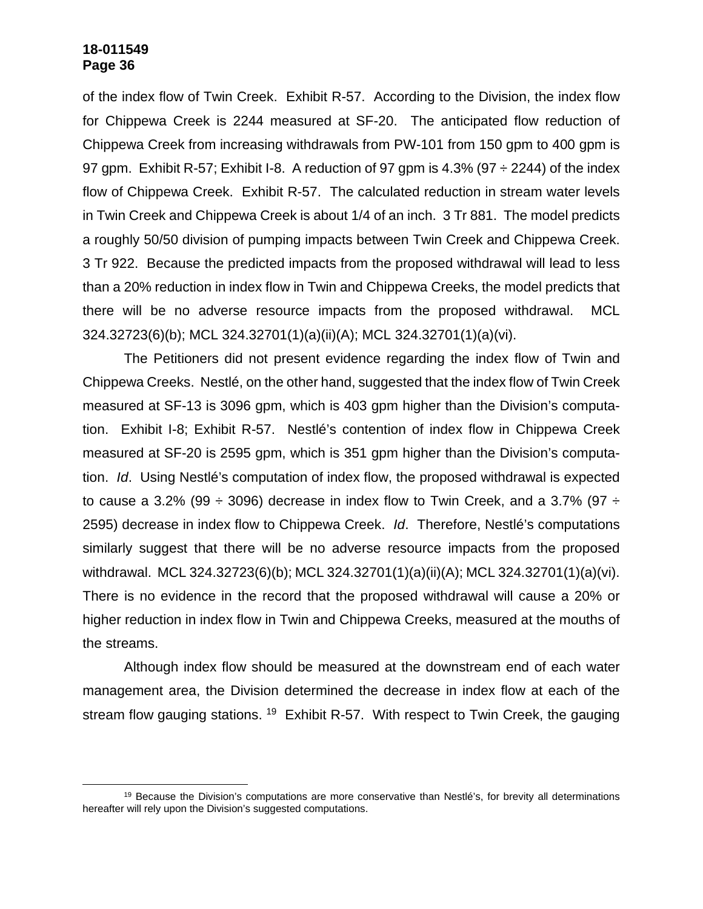of the index flow of Twin Creek. Exhibit R-57. According to the Division, the index flow for Chippewa Creek is 2244 measured at SF-20. The anticipated flow reduction of Chippewa Creek from increasing withdrawals from PW-101 from 150 gpm to 400 gpm is 97 gpm. Exhibit R-57; Exhibit I-8. A reduction of 97 gpm is 4.3% (97 ÷ 2244) of the index flow of Chippewa Creek. Exhibit R-57. The calculated reduction in stream water levels in Twin Creek and Chippewa Creek is about 1/4 of an inch. 3 Tr 881. The model predicts a roughly 50/50 division of pumping impacts between Twin Creek and Chippewa Creek. 3 Tr 922. Because the predicted impacts from the proposed withdrawal will lead to less than a 20% reduction in index flow in Twin and Chippewa Creeks, the model predicts that there will be no adverse resource impacts from the proposed withdrawal. MCL 324.32723(6)(b); MCL 324.32701(1)(a)(ii)(A); MCL 324.32701(1)(a)(vi).

The Petitioners did not present evidence regarding the index flow of Twin and Chippewa Creeks. Nestlé, on the other hand, suggested that the index flow of Twin Creek measured at SF-13 is 3096 gpm, which is 403 gpm higher than the Division's computation. Exhibit I-8; Exhibit R-57. Nestlé's contention of index flow in Chippewa Creek measured at SF-20 is 2595 gpm, which is 351 gpm higher than the Division's computation. *Id*. Using Nestlé's computation of index flow, the proposed withdrawal is expected to cause a 3.2% (99 ÷ 3096) decrease in index flow to Twin Creek, and a 3.7% (97 ÷ 2595) decrease in index flow to Chippewa Creek. *Id*. Therefore, Nestlé's computations similarly suggest that there will be no adverse resource impacts from the proposed withdrawal. MCL 324.32723(6)(b); MCL 324.32701(1)(a)(ii)(A); MCL 324.32701(1)(a)(vi). There is no evidence in the record that the proposed withdrawal will cause a 20% or higher reduction in index flow in Twin and Chippewa Creeks, measured at the mouths of the streams.

Although index flow should be measured at the downstream end of each water management area, the Division determined the decrease in index flow at each of the stream flow gauging stations. [19] Exhibit R-57. With respect to Twin Creek, the gauging

[19] Because the Division's computations are more conservative than Nestlé's, for brevity all determinations hereafter will rely upon the Division's suggested computations.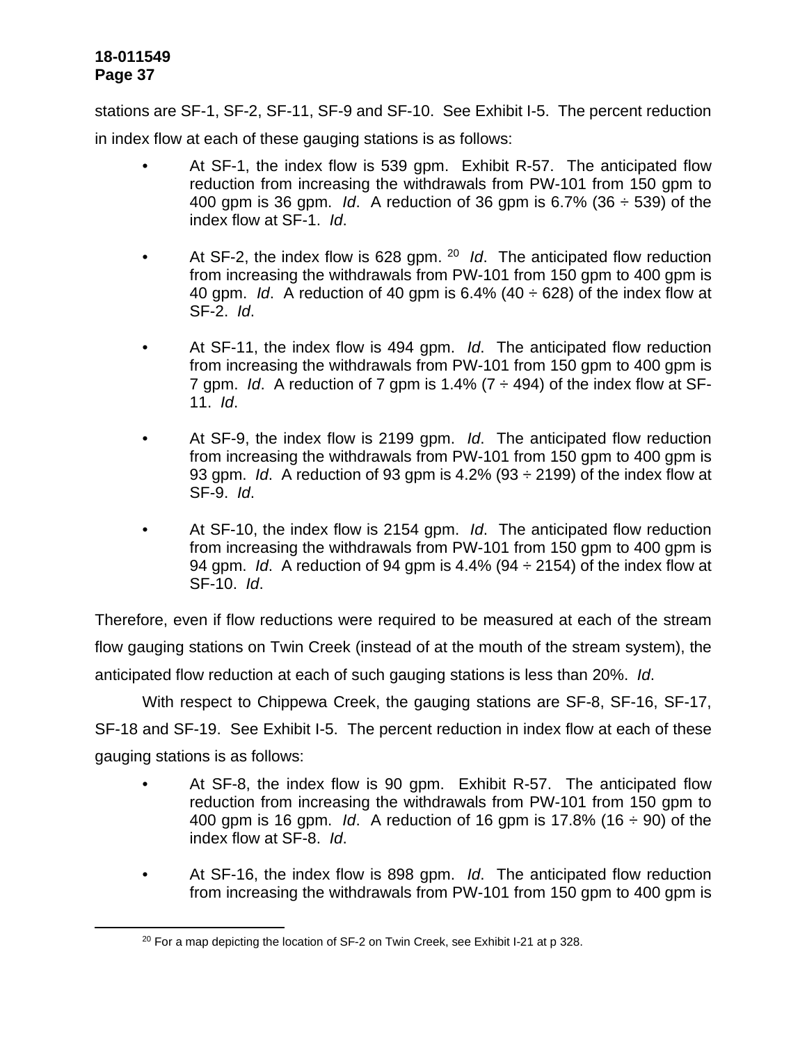stations are SF-1, SF-2, SF-11, SF-9 and SF-10. See Exhibit I-5. The percent reduction in index flow at each of these gauging stations is as follows:

- At SF-1, the index flow is 539 gpm. Exhibit R-57. The anticipated flow reduction from increasing the withdrawals from PW-101 from 150 gpm to 400 gpm is 36 gpm. *Id*. A reduction of 36 gpm is 6.7% (36 ÷ 539) of the index flow at SF-1. *Id*.

- At SF-2, the index flow is 628 gpm.[20] *Id*. The anticipated flow reduction from increasing the withdrawals from PW-101 from 150 gpm to 400 gpm is 40 gpm. *Id*. A reduction of 40 gpm is 6.4% (40 ÷ 628) of the index flow at SF-2. *Id*.

- At SF-11, the index flow is 494 gpm. *Id*. The anticipated flow reduction from increasing the withdrawals from PW-101 from 150 gpm to 400 gpm is 7 gpm. *Id*. A reduction of 7 gpm is 1.4% (7 ÷ 494) of the index flow at SF-11. *Id*.

- At SF-9, the index flow is 2199 gpm. *Id*. The anticipated flow reduction from increasing the withdrawals from PW-101 from 150 gpm to 400 gpm is 93 gpm. *Id*. A reduction of 93 gpm is 4.2% (93 ÷ 2199) of the index flow at SF-9. *Id*.

- At SF-10, the index flow is 2154 gpm. *Id*. The anticipated flow reduction from increasing the withdrawals from PW-101 from 150 gpm to 400 gpm is 94 gpm. *Id*. A reduction of 94 gpm is 4.4% (94 ÷ 2154) of the index flow at SF-10. *Id*.

Therefore, even if flow reductions were required to be measured at each of the stream flow gauging stations on Twin Creek (instead of at the mouth of the stream system), the anticipated flow reduction at each of such gauging stations is less than 20%. *Id*.

With respect to Chippewa Creek, the gauging stations are SF-8, SF-16, SF-17, SF-18 and SF-19. See Exhibit I-5. The percent reduction in index flow at each of these gauging stations is as follows:

- At SF-8, the index flow is 90 gpm. Exhibit R-57. The anticipated flow reduction from increasing the withdrawals from PW-101 from 150 gpm to 400 gpm is 16 gpm. *Id*. A reduction of 16 gpm is 17.8% (16 ÷ 90) of the index flow at SF-8. *Id*.

- At SF-16, the index flow is 898 gpm. *Id*. The anticipated flow reduction from increasing the withdrawals from PW-101 from 150 gpm to 400 gpm is

[20] For a map depicting the location of SF-2 on Twin Creek, see Exhibit I-21 at p 328.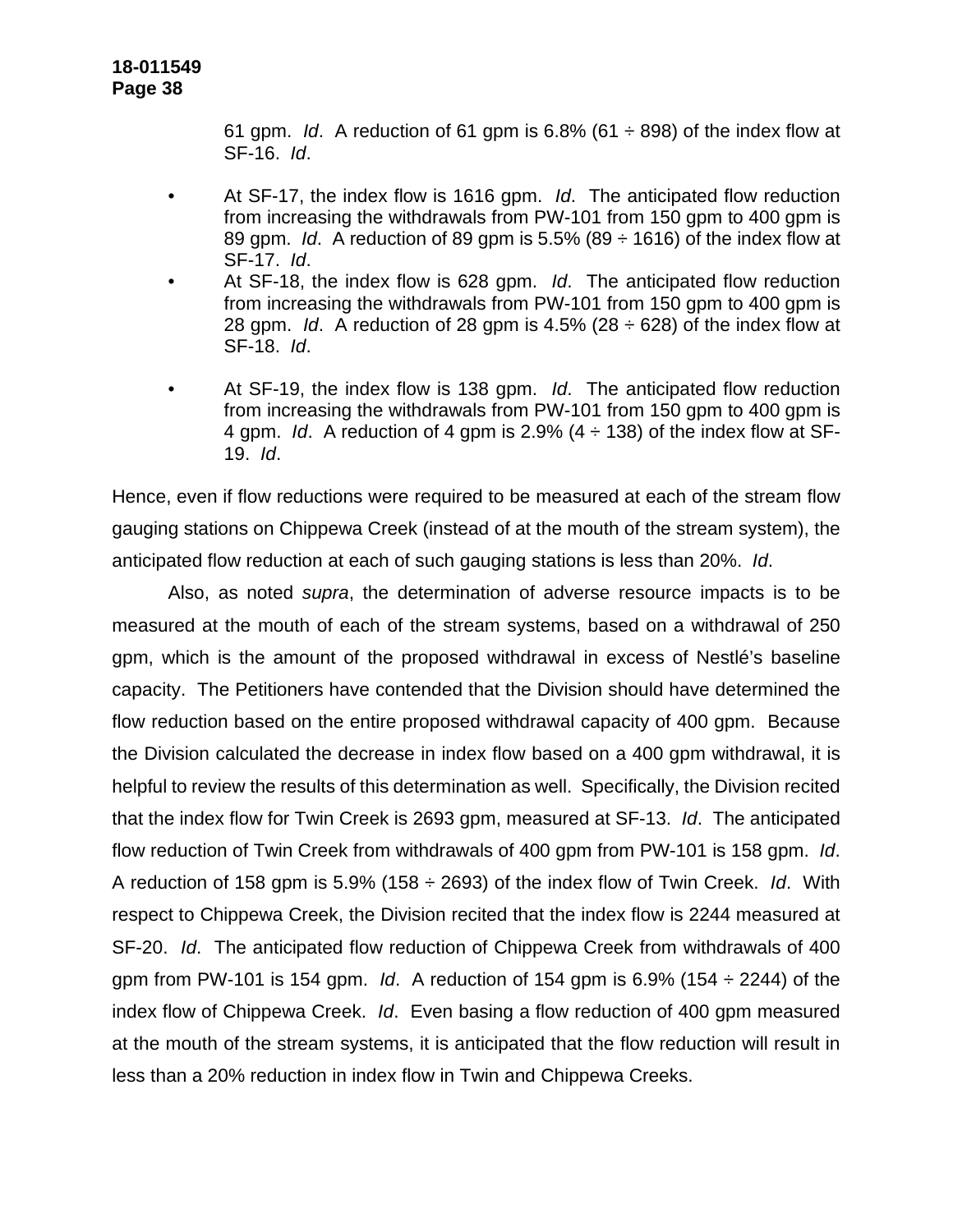61 gpm. *Id*. A reduction of 61 gpm is 6.8% (61 ÷ 898) of the index flow at SF-16. *Id*.

- At SF-17, the index flow is 1616 gpm. *Id*. The anticipated flow reduction from increasing the withdrawals from PW-101 from 150 gpm to 400 gpm is 89 gpm. *Id*. A reduction of 89 gpm is 5.5% (89 ÷ 1616) of the index flow at SF-17. *Id*.
- At SF-18, the index flow is 628 gpm. *Id*. The anticipated flow reduction from increasing the withdrawals from PW-101 from 150 gpm to 400 gpm is 28 gpm. *Id*. A reduction of 28 gpm is 4.5% (28 ÷ 628) of the index flow at SF-18. *Id*.
- At SF-19, the index flow is 138 gpm. *Id*. The anticipated flow reduction from increasing the withdrawals from PW-101 from 150 gpm to 400 gpm is 4 gpm. *Id*. A reduction of 4 gpm is 2.9% (4 ÷ 138) of the index flow at SF-19. *Id*.

Hence, even if flow reductions were required to be measured at each of the stream flow gauging stations on Chippewa Creek (instead of at the mouth of the stream system), the anticipated flow reduction at each of such gauging stations is less than 20%. *Id*.

Also, as noted *supra*, the determination of adverse resource impacts is to be measured at the mouth of each of the stream systems, based on a withdrawal of 250 gpm, which is the amount of the proposed withdrawal in excess of Nestlé's baseline capacity. The Petitioners have contended that the Division should have determined the flow reduction based on the entire proposed withdrawal capacity of 400 gpm. Because the Division calculated the decrease in index flow based on a 400 gpm withdrawal, it is helpful to review the results of this determination as well. Specifically, the Division recited that the index flow for Twin Creek is 2693 gpm, measured at SF-13. *Id*. The anticipated flow reduction of Twin Creek from withdrawals of 400 gpm from PW-101 is 158 gpm. *Id*. A reduction of 158 gpm is 5.9% (158 ÷ 2693) of the index flow of Twin Creek. *Id*. With respect to Chippewa Creek, the Division recited that the index flow is 2244 measured at SF-20. *Id*. The anticipated flow reduction of Chippewa Creek from withdrawals of 400 gpm from PW-101 is 154 gpm. *Id*. A reduction of 154 gpm is 6.9% (154 ÷ 2244) of the index flow of Chippewa Creek. *Id*. Even basing a flow reduction of 400 gpm measured at the mouth of the stream systems, it is anticipated that the flow reduction will result in less than a 20% reduction in index flow in Twin and Chippewa Creeks.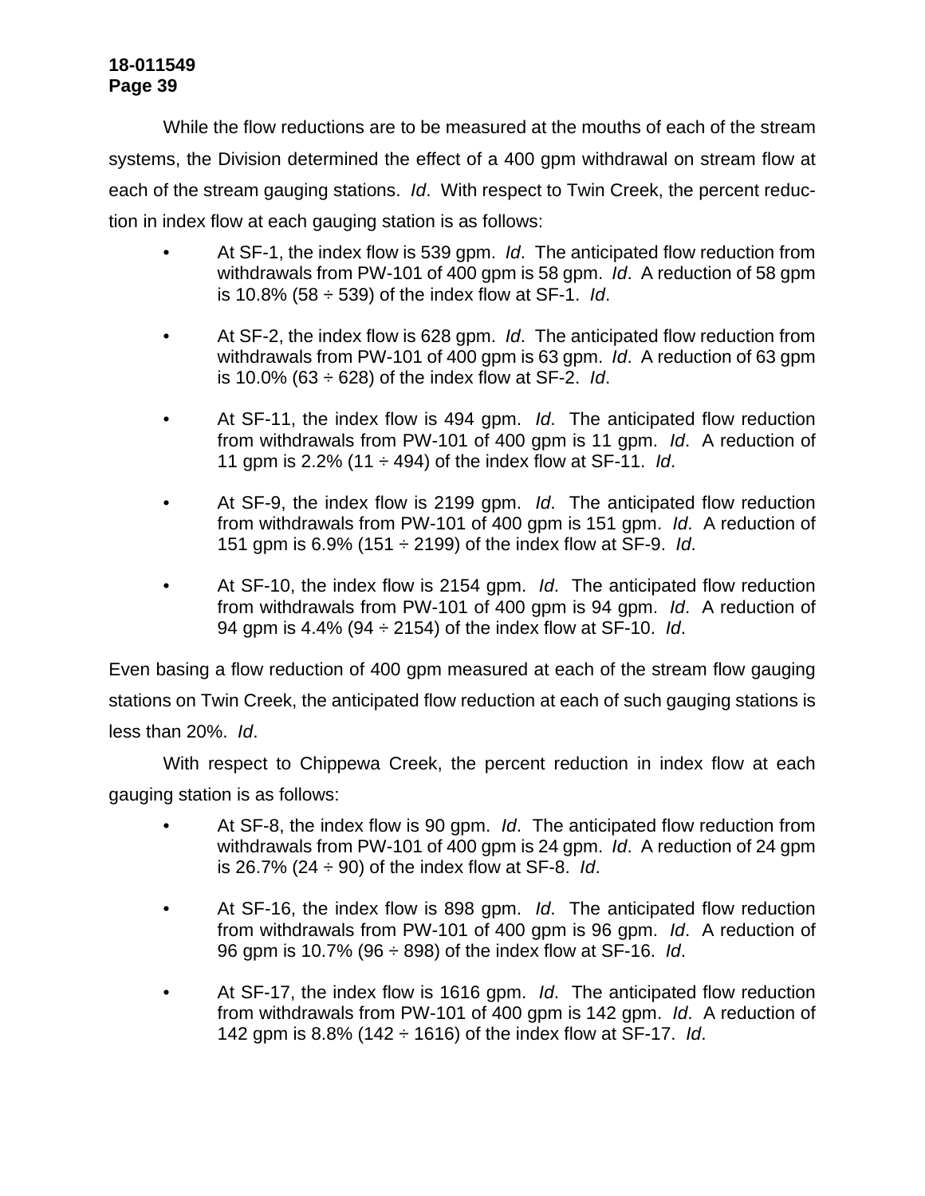While the flow reductions are to be measured at the mouths of each of the stream systems, the Division determined the effect of a 400 gpm withdrawal on stream flow at each of the stream gauging stations. *Id*. With respect to Twin Creek, the percent reduction in index flow at each gauging station is as follows:

- At SF-1, the index flow is 539 gpm. *Id*. The anticipated flow reduction from withdrawals from PW-101 of 400 gpm is 58 gpm. *Id*. A reduction of 58 gpm is 10.8% (58 ÷ 539) of the index flow at SF-1. *Id*.

- At SF-2, the index flow is 628 gpm. *Id*. The anticipated flow reduction from withdrawals from PW-101 of 400 gpm is 63 gpm. *Id*. A reduction of 63 gpm is 10.0% (63 ÷ 628) of the index flow at SF-2. *Id*.

- At SF-11, the index flow is 494 gpm. *Id*. The anticipated flow reduction from withdrawals from PW-101 of 400 gpm is 11 gpm. *Id*. A reduction of 11 gpm is 2.2% (11 ÷ 494) of the index flow at SF-11. *Id*.

- At SF-9, the index flow is 2199 gpm. *Id*. The anticipated flow reduction from withdrawals from PW-101 of 400 gpm is 151 gpm. *Id*. A reduction of 151 gpm is 6.9% (151 ÷ 2199) of the index flow at SF-9. *Id*.

- At SF-10, the index flow is 2154 gpm. *Id*. The anticipated flow reduction from withdrawals from PW-101 of 400 gpm is 94 gpm. *Id*. A reduction of 94 gpm is 4.4% (94 ÷ 2154) of the index flow at SF-10. *Id*.

Even basing a flow reduction of 400 gpm measured at each of the stream flow gauging stations on Twin Creek, the anticipated flow reduction at each of such gauging stations is less than 20%. *Id*.

With respect to Chippewa Creek, the percent reduction in index flow at each gauging station is as follows:

- At SF-8, the index flow is 90 gpm. *Id*. The anticipated flow reduction from withdrawals from PW-101 of 400 gpm is 24 gpm. *Id*. A reduction of 24 gpm is 26.7% (24 ÷ 90) of the index flow at SF-8. *Id*.

- At SF-16, the index flow is 898 gpm. *Id*. The anticipated flow reduction from withdrawals from PW-101 of 400 gpm is 96 gpm. *Id*. A reduction of 96 gpm is 10.7% (96 ÷ 898) of the index flow at SF-16. *Id*.

- At SF-17, the index flow is 1616 gpm. *Id*. The anticipated flow reduction from withdrawals from PW-101 of 400 gpm is 142 gpm. *Id*. A reduction of 142 gpm is 8.8% (142 ÷ 1616) of the index flow at SF-17. *Id*.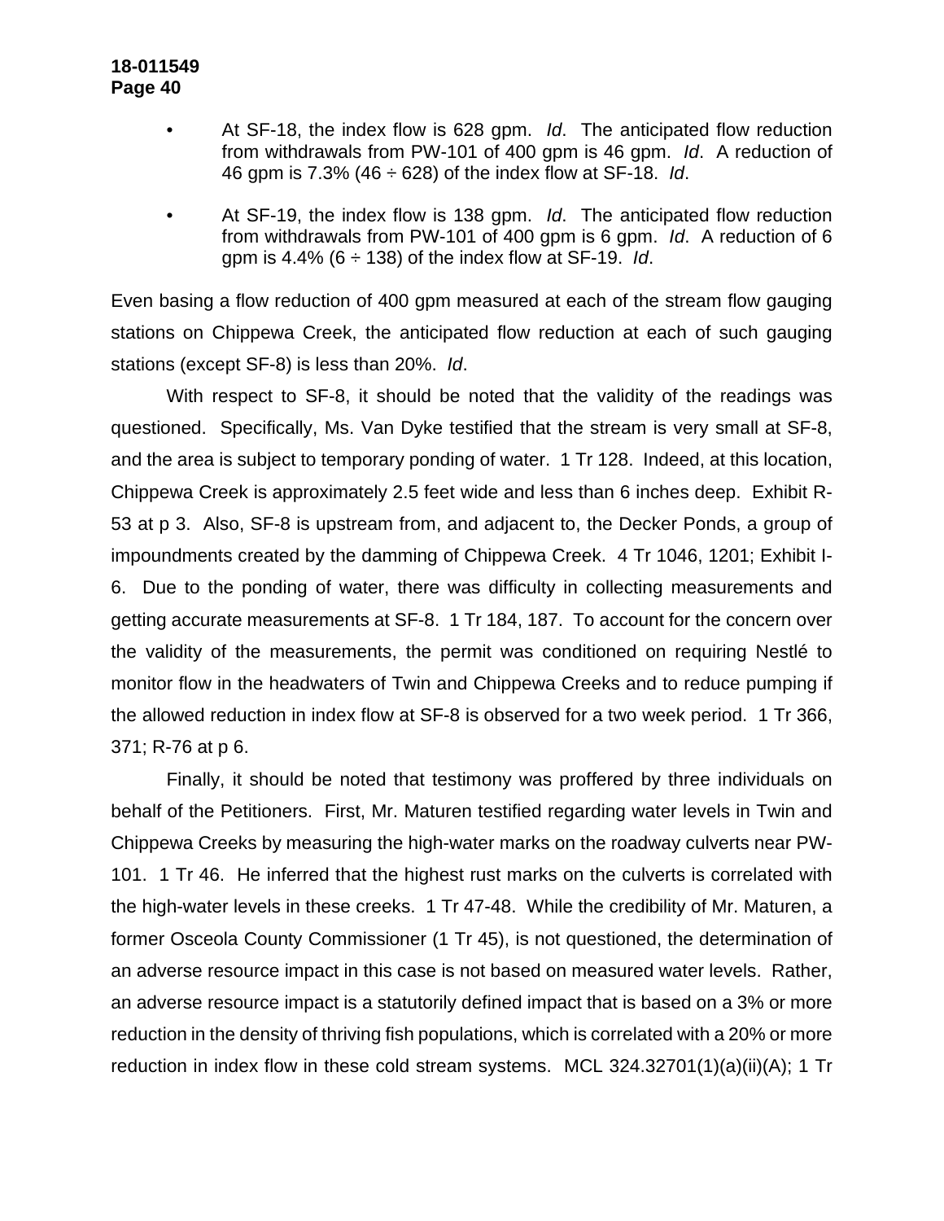- At SF-18, the index flow is 628 gpm. *Id*. The anticipated flow reduction from withdrawals from PW-101 of 400 gpm is 46 gpm. *Id*. A reduction of 46 gpm is 7.3% (46 ÷ 628) of the index flow at SF-18. *Id*.

- At SF-19, the index flow is 138 gpm. *Id*. The anticipated flow reduction from withdrawals from PW-101 of 400 gpm is 6 gpm. *Id*. A reduction of 6 gpm is 4.4% (6 ÷ 138) of the index flow at SF-19. *Id*.

Even basing a flow reduction of 400 gpm measured at each of the stream flow gauging stations on Chippewa Creek, the anticipated flow reduction at each of such gauging stations (except SF-8) is less than 20%. *Id*.

With respect to SF-8, it should be noted that the validity of the readings was questioned. Specifically, Ms. Van Dyke testified that the stream is very small at SF-8, and the area is subject to temporary ponding of water. 1 Tr 128. Indeed, at this location, Chippewa Creek is approximately 2.5 feet wide and less than 6 inches deep. Exhibit R-53 at p 3. Also, SF-8 is upstream from, and adjacent to, the Decker Ponds, a group of impoundments created by the damming of Chippewa Creek. 4 Tr 1046, 1201; Exhibit I-6. Due to the ponding of water, there was difficulty in collecting measurements and getting accurate measurements at SF-8. 1 Tr 184, 187. To account for the concern over the validity of the measurements, the permit was conditioned on requiring Nestlé to monitor flow in the headwaters of Twin and Chippewa Creeks and to reduce pumping if the allowed reduction in index flow at SF-8 is observed for a two week period. 1 Tr 366, 371; R-76 at p 6.

Finally, it should be noted that testimony was proffered by three individuals on behalf of the Petitioners. First, Mr. Maturen testified regarding water levels in Twin and Chippewa Creeks by measuring the high-water marks on the roadway culverts near PW-101. 1 Tr 46. He inferred that the highest rust marks on the culverts is correlated with the high-water levels in these creeks. 1 Tr 47-48. While the credibility of Mr. Maturen, a former Osceola County Commissioner (1 Tr 45), is not questioned, the determination of an adverse resource impact in this case is not based on measured water levels. Rather, an adverse resource impact is a statutorily defined impact that is based on a 3% or more reduction in the density of thriving fish populations, which is correlated with a 20% or more reduction in index flow in these cold stream systems. MCL 324.32701(1)(a)(ii)(A); 1 Tr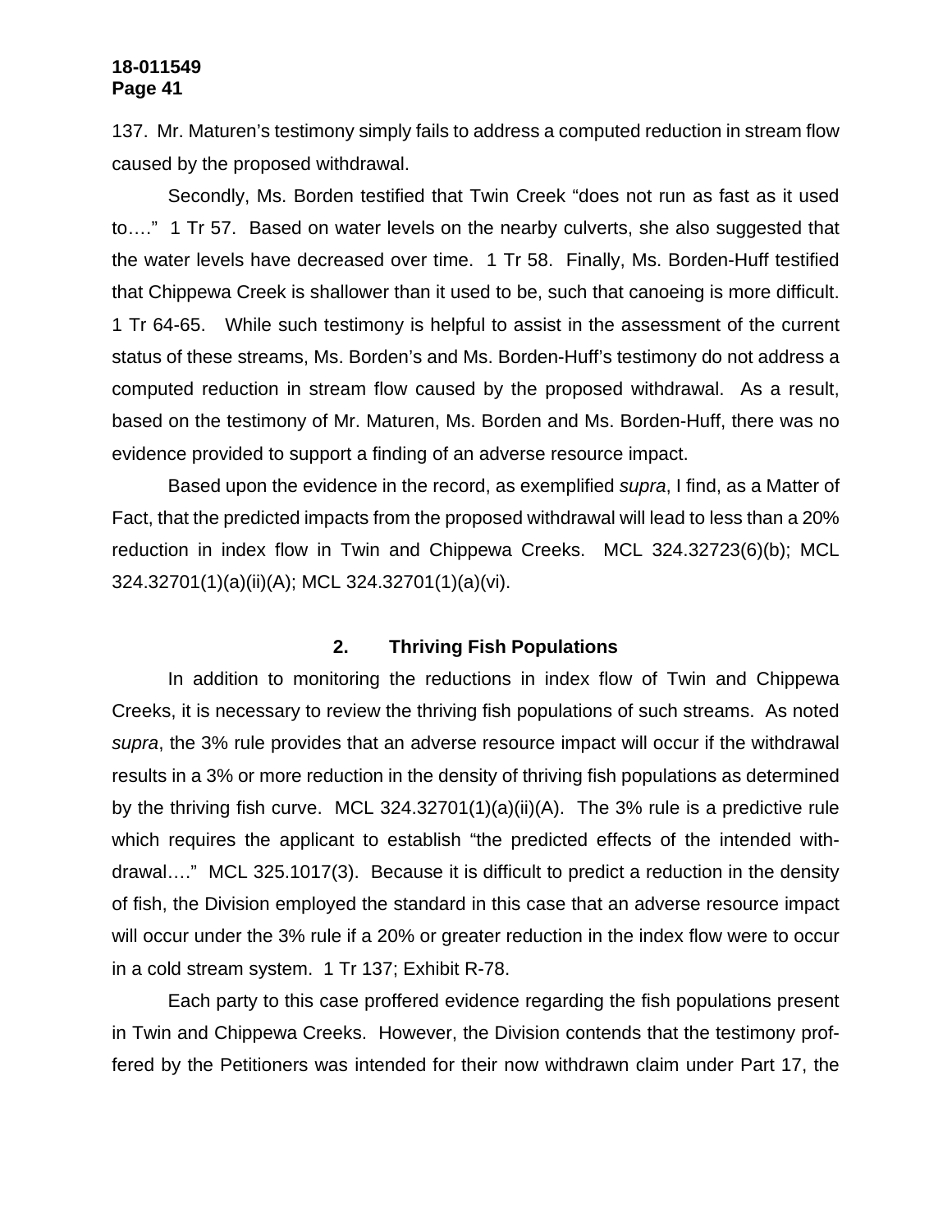137. Mr. Maturen's testimony simply fails to address a computed reduction in stream flow caused by the proposed withdrawal.

Secondly, Ms. Borden testified that Twin Creek "does not run as fast as it used to…." 1 Tr 57. Based on water levels on the nearby culverts, she also suggested that the water levels have decreased over time. 1 Tr 58. Finally, Ms. Borden-Huff testified that Chippewa Creek is shallower than it used to be, such that canoeing is more difficult. 1 Tr 64-65. While such testimony is helpful to assist in the assessment of the current status of these streams, Ms. Borden's and Ms. Borden-Huff's testimony do not address a computed reduction in stream flow caused by the proposed withdrawal. As a result, based on the testimony of Mr. Maturen, Ms. Borden and Ms. Borden-Huff, there was no evidence provided to support a finding of an adverse resource impact.

Based upon the evidence in the record, as exemplified *supra*, I find, as a Matter of Fact, that the predicted impacts from the proposed withdrawal will lead to less than a 20% reduction in index flow in Twin and Chippewa Creeks. MCL 324.32723(6)(b); MCL 324.32701(1)(a)(ii)(A); MCL 324.32701(1)(a)(vi).

### 2. Thriving Fish Populations

In addition to monitoring the reductions in index flow of Twin and Chippewa Creeks, it is necessary to review the thriving fish populations of such streams. As noted *supra*, the 3% rule provides that an adverse resource impact will occur if the withdrawal results in a 3% or more reduction in the density of thriving fish populations as determined by the thriving fish curve. MCL 324.32701(1)(a)(ii)(A). The 3% rule is a predictive rule which requires the applicant to establish "the predicted effects of the intended withdrawal…." MCL 325.1017(3). Because it is difficult to predict a reduction in the density of fish, the Division employed the standard in this case that an adverse resource impact will occur under the 3% rule if a 20% or greater reduction in the index flow were to occur in a cold stream system. 1 Tr 137; Exhibit R-78.

Each party to this case proffered evidence regarding the fish populations present in Twin and Chippewa Creeks. However, the Division contends that the testimony proffered by the Petitioners was intended for their now withdrawn claim under Part 17, the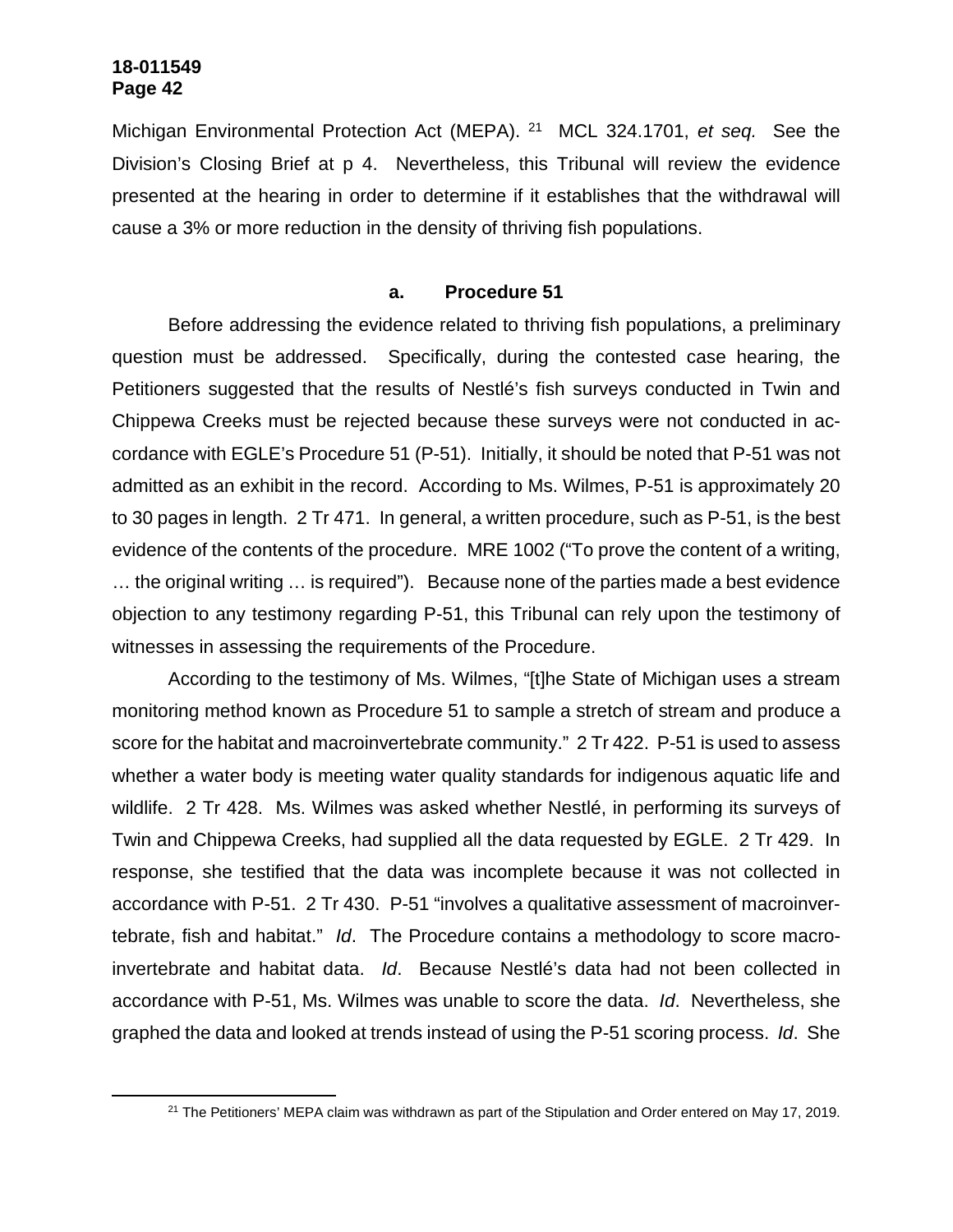Michigan Environmental Protection Act (MEPA).[21] MCL 324.1701, *et seq.* See the Division's Closing Brief at p 4. Nevertheless, this Tribunal will review the evidence presented at the hearing in order to determine if it establishes that the withdrawal will cause a 3% or more reduction in the density of thriving fish populations.

### a. Procedure 51

Before addressing the evidence related to thriving fish populations, a preliminary question must be addressed. Specifically, during the contested case hearing, the Petitioners suggested that the results of Nestlé's fish surveys conducted in Twin and Chippewa Creeks must be rejected because these surveys were not conducted in accordance with EGLE's Procedure 51 (P-51). Initially, it should be noted that P-51 was not admitted as an exhibit in the record. According to Ms. Wilmes, P-51 is approximately 20 to 30 pages in length. 2 Tr 471. In general, a written procedure, such as P-51, is the best evidence of the contents of the procedure. MRE 1002 ("To prove the content of a writing, … the original writing … is required"). Because none of the parties made a best evidence objection to any testimony regarding P-51, this Tribunal can rely upon the testimony of witnesses in assessing the requirements of the Procedure.

According to the testimony of Ms. Wilmes, "[t]he State of Michigan uses a stream monitoring method known as Procedure 51 to sample a stretch of stream and produce a score for the habitat and macroinvertebrate community." 2 Tr 422. P-51 is used to assess whether a water body is meeting water quality standards for indigenous aquatic life and wildlife. 2 Tr 428. Ms. Wilmes was asked whether Nestlé, in performing its surveys of Twin and Chippewa Creeks, had supplied all the data requested by EGLE. 2 Tr 429. In response, she testified that the data was incomplete because it was not collected in accordance with P-51. 2 Tr 430. P-51 "involves a qualitative assessment of macroinvertebrate, fish and habitat." *Id*. The Procedure contains a methodology to score macroinvertebrate and habitat data. *Id*. Because Nestlé's data had not been collected in accordance with P-51, Ms. Wilmes was unable to score the data. *Id*. Nevertheless, she graphed the data and looked at trends instead of using the P-51 scoring process. *Id*. She

[21] The Petitioners' MEPA claim was withdrawn as part of the Stipulation and Order entered on May 17, 2019.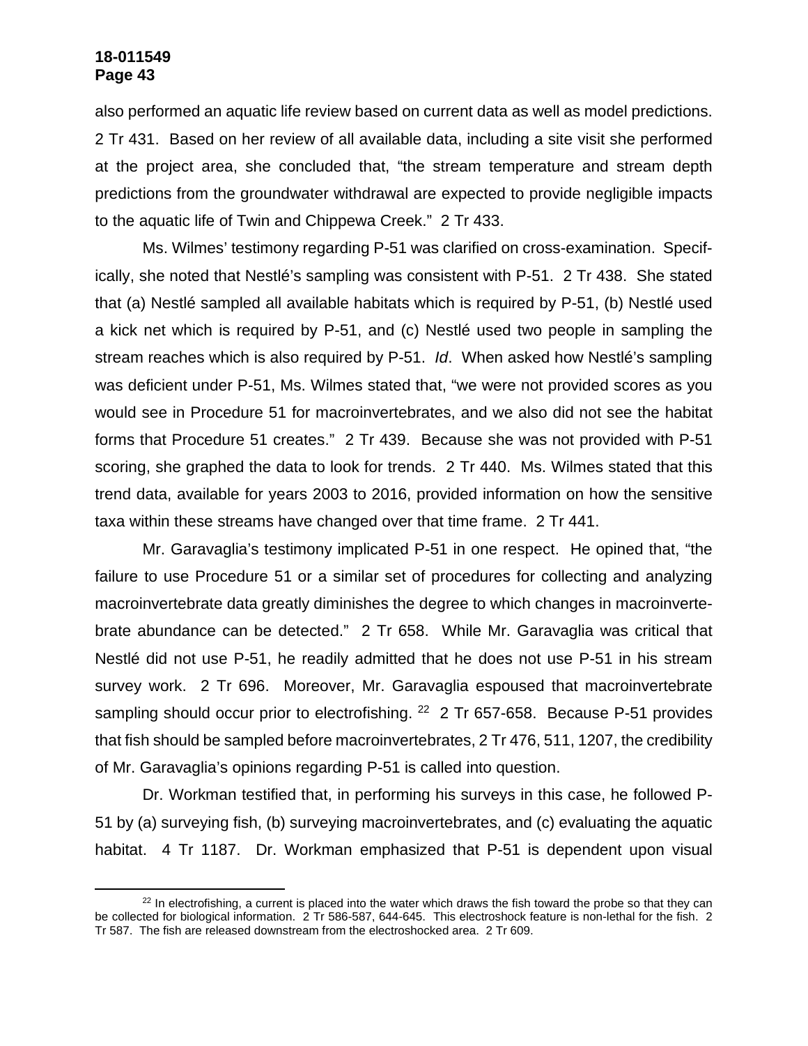also performed an aquatic life review based on current data as well as model predictions. 2 Tr 431. Based on her review of all available data, including a site visit she performed at the project area, she concluded that, "the stream temperature and stream depth predictions from the groundwater withdrawal are expected to provide negligible impacts to the aquatic life of Twin and Chippewa Creek." 2 Tr 433.

Ms. Wilmes' testimony regarding P-51 was clarified on cross-examination. Specifically, she noted that Nestlé's sampling was consistent with P-51. 2 Tr 438. She stated that (a) Nestlé sampled all available habitats which is required by P-51, (b) Nestlé used a kick net which is required by P-51, and (c) Nestlé used two people in sampling the stream reaches which is also required by P-51. *Id*. When asked how Nestlé's sampling was deficient under P-51, Ms. Wilmes stated that, "we were not provided scores as you would see in Procedure 51 for macroinvertebrates, and we also did not see the habitat forms that Procedure 51 creates." 2 Tr 439. Because she was not provided with P-51 scoring, she graphed the data to look for trends. 2 Tr 440. Ms. Wilmes stated that this trend data, available for years 2003 to 2016, provided information on how the sensitive taxa within these streams have changed over that time frame. 2 Tr 441.

Mr. Garavaglia's testimony implicated P-51 in one respect. He opined that, "the failure to use Procedure 51 or a similar set of procedures for collecting and analyzing macroinvertebrate data greatly diminishes the degree to which changes in macroinvertebrate abundance can be detected." 2 Tr 658. While Mr. Garavaglia was critical that Nestlé did not use P-51, he readily admitted that he does not use P-51 in his stream survey work. 2 Tr 696. Moreover, Mr. Garavaglia espoused that macroinvertebrate sampling should occur prior to electrofishing. [22] 2 Tr 657-658. Because P-51 provides that fish should be sampled before macroinvertebrates, 2 Tr 476, 511, 1207, the credibility of Mr. Garavaglia's opinions regarding P-51 is called into question.

Dr. Workman testified that, in performing his surveys in this case, he followed P-51 by (a) surveying fish, (b) surveying macroinvertebrates, and (c) evaluating the aquatic habitat. 4 Tr 1187. Dr. Workman emphasized that P-51 is dependent upon visual

---

[22] In electrofishing, a current is placed into the water which draws the fish toward the probe so that they can be collected for biological information. 2 Tr 586-587, 644-645. This electroshock feature is non-lethal for the fish. 2 Tr 587. The fish are released downstream from the electroshocked area. 2 Tr 609.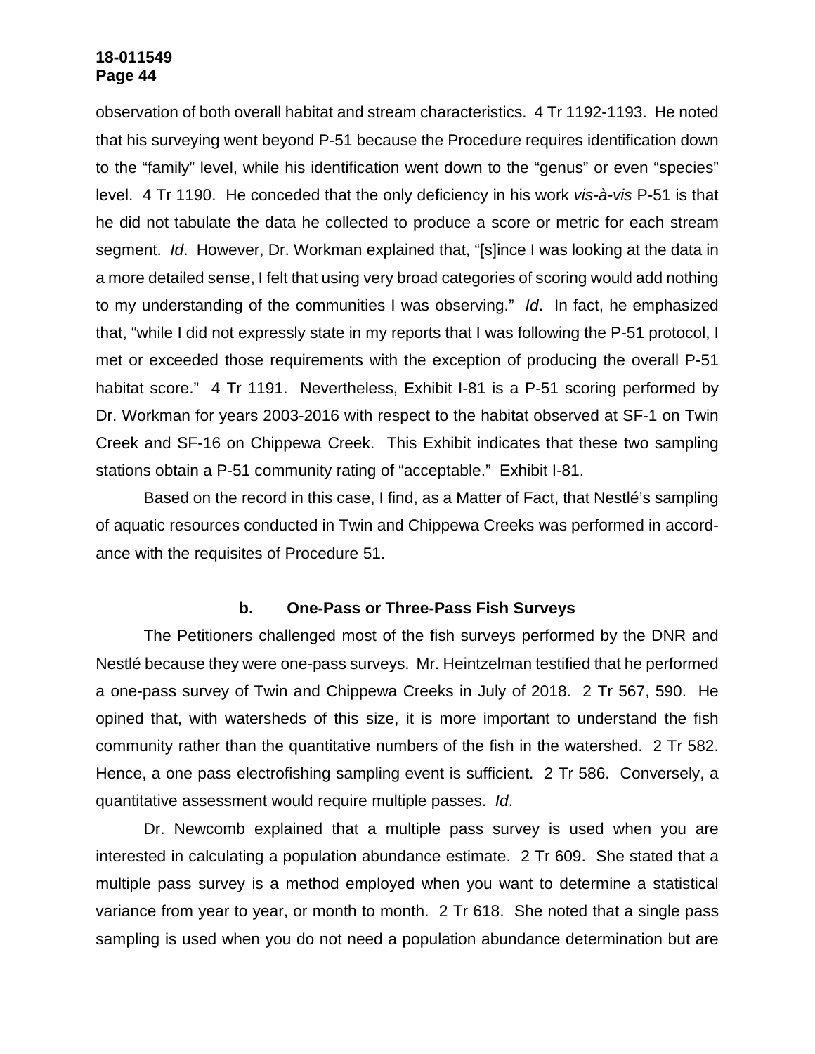observation of both overall habitat and stream characteristics. 4 Tr 1192-1193. He noted that his surveying went beyond P-51 because the Procedure requires identification down to the "family" level, while his identification went down to the "genus" or even "species" level. 4 Tr 1190. He conceded that the only deficiency in his work *vis-à-vis* P-51 is that he did not tabulate the data he collected to produce a score or metric for each stream segment. *Id*. However, Dr. Workman explained that, "[s]ince I was looking at the data in a more detailed sense, I felt that using very broad categories of scoring would add nothing to my understanding of the communities I was observing." *Id*. In fact, he emphasized that, "while I did not expressly state in my reports that I was following the P-51 protocol, I met or exceeded those requirements with the exception of producing the overall P-51 habitat score." 4 Tr 1191. Nevertheless, Exhibit I-81 is a P-51 scoring performed by Dr. Workman for years 2003-2016 with respect to the habitat observed at SF-1 on Twin Creek and SF-16 on Chippewa Creek. This Exhibit indicates that these two sampling stations obtain a P-51 community rating of "acceptable." Exhibit I-81.

Based on the record in this case, I find, as a Matter of Fact, that Nestlé's sampling of aquatic resources conducted in Twin and Chippewa Creeks was performed in accordance with the requisites of Procedure 51.

#### b. One-Pass or Three-Pass Fish Surveys

The Petitioners challenged most of the fish surveys performed by the DNR and Nestlé because they were one-pass surveys. Mr. Heintzelman testified that he performed a one-pass survey of Twin and Chippewa Creeks in July of 2018. 2 Tr 567, 590. He opined that, with watersheds of this size, it is more important to understand the fish community rather than the quantitative numbers of the fish in the watershed. 2 Tr 582. Hence, a one pass electrofishing sampling event is sufficient. 2 Tr 586. Conversely, a quantitative assessment would require multiple passes. *Id*.

Dr. Newcomb explained that a multiple pass survey is used when you are interested in calculating a population abundance estimate. 2 Tr 609. She stated that a multiple pass survey is a method employed when you want to determine a statistical variance from year to year, or month to month. 2 Tr 618. She noted that a single pass sampling is used when you do not need a population abundance determination but are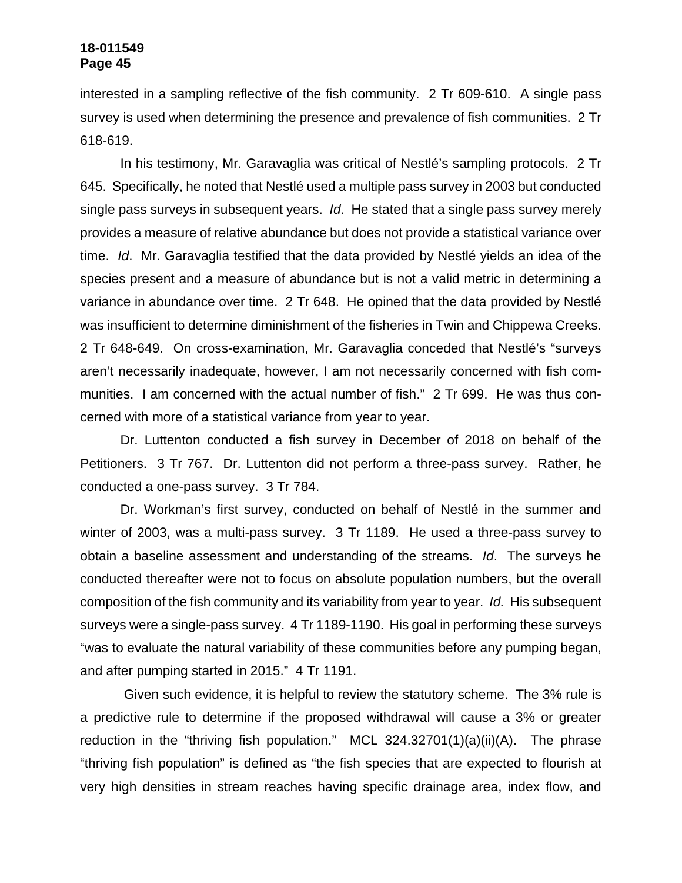interested in a sampling reflective of the fish community. 2 Tr 609-610. A single pass survey is used when determining the presence and prevalence of fish communities. 2 Tr 618-619.

In his testimony, Mr. Garavaglia was critical of Nestlé's sampling protocols. 2 Tr 645. Specifically, he noted that Nestlé used a multiple pass survey in 2003 but conducted single pass surveys in subsequent years. *Id*. He stated that a single pass survey merely provides a measure of relative abundance but does not provide a statistical variance over time. *Id*. Mr. Garavaglia testified that the data provided by Nestlé yields an idea of the species present and a measure of abundance but is not a valid metric in determining a variance in abundance over time. 2 Tr 648. He opined that the data provided by Nestlé was insufficient to determine diminishment of the fisheries in Twin and Chippewa Creeks. 2 Tr 648-649. On cross-examination, Mr. Garavaglia conceded that Nestlé's "surveys aren't necessarily inadequate, however, I am not necessarily concerned with fish communities. I am concerned with the actual number of fish." 2 Tr 699. He was thus concerned with more of a statistical variance from year to year.

Dr. Luttenton conducted a fish survey in December of 2018 on behalf of the Petitioners. 3 Tr 767. Dr. Luttenton did not perform a three-pass survey. Rather, he conducted a one-pass survey. 3 Tr 784.

Dr. Workman's first survey, conducted on behalf of Nestlé in the summer and winter of 2003, was a multi-pass survey. 3 Tr 1189. He used a three-pass survey to obtain a baseline assessment and understanding of the streams. *Id*. The surveys he conducted thereafter were not to focus on absolute population numbers, but the overall composition of the fish community and its variability from year to year. *Id.* His subsequent surveys were a single-pass survey. 4 Tr 1189-1190. His goal in performing these surveys "was to evaluate the natural variability of these communities before any pumping began, and after pumping started in 2015." 4 Tr 1191.

Given such evidence, it is helpful to review the statutory scheme. The 3% rule is a predictive rule to determine if the proposed withdrawal will cause a 3% or greater reduction in the "thriving fish population." MCL 324.32701(1)(a)(ii)(A). The phrase "thriving fish population" is defined as "the fish species that are expected to flourish at very high densities in stream reaches having specific drainage area, index flow, and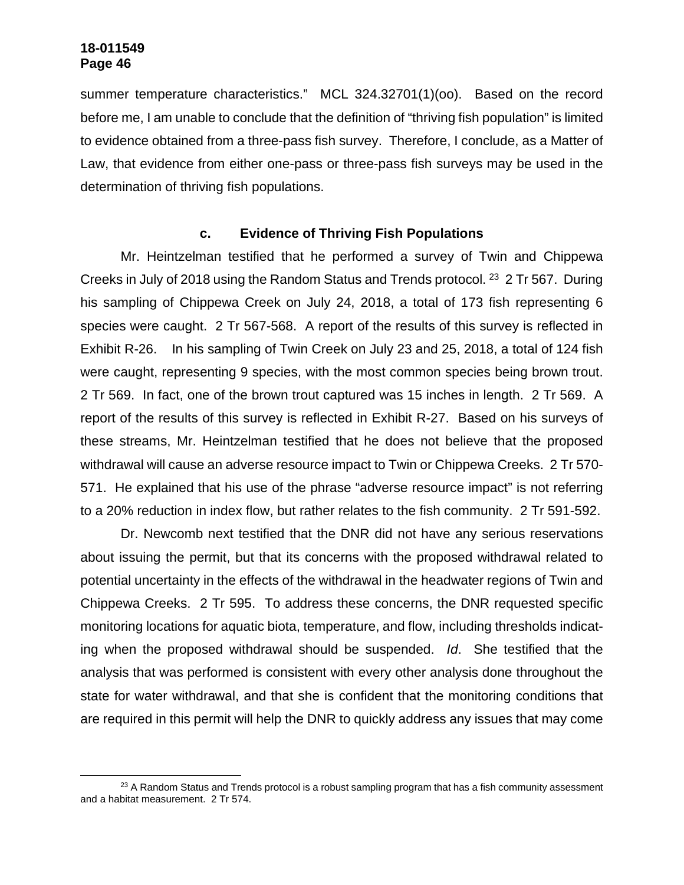summer temperature characteristics." MCL 324.32701(1)(oo). Based on the record before me, I am unable to conclude that the definition of "thriving fish population" is limited to evidence obtained from a three-pass fish survey. Therefore, I conclude, as a Matter of Law, that evidence from either one-pass or three-pass fish surveys may be used in the determination of thriving fish populations.

### c. Evidence of Thriving Fish Populations

Mr. Heintzelman testified that he performed a survey of Twin and Chippewa Creeks in July of 2018 using the Random Status and Trends protocol.[23] 2 Tr 567. During his sampling of Chippewa Creek on July 24, 2018, a total of 173 fish representing 6 species were caught. 2 Tr 567-568. A report of the results of this survey is reflected in Exhibit R-26. In his sampling of Twin Creek on July 23 and 25, 2018, a total of 124 fish were caught, representing 9 species, with the most common species being brown trout. 2 Tr 569. In fact, one of the brown trout captured was 15 inches in length. 2 Tr 569. A report of the results of this survey is reflected in Exhibit R-27. Based on his surveys of these streams, Mr. Heintzelman testified that he does not believe that the proposed withdrawal will cause an adverse resource impact to Twin or Chippewa Creeks. 2 Tr 570-571. He explained that his use of the phrase "adverse resource impact" is not referring to a 20% reduction in index flow, but rather relates to the fish community. 2 Tr 591-592.

Dr. Newcomb next testified that the DNR did not have any serious reservations about issuing the permit, but that its concerns with the proposed withdrawal related to potential uncertainty in the effects of the withdrawal in the headwater regions of Twin and Chippewa Creeks. 2 Tr 595. To address these concerns, the DNR requested specific monitoring locations for aquatic biota, temperature, and flow, including thresholds indicating when the proposed withdrawal should be suspended. *Id*. She testified that the analysis that was performed is consistent with every other analysis done throughout the state for water withdrawal, and that she is confident that the monitoring conditions that are required in this permit will help the DNR to quickly address any issues that may come

[23] A Random Status and Trends protocol is a robust sampling program that has a fish community assessment and a habitat measurement. 2 Tr 574.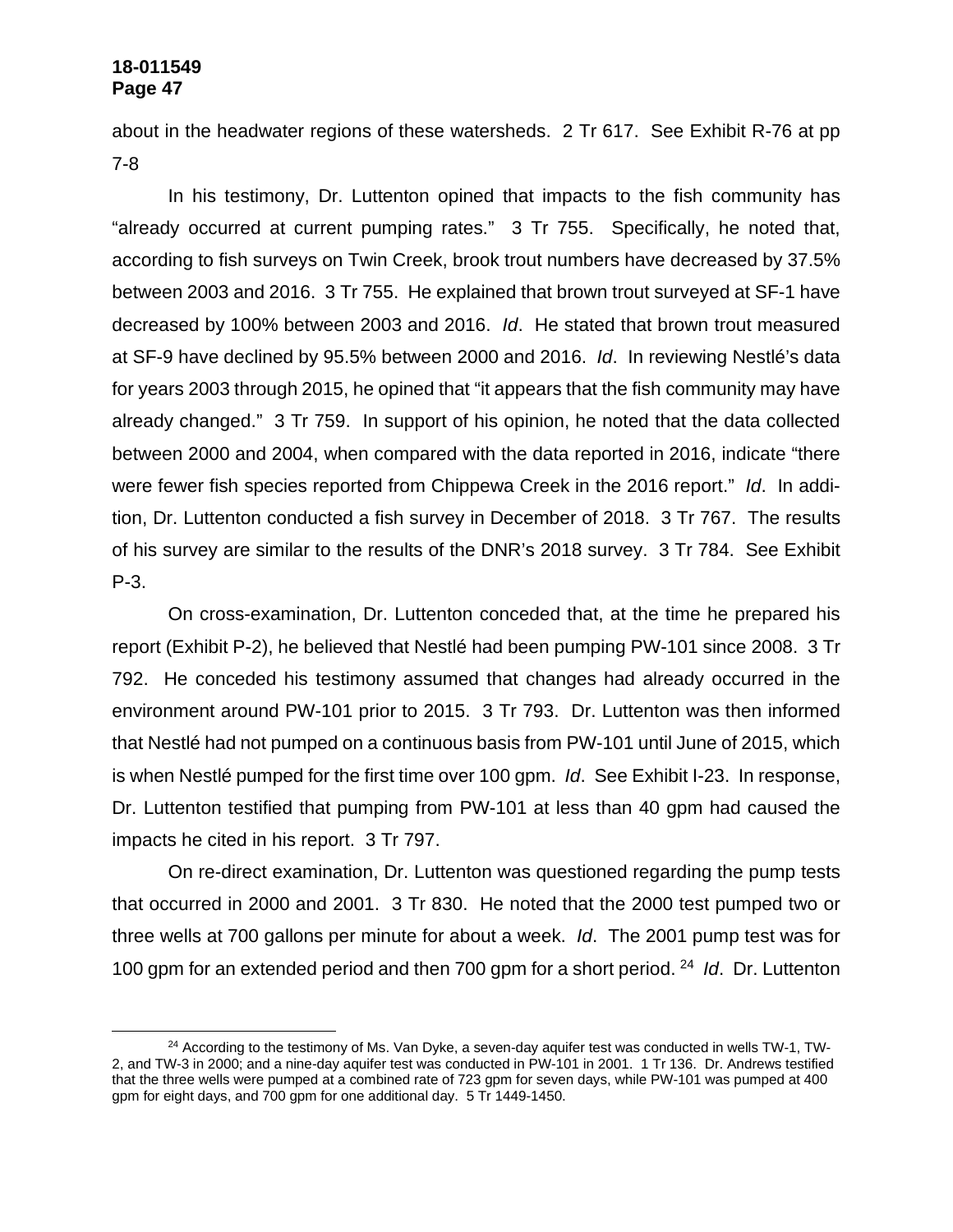about in the headwater regions of these watersheds. 2 Tr 617. See Exhibit R-76 at pp 7-8

In his testimony, Dr. Luttenton opined that impacts to the fish community has "already occurred at current pumping rates." 3 Tr 755. Specifically, he noted that, according to fish surveys on Twin Creek, brook trout numbers have decreased by 37.5% between 2003 and 2016. 3 Tr 755. He explained that brown trout surveyed at SF-1 have decreased by 100% between 2003 and 2016. *Id*. He stated that brown trout measured at SF-9 have declined by 95.5% between 2000 and 2016. *Id*. In reviewing Nestlé's data for years 2003 through 2015, he opined that "it appears that the fish community may have already changed." 3 Tr 759. In support of his opinion, he noted that the data collected between 2000 and 2004, when compared with the data reported in 2016, indicate "there were fewer fish species reported from Chippewa Creek in the 2016 report." *Id*. In addition, Dr. Luttenton conducted a fish survey in December of 2018. 3 Tr 767. The results of his survey are similar to the results of the DNR's 2018 survey. 3 Tr 784. See Exhibit P-3.

On cross-examination, Dr. Luttenton conceded that, at the time he prepared his report (Exhibit P-2), he believed that Nestlé had been pumping PW-101 since 2008. 3 Tr 792. He conceded his testimony assumed that changes had already occurred in the environment around PW-101 prior to 2015. 3 Tr 793. Dr. Luttenton was then informed that Nestlé had not pumped on a continuous basis from PW-101 until June of 2015, which is when Nestlé pumped for the first time over 100 gpm. *Id*. See Exhibit I-23. In response, Dr. Luttenton testified that pumping from PW-101 at less than 40 gpm had caused the impacts he cited in his report. 3 Tr 797.

On re-direct examination, Dr. Luttenton was questioned regarding the pump tests that occurred in 2000 and 2001. 3 Tr 830. He noted that the 2000 test pumped two or three wells at 700 gallons per minute for about a week. *Id*. The 2001 pump test was for 100 gpm for an extended period and then 700 gpm for a short period.[24] *Id*. Dr. Luttenton

[24] According to the testimony of Ms. Van Dyke, a seven-day aquifer test was conducted in wells TW-1, TW-2, and TW-3 in 2000; and a nine-day aquifer test was conducted in PW-101 in 2001. 1 Tr 136. Dr. Andrews testified that the three wells were pumped at a combined rate of 723 gpm for seven days, while PW-101 was pumped at 400 gpm for eight days, and 700 gpm for one additional day. 5 Tr 1449-1450.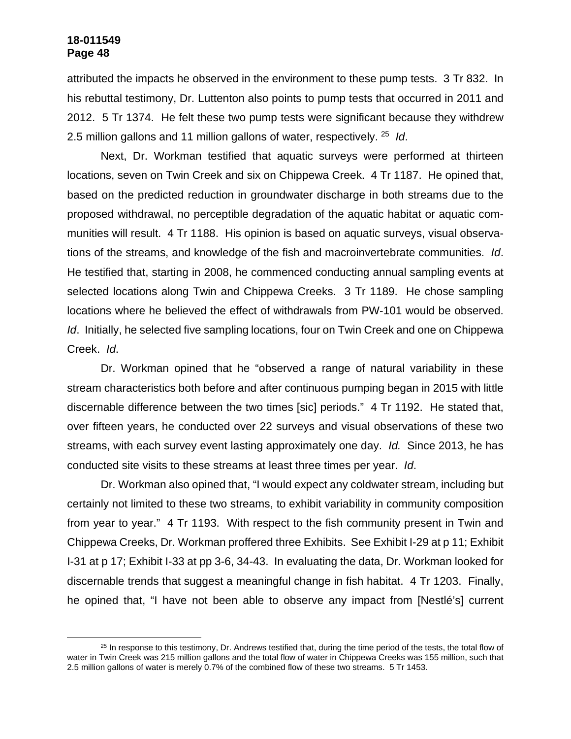attributed the impacts he observed in the environment to these pump tests. 3 Tr 832. In his rebuttal testimony, Dr. Luttenton also points to pump tests that occurred in 2011 and 2012. 5 Tr 1374. He felt these two pump tests were significant because they withdrew 2.5 million gallons and 11 million gallons of water, respectively.[25] *Id*.

Next, Dr. Workman testified that aquatic surveys were performed at thirteen locations, seven on Twin Creek and six on Chippewa Creek. 4 Tr 1187. He opined that, based on the predicted reduction in groundwater discharge in both streams due to the proposed withdrawal, no perceptible degradation of the aquatic habitat or aquatic communities will result. 4 Tr 1188. His opinion is based on aquatic surveys, visual observations of the streams, and knowledge of the fish and macroinvertebrate communities. *Id*. He testified that, starting in 2008, he commenced conducting annual sampling events at selected locations along Twin and Chippewa Creeks. 3 Tr 1189. He chose sampling locations where he believed the effect of withdrawals from PW-101 would be observed. *Id*. Initially, he selected five sampling locations, four on Twin Creek and one on Chippewa Creek. *Id*.

Dr. Workman opined that he "observed a range of natural variability in these stream characteristics both before and after continuous pumping began in 2015 with little discernable difference between the two times [sic] periods." 4 Tr 1192. He stated that, over fifteen years, he conducted over 22 surveys and visual observations of these two streams, with each survey event lasting approximately one day. *Id.* Since 2013, he has conducted site visits to these streams at least three times per year. *Id*.

Dr. Workman also opined that, "I would expect any coldwater stream, including but certainly not limited to these two streams, to exhibit variability in community composition from year to year." 4 Tr 1193. With respect to the fish community present in Twin and Chippewa Creeks, Dr. Workman proffered three Exhibits. See Exhibit I-29 at p 11; Exhibit I-31 at p 17; Exhibit I-33 at pp 3-6, 34-43. In evaluating the data, Dr. Workman looked for discernable trends that suggest a meaningful change in fish habitat. 4 Tr 1203. Finally, he opined that, "I have not been able to observe any impact from [Nestlé's] current

[25] In response to this testimony, Dr. Andrews testified that, during the time period of the tests, the total flow of water in Twin Creek was 215 million gallons and the total flow of water in Chippewa Creeks was 155 million, such that 2.5 million gallons of water is merely 0.7% of the combined flow of these two streams. 5 Tr 1453.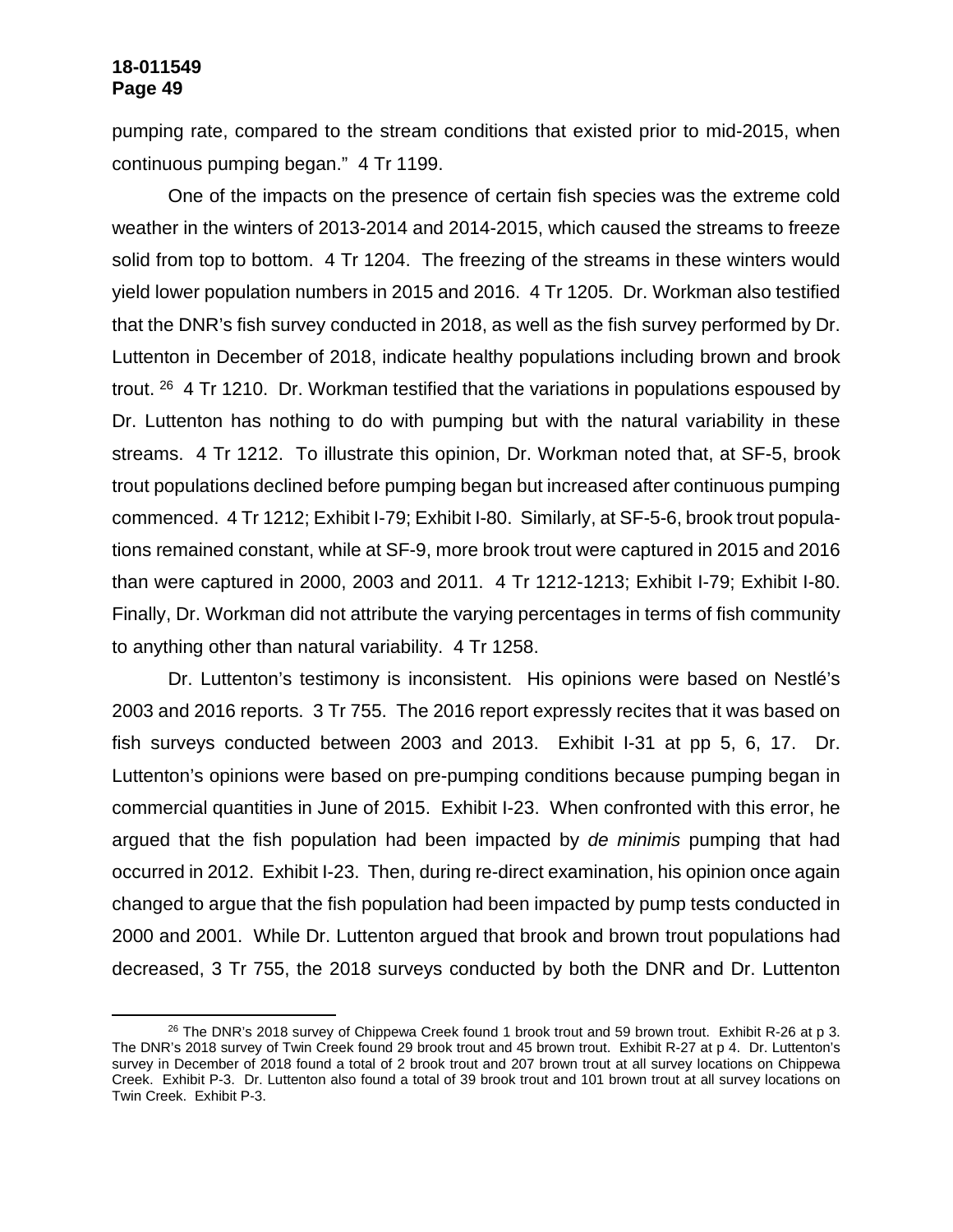pumping rate, compared to the stream conditions that existed prior to mid-2015, when continuous pumping began." 4 Tr 1199.

One of the impacts on the presence of certain fish species was the extreme cold weather in the winters of 2013-2014 and 2014-2015, which caused the streams to freeze solid from top to bottom. 4 Tr 1204. The freezing of the streams in these winters would yield lower population numbers in 2015 and 2016. 4 Tr 1205. Dr. Workman also testified that the DNR's fish survey conducted in 2018, as well as the fish survey performed by Dr. Luttenton in December of 2018, indicate healthy populations including brown and brook trout. [26] 4 Tr 1210. Dr. Workman testified that the variations in populations espoused by Dr. Luttenton has nothing to do with pumping but with the natural variability in these streams. 4 Tr 1212. To illustrate this opinion, Dr. Workman noted that, at SF-5, brook trout populations declined before pumping began but increased after continuous pumping commenced. 4 Tr 1212; Exhibit I-79; Exhibit I-80. Similarly, at SF-5-6, brook trout populations remained constant, while at SF-9, more brook trout were captured in 2015 and 2016 than were captured in 2000, 2003 and 2011. 4 Tr 1212-1213; Exhibit I-79; Exhibit I-80. Finally, Dr. Workman did not attribute the varying percentages in terms of fish community to anything other than natural variability. 4 Tr 1258.

Dr. Luttenton's testimony is inconsistent. His opinions were based on Nestlé's 2003 and 2016 reports. 3 Tr 755. The 2016 report expressly recites that it was based on fish surveys conducted between 2003 and 2013. Exhibit I-31 at pp 5, 6, 17. Dr. Luttenton's opinions were based on pre-pumping conditions because pumping began in commercial quantities in June of 2015. Exhibit I-23. When confronted with this error, he argued that the fish population had been impacted by *de minimis* pumping that had occurred in 2012. Exhibit I-23. Then, during re-direct examination, his opinion once again changed to argue that the fish population had been impacted by pump tests conducted in 2000 and 2001. While Dr. Luttenton argued that brook and brown trout populations had decreased, 3 Tr 755, the 2018 surveys conducted by both the DNR and Dr. Luttenton

---

[26] The DNR's 2018 survey of Chippewa Creek found 1 brook trout and 59 brown trout. Exhibit R-26 at p 3. The DNR's 2018 survey of Twin Creek found 29 brook trout and 45 brown trout. Exhibit R-27 at p 4. Dr. Luttenton's survey in December of 2018 found a total of 2 brook trout and 207 brown trout at all survey locations on Chippewa Creek. Exhibit P-3. Dr. Luttenton also found a total of 39 brook trout and 101 brown trout at all survey locations on Twin Creek. Exhibit P-3.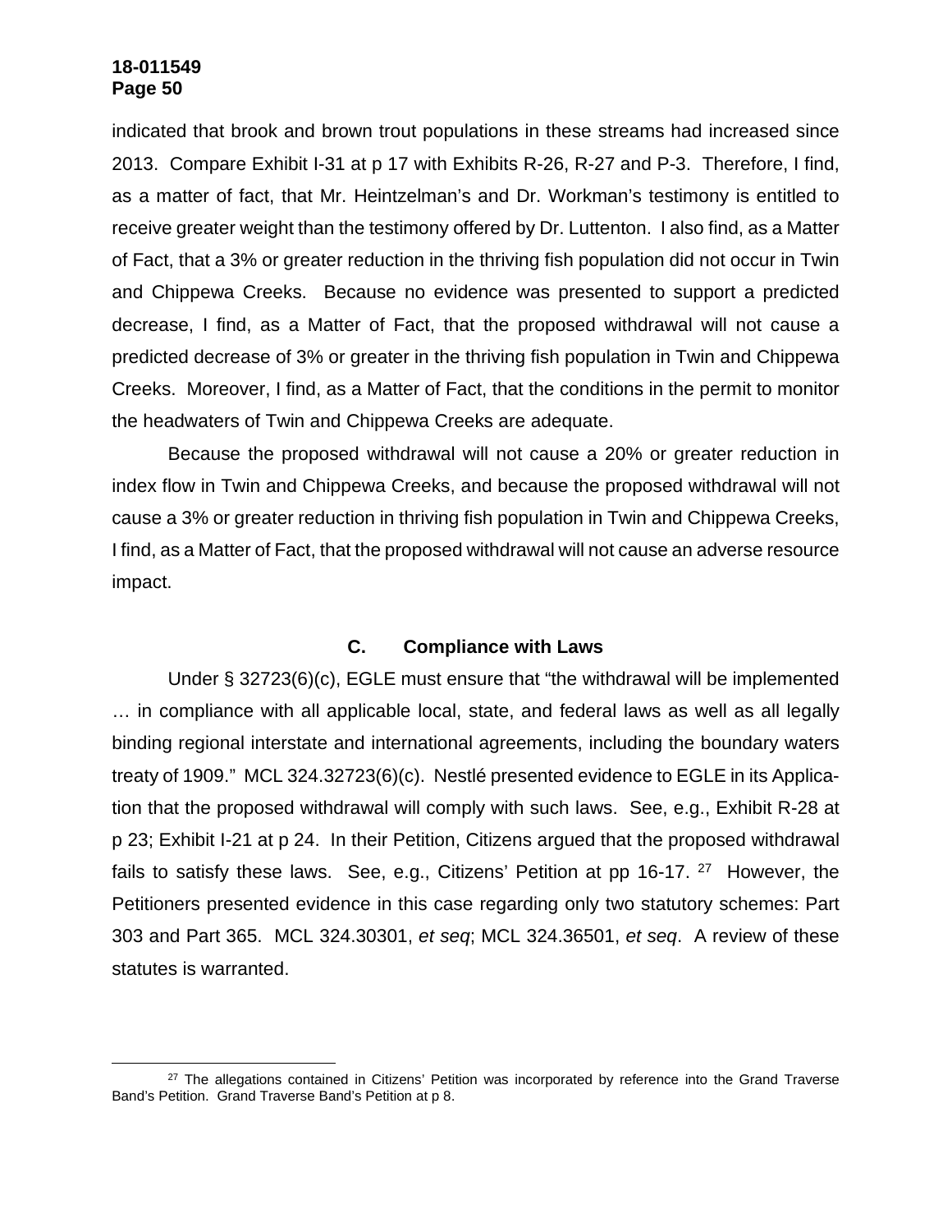indicated that brook and brown trout populations in these streams had increased since 2013. Compare Exhibit I-31 at p 17 with Exhibits R-26, R-27 and P-3. Therefore, I find, as a matter of fact, that Mr. Heintzelman's and Dr. Workman's testimony is entitled to receive greater weight than the testimony offered by Dr. Luttenton. I also find, as a Matter of Fact, that a 3% or greater reduction in the thriving fish population did not occur in Twin and Chippewa Creeks. Because no evidence was presented to support a predicted decrease, I find, as a Matter of Fact, that the proposed withdrawal will not cause a predicted decrease of 3% or greater in the thriving fish population in Twin and Chippewa Creeks. Moreover, I find, as a Matter of Fact, that the conditions in the permit to monitor the headwaters of Twin and Chippewa Creeks are adequate.

Because the proposed withdrawal will not cause a 20% or greater reduction in index flow in Twin and Chippewa Creeks, and because the proposed withdrawal will not cause a 3% or greater reduction in thriving fish population in Twin and Chippewa Creeks, I find, as a Matter of Fact, that the proposed withdrawal will not cause an adverse resource impact.

### C. Compliance with Laws

Under § 32723(6)(c), EGLE must ensure that "the withdrawal will be implemented … in compliance with all applicable local, state, and federal laws as well as all legally binding regional interstate and international agreements, including the boundary waters treaty of 1909." MCL 324.32723(6)(c). Nestlé presented evidence to EGLE in its Application that the proposed withdrawal will comply with such laws. See, e.g., Exhibit R-28 at p 23; Exhibit I-21 at p 24. In their Petition, Citizens argued that the proposed withdrawal fails to satisfy these laws. See, e.g., Citizens' Petition at pp 16-17. [27] However, the Petitioners presented evidence in this case regarding only two statutory schemes: Part 303 and Part 365. MCL 324.30301, *et seq*; MCL 324.36501, *et seq*. A review of these statutes is warranted.

---

[27] The allegations contained in Citizens' Petition was incorporated by reference into the Grand Traverse Band's Petition. Grand Traverse Band's Petition at p 8.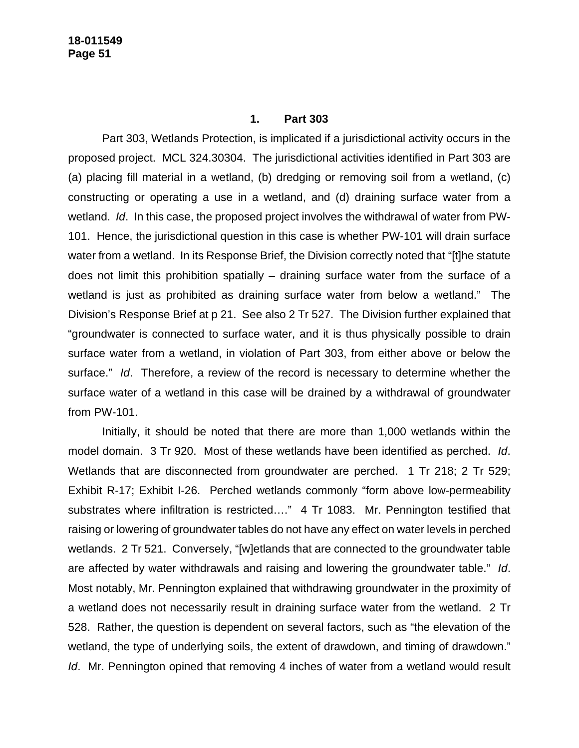### 1. Part 303

Part 303, Wetlands Protection, is implicated if a jurisdictional activity occurs in the proposed project. MCL 324.30304. The jurisdictional activities identified in Part 303 are (a) placing fill material in a wetland, (b) dredging or removing soil from a wetland, (c) constructing or operating a use in a wetland, and (d) draining surface water from a wetland. *Id*. In this case, the proposed project involves the withdrawal of water from PW-101. Hence, the jurisdictional question in this case is whether PW-101 will drain surface water from a wetland. In its Response Brief, the Division correctly noted that "[t]he statute does not limit this prohibition spatially – draining surface water from the surface of a wetland is just as prohibited as draining surface water from below a wetland." The Division's Response Brief at p 21. See also 2 Tr 527. The Division further explained that "groundwater is connected to surface water, and it is thus physically possible to drain surface water from a wetland, in violation of Part 303, from either above or below the surface." *Id*. Therefore, a review of the record is necessary to determine whether the surface water of a wetland in this case will be drained by a withdrawal of groundwater from PW-101.

Initially, it should be noted that there are more than 1,000 wetlands within the model domain. 3 Tr 920. Most of these wetlands have been identified as perched. *Id*. Wetlands that are disconnected from groundwater are perched. 1 Tr 218; 2 Tr 529; Exhibit R-17; Exhibit I-26. Perched wetlands commonly "form above low-permeability substrates where infiltration is restricted…." 4 Tr 1083. Mr. Pennington testified that raising or lowering of groundwater tables do not have any effect on water levels in perched wetlands. 2 Tr 521. Conversely, "[w]etlands that are connected to the groundwater table are affected by water withdrawals and raising and lowering the groundwater table." *Id*. Most notably, Mr. Pennington explained that withdrawing groundwater in the proximity of a wetland does not necessarily result in draining surface water from the wetland. 2 Tr 528. Rather, the question is dependent on several factors, such as "the elevation of the wetland, the type of underlying soils, the extent of drawdown, and timing of drawdown." *Id*. Mr. Pennington opined that removing 4 inches of water from a wetland would result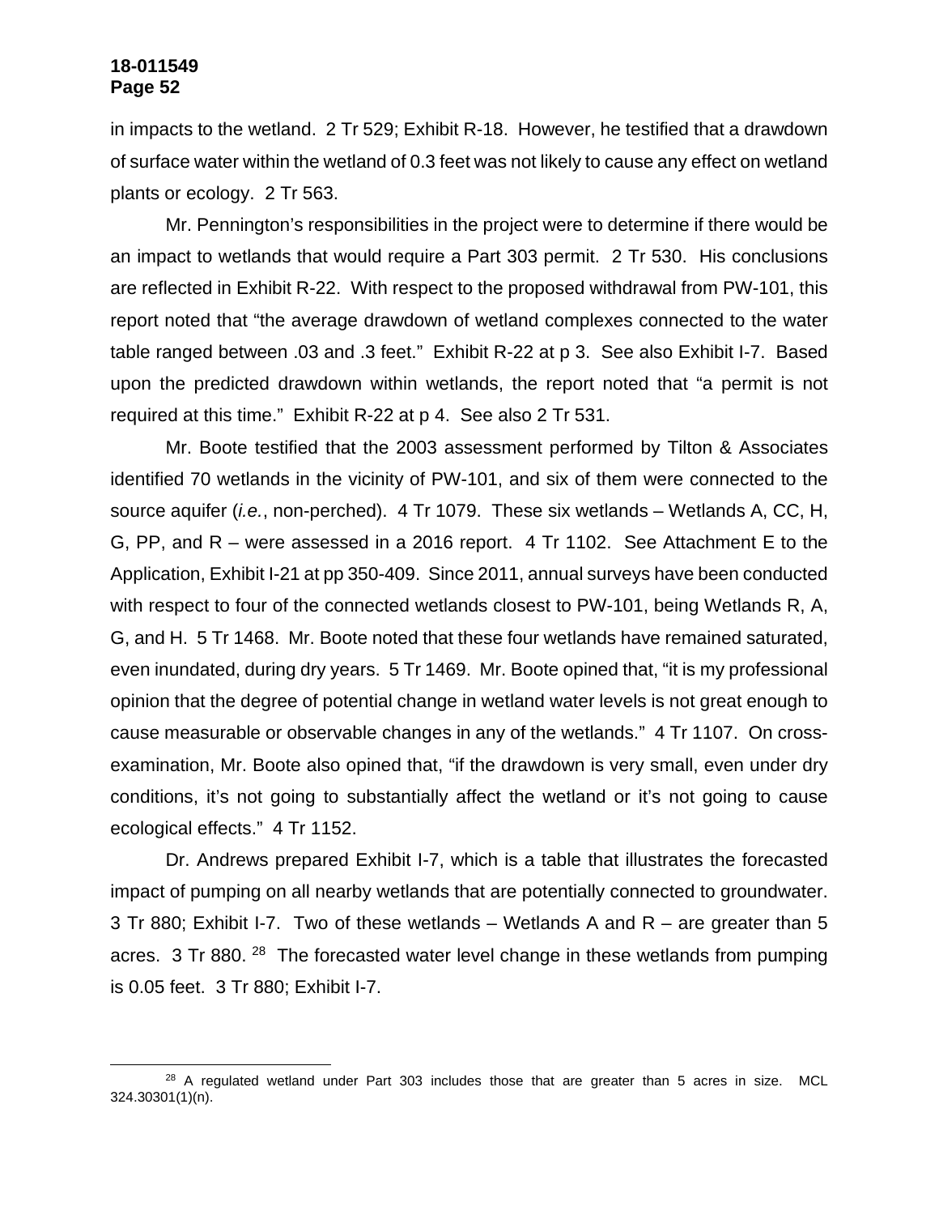in impacts to the wetland. 2 Tr 529; Exhibit R-18. However, he testified that a drawdown of surface water within the wetland of 0.3 feet was not likely to cause any effect on wetland plants or ecology. 2 Tr 563.

Mr. Pennington's responsibilities in the project were to determine if there would be an impact to wetlands that would require a Part 303 permit. 2 Tr 530. His conclusions are reflected in Exhibit R-22. With respect to the proposed withdrawal from PW-101, this report noted that "the average drawdown of wetland complexes connected to the water table ranged between .03 and .3 feet." Exhibit R-22 at p 3. See also Exhibit I-7. Based upon the predicted drawdown within wetlands, the report noted that "a permit is not required at this time." Exhibit R-22 at p 4. See also 2 Tr 531.

Mr. Boote testified that the 2003 assessment performed by Tilton & Associates identified 70 wetlands in the vicinity of PW-101, and six of them were connected to the source aquifer (*i.e.*, non-perched). 4 Tr 1079. These six wetlands – Wetlands A, CC, H, G, PP, and R – were assessed in a 2016 report. 4 Tr 1102. See Attachment E to the Application, Exhibit I-21 at pp 350-409. Since 2011, annual surveys have been conducted with respect to four of the connected wetlands closest to PW-101, being Wetlands R, A, G, and H. 5 Tr 1468. Mr. Boote noted that these four wetlands have remained saturated, even inundated, during dry years. 5 Tr 1469. Mr. Boote opined that, "it is my professional opinion that the degree of potential change in wetland water levels is not great enough to cause measurable or observable changes in any of the wetlands." 4 Tr 1107. On cross-examination, Mr. Boote also opined that, "if the drawdown is very small, even under dry conditions, it's not going to substantially affect the wetland or it's not going to cause ecological effects." 4 Tr 1152.

Dr. Andrews prepared Exhibit I-7, which is a table that illustrates the forecasted impact of pumping on all nearby wetlands that are potentially connected to groundwater. 3 Tr 880; Exhibit I-7. Two of these wetlands – Wetlands A and R – are greater than 5 acres. 3 Tr 880. [28] The forecasted water level change in these wetlands from pumping is 0.05 feet. 3 Tr 880; Exhibit I-7.

[28] A regulated wetland under Part 303 includes those that are greater than 5 acres in size. MCL 324.30301(1)(n).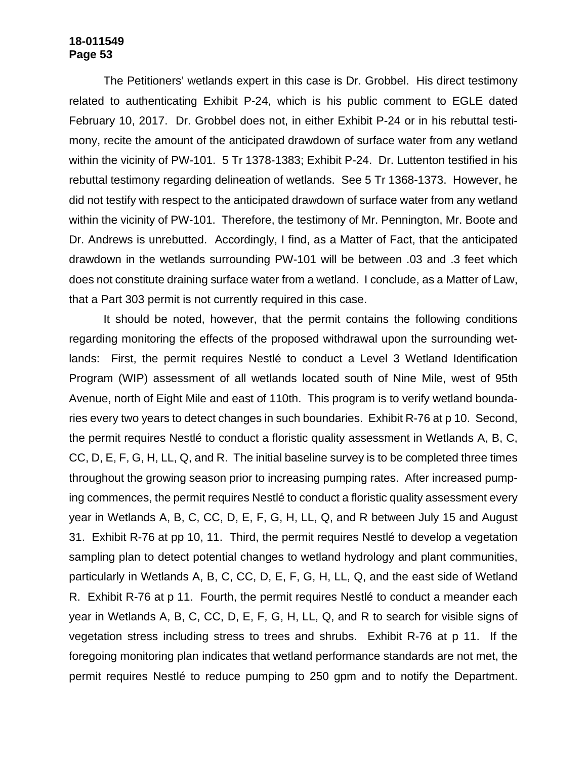The Petitioners' wetlands expert in this case is Dr. Grobbel. His direct testimony related to authenticating Exhibit P-24, which is his public comment to EGLE dated February 10, 2017. Dr. Grobbel does not, in either Exhibit P-24 or in his rebuttal testimony, recite the amount of the anticipated drawdown of surface water from any wetland within the vicinity of PW-101. 5 Tr 1378-1383; Exhibit P-24. Dr. Luttenton testified in his rebuttal testimony regarding delineation of wetlands. See 5 Tr 1368-1373. However, he did not testify with respect to the anticipated drawdown of surface water from any wetland within the vicinity of PW-101. Therefore, the testimony of Mr. Pennington, Mr. Boote and Dr. Andrews is unrebutted. Accordingly, I find, as a Matter of Fact, that the anticipated drawdown in the wetlands surrounding PW-101 will be between .03 and .3 feet which does not constitute draining surface water from a wetland. I conclude, as a Matter of Law, that a Part 303 permit is not currently required in this case.

It should be noted, however, that the permit contains the following conditions regarding monitoring the effects of the proposed withdrawal upon the surrounding wetlands: First, the permit requires Nestlé to conduct a Level 3 Wetland Identification Program (WIP) assessment of all wetlands located south of Nine Mile, west of 95th Avenue, north of Eight Mile and east of 110th. This program is to verify wetland boundaries every two years to detect changes in such boundaries. Exhibit R-76 at p 10. Second, the permit requires Nestlé to conduct a floristic quality assessment in Wetlands A, B, C, CC, D, E, F, G, H, LL, Q, and R. The initial baseline survey is to be completed three times throughout the growing season prior to increasing pumping rates. After increased pumping commences, the permit requires Nestlé to conduct a floristic quality assessment every year in Wetlands A, B, C, CC, D, E, F, G, H, LL, Q, and R between July 15 and August 31. Exhibit R-76 at pp 10, 11. Third, the permit requires Nestlé to develop a vegetation sampling plan to detect potential changes to wetland hydrology and plant communities, particularly in Wetlands A, B, C, CC, D, E, F, G, H, LL, Q, and the east side of Wetland R. Exhibit R-76 at p 11. Fourth, the permit requires Nestlé to conduct a meander each year in Wetlands A, B, C, CC, D, E, F, G, H, LL, Q, and R to search for visible signs of vegetation stress including stress to trees and shrubs. Exhibit R-76 at p 11. If the foregoing monitoring plan indicates that wetland performance standards are not met, the permit requires Nestlé to reduce pumping to 250 gpm and to notify the Department.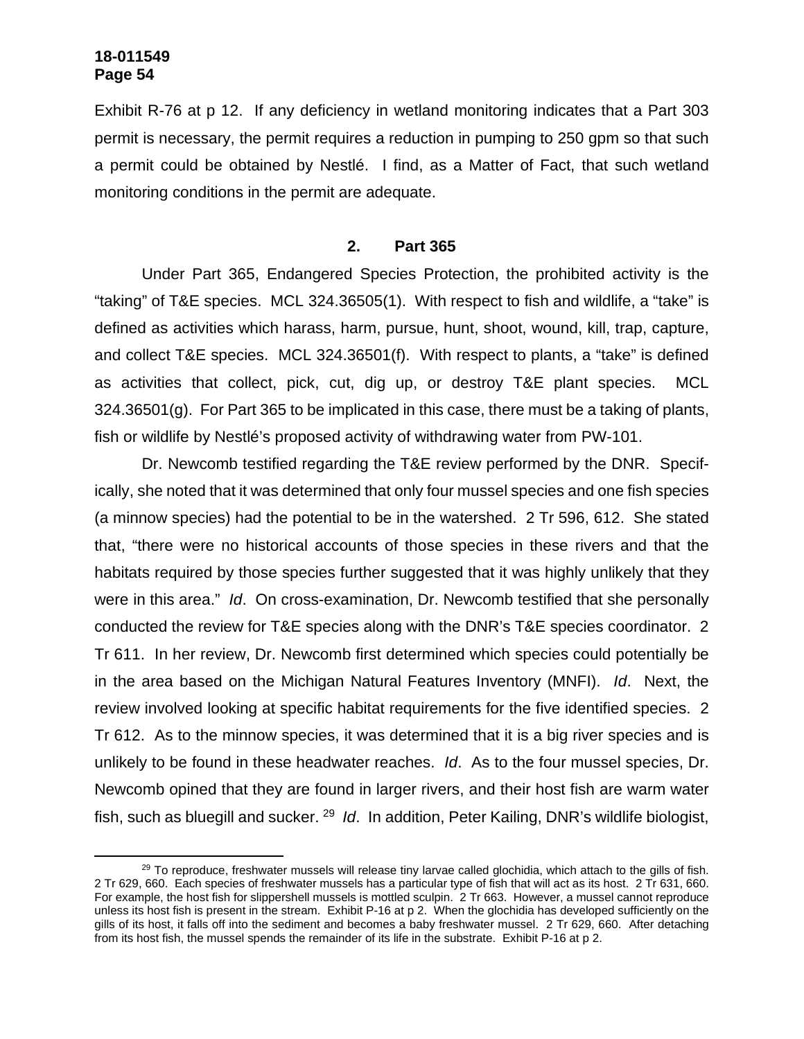Exhibit R-76 at p 12. If any deficiency in wetland monitoring indicates that a Part 303 permit is necessary, the permit requires a reduction in pumping to 250 gpm so that such a permit could be obtained by Nestlé. I find, as a Matter of Fact, that such wetland monitoring conditions in the permit are adequate.

### 2. Part 365

Under Part 365, Endangered Species Protection, the prohibited activity is the "taking" of T&E species. MCL 324.36505(1). With respect to fish and wildlife, a "take" is defined as activities which harass, harm, pursue, hunt, shoot, wound, kill, trap, capture, and collect T&E species. MCL 324.36501(f). With respect to plants, a "take" is defined as activities that collect, pick, cut, dig up, or destroy T&E plant species. MCL 324.36501(g). For Part 365 to be implicated in this case, there must be a taking of plants, fish or wildlife by Nestlé's proposed activity of withdrawing water from PW-101.

Dr. Newcomb testified regarding the T&E review performed by the DNR. Specifically, she noted that it was determined that only four mussel species and one fish species (a minnow species) had the potential to be in the watershed. 2 Tr 596, 612. She stated that, "there were no historical accounts of those species in these rivers and that the habitats required by those species further suggested that it was highly unlikely that they were in this area." *Id*. On cross-examination, Dr. Newcomb testified that she personally conducted the review for T&E species along with the DNR's T&E species coordinator. 2 Tr 611. In her review, Dr. Newcomb first determined which species could potentially be in the area based on the Michigan Natural Features Inventory (MNFI). *Id*. Next, the review involved looking at specific habitat requirements for the five identified species. 2 Tr 612. As to the minnow species, it was determined that it is a big river species and is unlikely to be found in these headwater reaches. *Id*. As to the four mussel species, Dr. Newcomb opined that they are found in larger rivers, and their host fish are warm water fish, such as bluegill and sucker.[29] *Id*. In addition, Peter Kailing, DNR's wildlife biologist,

---

[29] To reproduce, freshwater mussels will release tiny larvae called glochidia, which attach to the gills of fish. 2 Tr 629, 660. Each species of freshwater mussels has a particular type of fish that will act as its host. 2 Tr 631, 660. For example, the host fish for slippershell mussels is mottled sculpin. 2 Tr 663. However, a mussel cannot reproduce unless its host fish is present in the stream. Exhibit P-16 at p 2. When the glochidia has developed sufficiently on the gills of its host, it falls off into the sediment and becomes a baby freshwater mussel. 2 Tr 629, 660. After detaching from its host fish, the mussel spends the remainder of its life in the substrate. Exhibit P-16 at p 2.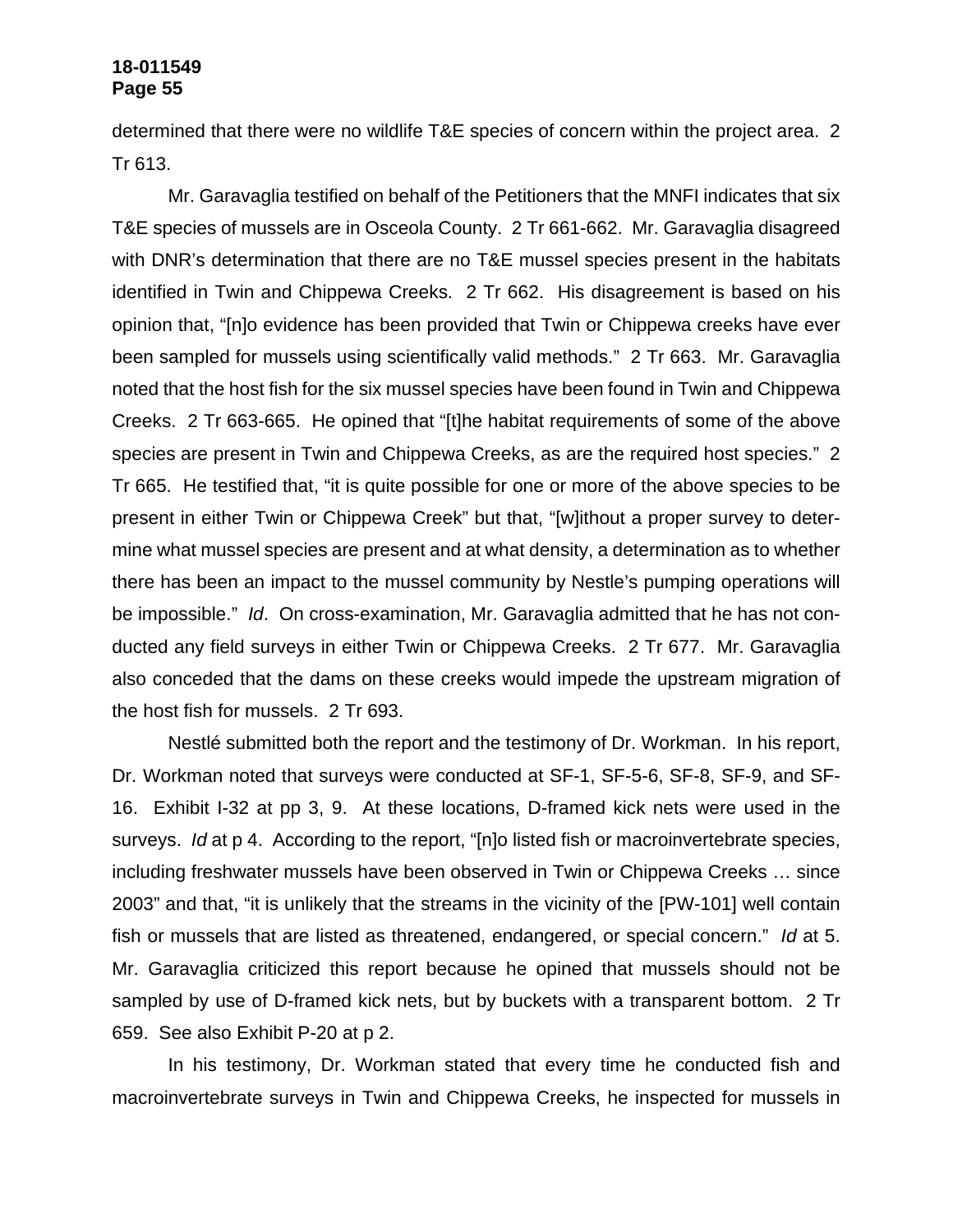determined that there were no wildlife T&E species of concern within the project area. 2 Tr 613.

Mr. Garavaglia testified on behalf of the Petitioners that the MNFI indicates that six T&E species of mussels are in Osceola County. 2 Tr 661-662. Mr. Garavaglia disagreed with DNR's determination that there are no T&E mussel species present in the habitats identified in Twin and Chippewa Creeks. 2 Tr 662. His disagreement is based on his opinion that, "[n]o evidence has been provided that Twin or Chippewa creeks have ever been sampled for mussels using scientifically valid methods." 2 Tr 663. Mr. Garavaglia noted that the host fish for the six mussel species have been found in Twin and Chippewa Creeks. 2 Tr 663-665. He opined that "[t]he habitat requirements of some of the above species are present in Twin and Chippewa Creeks, as are the required host species." 2 Tr 665. He testified that, "it is quite possible for one or more of the above species to be present in either Twin or Chippewa Creek" but that, "[w]ithout a proper survey to determine what mussel species are present and at what density, a determination as to whether there has been an impact to the mussel community by Nestle's pumping operations will be impossible." *Id*. On cross-examination, Mr. Garavaglia admitted that he has not conducted any field surveys in either Twin or Chippewa Creeks. 2 Tr 677. Mr. Garavaglia also conceded that the dams on these creeks would impede the upstream migration of the host fish for mussels. 2 Tr 693.

Nestlé submitted both the report and the testimony of Dr. Workman. In his report, Dr. Workman noted that surveys were conducted at SF-1, SF-5-6, SF-8, SF-9, and SF-16. Exhibit I-32 at pp 3, 9. At these locations, D-framed kick nets were used in the surveys. *Id* at p 4. According to the report, "[n]o listed fish or macroinvertebrate species, including freshwater mussels have been observed in Twin or Chippewa Creeks … since 2003" and that, "it is unlikely that the streams in the vicinity of the [PW-101] well contain fish or mussels that are listed as threatened, endangered, or special concern." *Id* at 5. Mr. Garavaglia criticized this report because he opined that mussels should not be sampled by use of D-framed kick nets, but by buckets with a transparent bottom. 2 Tr 659. See also Exhibit P-20 at p 2.

In his testimony, Dr. Workman stated that every time he conducted fish and macroinvertebrate surveys in Twin and Chippewa Creeks, he inspected for mussels in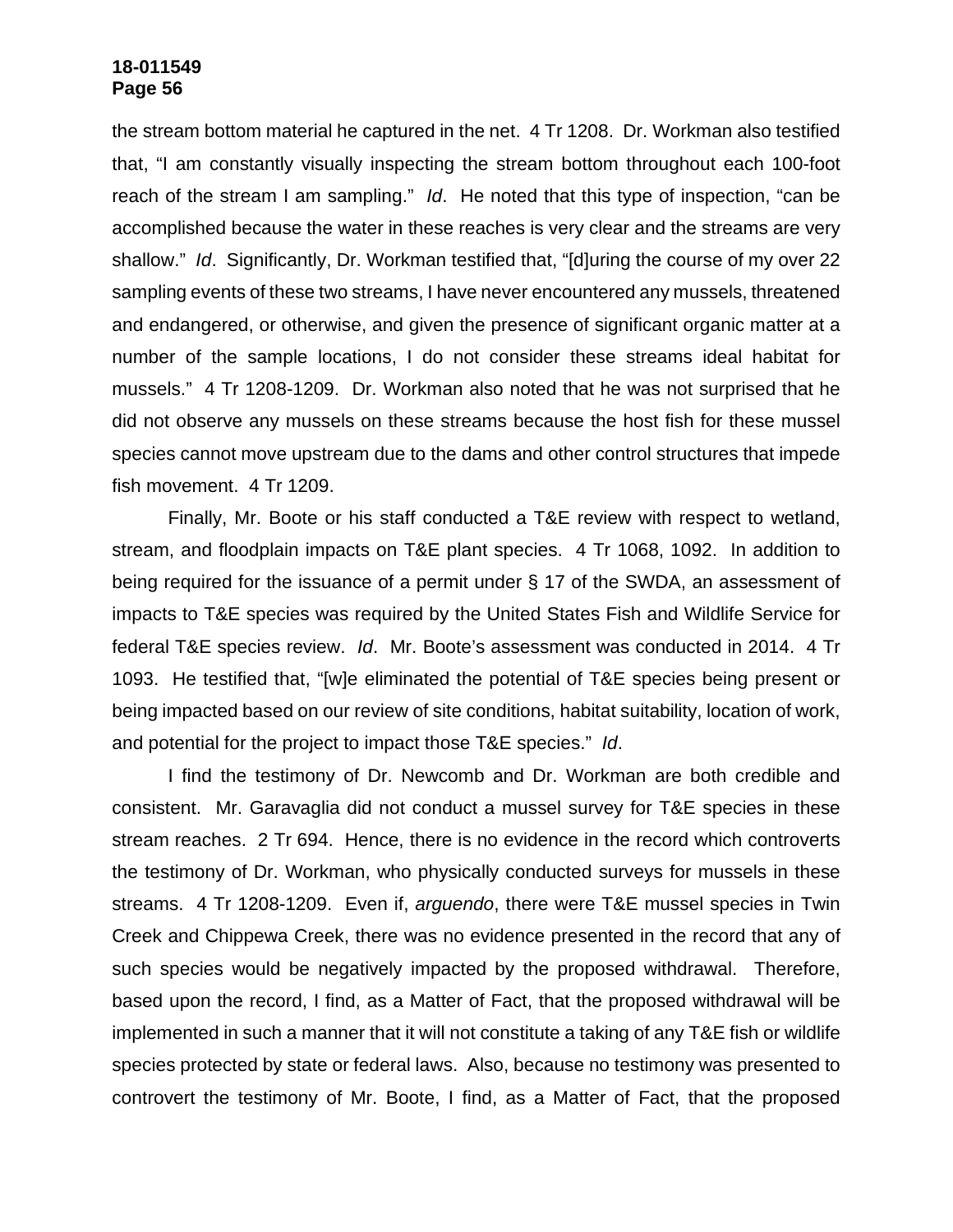the stream bottom material he captured in the net. 4 Tr 1208. Dr. Workman also testified that, "I am constantly visually inspecting the stream bottom throughout each 100-foot reach of the stream I am sampling." *Id*. He noted that this type of inspection, "can be accomplished because the water in these reaches is very clear and the streams are very shallow." *Id*. Significantly, Dr. Workman testified that, "[d]uring the course of my over 22 sampling events of these two streams, I have never encountered any mussels, threatened and endangered, or otherwise, and given the presence of significant organic matter at a number of the sample locations, I do not consider these streams ideal habitat for mussels." 4 Tr 1208-1209. Dr. Workman also noted that he was not surprised that he did not observe any mussels on these streams because the host fish for these mussel species cannot move upstream due to the dams and other control structures that impede fish movement. 4 Tr 1209.

Finally, Mr. Boote or his staff conducted a T&E review with respect to wetland, stream, and floodplain impacts on T&E plant species. 4 Tr 1068, 1092. In addition to being required for the issuance of a permit under § 17 of the SWDA, an assessment of impacts to T&E species was required by the United States Fish and Wildlife Service for federal T&E species review. *Id*. Mr. Boote's assessment was conducted in 2014. 4 Tr 1093. He testified that, "[w]e eliminated the potential of T&E species being present or being impacted based on our review of site conditions, habitat suitability, location of work, and potential for the project to impact those T&E species." *Id*.

I find the testimony of Dr. Newcomb and Dr. Workman are both credible and consistent. Mr. Garavaglia did not conduct a mussel survey for T&E species in these stream reaches. 2 Tr 694. Hence, there is no evidence in the record which controverts the testimony of Dr. Workman, who physically conducted surveys for mussels in these streams. 4 Tr 1208-1209. Even if, *arguendo*, there were T&E mussel species in Twin Creek and Chippewa Creek, there was no evidence presented in the record that any of such species would be negatively impacted by the proposed withdrawal. Therefore, based upon the record, I find, as a Matter of Fact, that the proposed withdrawal will be implemented in such a manner that it will not constitute a taking of any T&E fish or wildlife species protected by state or federal laws. Also, because no testimony was presented to controvert the testimony of Mr. Boote, I find, as a Matter of Fact, that the proposed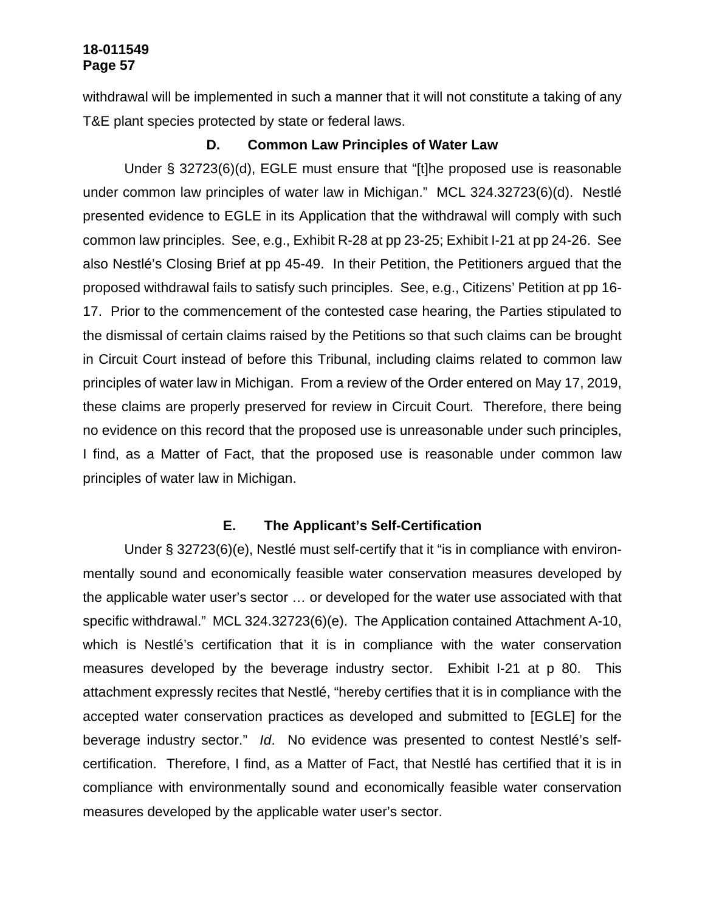withdrawal will be implemented in such a manner that it will not constitute a taking of any T&E plant species protected by state or federal laws.

### D. Common Law Principles of Water Law

Under § 32723(6)(d), EGLE must ensure that "[t]he proposed use is reasonable under common law principles of water law in Michigan." MCL 324.32723(6)(d). Nestlé presented evidence to EGLE in its Application that the withdrawal will comply with such common law principles. See, e.g., Exhibit R-28 at pp 23-25; Exhibit I-21 at pp 24-26. See also Nestlé's Closing Brief at pp 45-49. In their Petition, the Petitioners argued that the proposed withdrawal fails to satisfy such principles. See, e.g., Citizens' Petition at pp 16-17. Prior to the commencement of the contested case hearing, the Parties stipulated to the dismissal of certain claims raised by the Petitions so that such claims can be brought in Circuit Court instead of before this Tribunal, including claims related to common law principles of water law in Michigan. From a review of the Order entered on May 17, 2019, these claims are properly preserved for review in Circuit Court. Therefore, there being no evidence on this record that the proposed use is unreasonable under such principles, I find, as a Matter of Fact, that the proposed use is reasonable under common law principles of water law in Michigan.

### E. The Applicant's Self-Certification

Under § 32723(6)(e), Nestlé must self-certify that it "is in compliance with environmentally sound and economically feasible water conservation measures developed by the applicable water user's sector … or developed for the water use associated with that specific withdrawal." MCL 324.32723(6)(e). The Application contained Attachment A-10, which is Nestlé's certification that it is in compliance with the water conservation measures developed by the beverage industry sector. Exhibit I-21 at p 80. This attachment expressly recites that Nestlé, "hereby certifies that it is in compliance with the accepted water conservation practices as developed and submitted to [EGLE] for the beverage industry sector." *Id*. No evidence was presented to contest Nestlé's self-certification. Therefore, I find, as a Matter of Fact, that Nestlé has certified that it is in compliance with environmentally sound and economically feasible water conservation measures developed by the applicable water user's sector.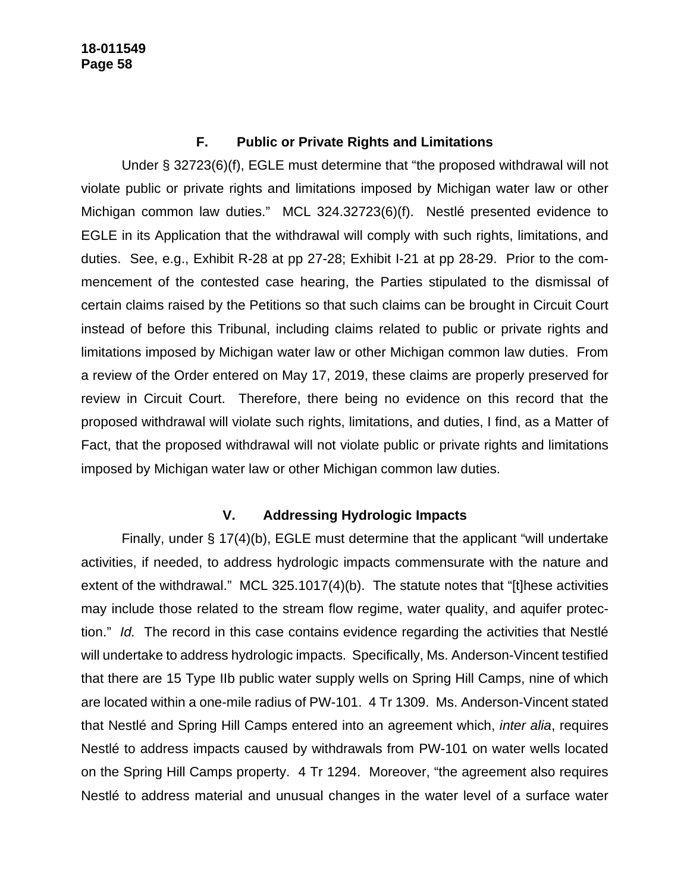### F. Public or Private Rights and Limitations

Under § 32723(6)(f), EGLE must determine that "the proposed withdrawal will not violate public or private rights and limitations imposed by Michigan water law or other Michigan common law duties." MCL 324.32723(6)(f). Nestlé presented evidence to EGLE in its Application that the withdrawal will comply with such rights, limitations, and duties. See, e.g., Exhibit R-28 at pp 27-28; Exhibit I-21 at pp 28-29. Prior to the commencement of the contested case hearing, the Parties stipulated to the dismissal of certain claims raised by the Petitions so that such claims can be brought in Circuit Court instead of before this Tribunal, including claims related to public or private rights and limitations imposed by Michigan water law or other Michigan common law duties. From a review of the Order entered on May 17, 2019, these claims are properly preserved for review in Circuit Court. Therefore, there being no evidence on this record that the proposed withdrawal will violate such rights, limitations, and duties, I find, as a Matter of Fact, that the proposed withdrawal will not violate public or private rights and limitations imposed by Michigan water law or other Michigan common law duties.

## V. Addressing Hydrologic Impacts

Finally, under § 17(4)(b), EGLE must determine that the applicant "will undertake activities, if needed, to address hydrologic impacts commensurate with the nature and extent of the withdrawal." MCL 325.1017(4)(b). The statute notes that "[t]hese activities may include those related to the stream flow regime, water quality, and aquifer protection." *Id.* The record in this case contains evidence regarding the activities that Nestlé will undertake to address hydrologic impacts. Specifically, Ms. Anderson-Vincent testified that there are 15 Type IIb public water supply wells on Spring Hill Camps, nine of which are located within a one-mile radius of PW-101. 4 Tr 1309. Ms. Anderson-Vincent stated that Nestlé and Spring Hill Camps entered into an agreement which, *inter alia*, requires Nestlé to address impacts caused by withdrawals from PW-101 on water wells located on the Spring Hill Camps property. 4 Tr 1294. Moreover, "the agreement also requires Nestlé to address material and unusual changes in the water level of a surface water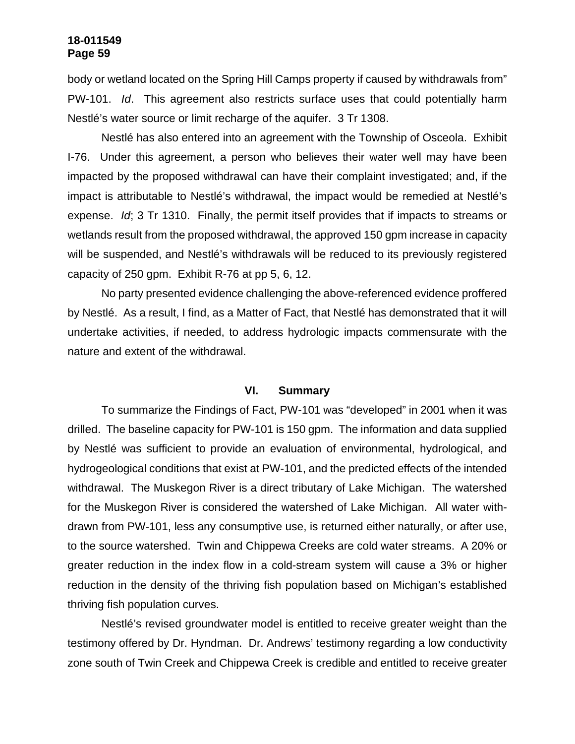body or wetland located on the Spring Hill Camps property if caused by withdrawals from" PW-101. *Id*. This agreement also restricts surface uses that could potentially harm Nestlé's water source or limit recharge of the aquifer. 3 Tr 1308.

Nestlé has also entered into an agreement with the Township of Osceola. Exhibit I-76. Under this agreement, a person who believes their water well may have been impacted by the proposed withdrawal can have their complaint investigated; and, if the impact is attributable to Nestlé's withdrawal, the impact would be remedied at Nestlé's expense. *Id*; 3 Tr 1310. Finally, the permit itself provides that if impacts to streams or wetlands result from the proposed withdrawal, the approved 150 gpm increase in capacity will be suspended, and Nestlé's withdrawals will be reduced to its previously registered capacity of 250 gpm. Exhibit R-76 at pp 5, 6, 12.

No party presented evidence challenging the above-referenced evidence proffered by Nestlé. As a result, I find, as a Matter of Fact, that Nestlé has demonstrated that it will undertake activities, if needed, to address hydrologic impacts commensurate with the nature and extent of the withdrawal.

## VI. Summary

To summarize the Findings of Fact, PW-101 was "developed" in 2001 when it was drilled. The baseline capacity for PW-101 is 150 gpm. The information and data supplied by Nestlé was sufficient to provide an evaluation of environmental, hydrological, and hydrogeological conditions that exist at PW-101, and the predicted effects of the intended withdrawal. The Muskegon River is a direct tributary of Lake Michigan. The watershed for the Muskegon River is considered the watershed of Lake Michigan. All water withdrawn from PW-101, less any consumptive use, is returned either naturally, or after use, to the source watershed. Twin and Chippewa Creeks are cold water streams. A 20% or greater reduction in the index flow in a cold-stream system will cause a 3% or higher reduction in the density of the thriving fish population based on Michigan's established thriving fish population curves.

Nestlé's revised groundwater model is entitled to receive greater weight than the testimony offered by Dr. Hyndman. Dr. Andrews' testimony regarding a low conductivity zone south of Twin Creek and Chippewa Creek is credible and entitled to receive greater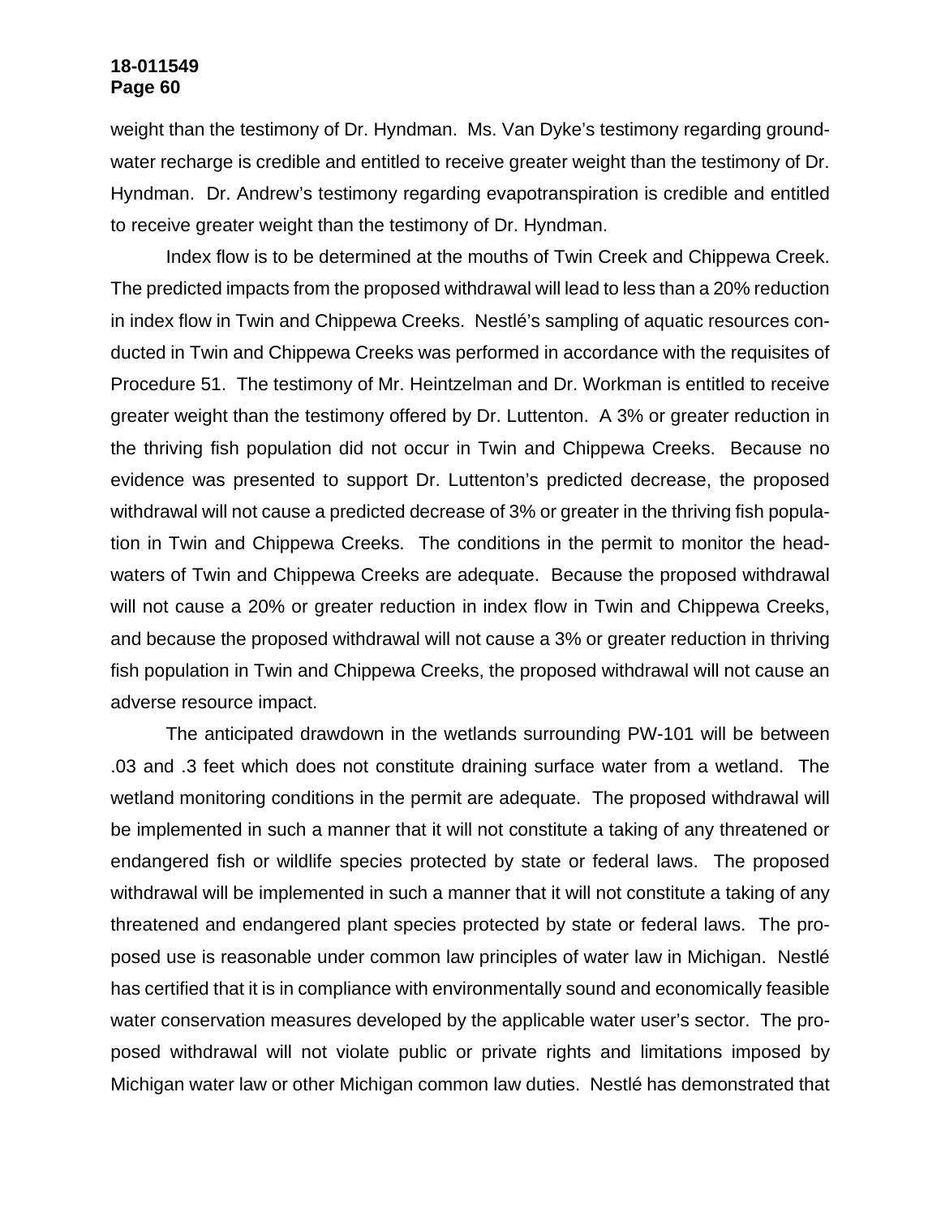weight than the testimony of Dr. Hyndman. Ms. Van Dyke's testimony regarding groundwater recharge is credible and entitled to receive greater weight than the testimony of Dr. Hyndman. Dr. Andrew's testimony regarding evapotranspiration is credible and entitled to receive greater weight than the testimony of Dr. Hyndman.

Index flow is to be determined at the mouths of Twin Creek and Chippewa Creek. The predicted impacts from the proposed withdrawal will lead to less than a 20% reduction in index flow in Twin and Chippewa Creeks. Nestlé's sampling of aquatic resources conducted in Twin and Chippewa Creeks was performed in accordance with the requisites of Procedure 51. The testimony of Mr. Heintzelman and Dr. Workman is entitled to receive greater weight than the testimony offered by Dr. Luttenton. A 3% or greater reduction in the thriving fish population did not occur in Twin and Chippewa Creeks. Because no evidence was presented to support Dr. Luttenton's predicted decrease, the proposed withdrawal will not cause a predicted decrease of 3% or greater in the thriving fish population in Twin and Chippewa Creeks. The conditions in the permit to monitor the headwaters of Twin and Chippewa Creeks are adequate. Because the proposed withdrawal will not cause a 20% or greater reduction in index flow in Twin and Chippewa Creeks, and because the proposed withdrawal will not cause a 3% or greater reduction in thriving fish population in Twin and Chippewa Creeks, the proposed withdrawal will not cause an adverse resource impact.

The anticipated drawdown in the wetlands surrounding PW-101 will be between .03 and .3 feet which does not constitute draining surface water from a wetland. The wetland monitoring conditions in the permit are adequate. The proposed withdrawal will be implemented in such a manner that it will not constitute a taking of any threatened or endangered fish or wildlife species protected by state or federal laws. The proposed withdrawal will be implemented in such a manner that it will not constitute a taking of any threatened and endangered plant species protected by state or federal laws. The proposed use is reasonable under common law principles of water law in Michigan. Nestlé has certified that it is in compliance with environmentally sound and economically feasible water conservation measures developed by the applicable water user's sector. The proposed withdrawal will not violate public or private rights and limitations imposed by Michigan water law or other Michigan common law duties. Nestlé has demonstrated that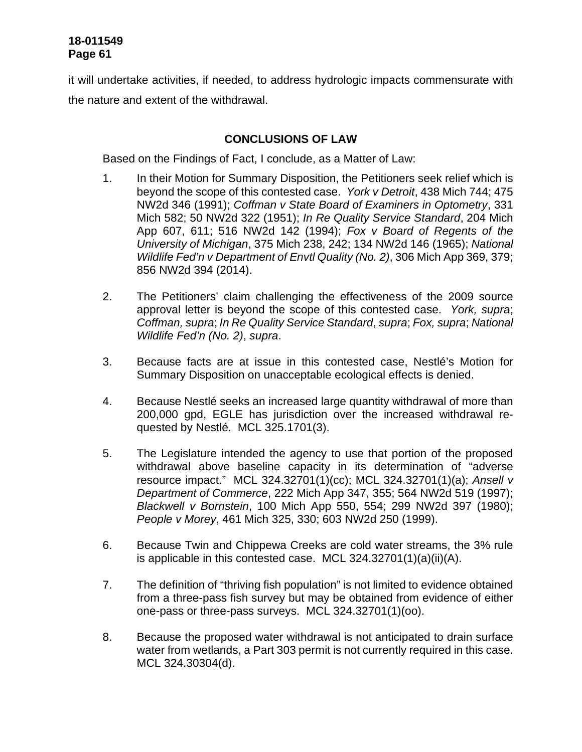it will undertake activities, if needed, to address hydrologic impacts commensurate with the nature and extent of the withdrawal.

## CONCLUSIONS OF LAW

Based on the Findings of Fact, I conclude, as a Matter of Law:

1. In their Motion for Summary Disposition, the Petitioners seek relief which is beyond the scope of this contested case. *York v Detroit*, 438 Mich 744; 475 NW2d 346 (1991); *Coffman v State Board of Examiners in Optometry*, 331 Mich 582; 50 NW2d 322 (1951); *In Re Quality Service Standard*, 204 Mich App 607, 611; 516 NW2d 142 (1994); *Fox v Board of Regents of the University of Michigan*, 375 Mich 238, 242; 134 NW2d 146 (1965); *National Wildlife Fed'n v Department of Envtl Quality (No. 2)*, 306 Mich App 369, 379; 856 NW2d 394 (2014).

2. The Petitioners' claim challenging the effectiveness of the 2009 source approval letter is beyond the scope of this contested case. *York, supra*; *Coffman, supra*; *In Re Quality Service Standard*, *supra*; *Fox, supra*; *National Wildlife Fed'n (No. 2)*, *supra*.

3. Because facts are at issue in this contested case, Nestlé's Motion for Summary Disposition on unacceptable ecological effects is denied.

4. Because Nestlé seeks an increased large quantity withdrawal of more than 200,000 gpd, EGLE has jurisdiction over the increased withdrawal requested by Nestlé. MCL 325.1701(3).

5. The Legislature intended the agency to use that portion of the proposed withdrawal above baseline capacity in its determination of "adverse resource impact." MCL 324.32701(1)(cc); MCL 324.32701(1)(a); *Ansell v Department of Commerce*, 222 Mich App 347, 355; 564 NW2d 519 (1997); *Blackwell v Bornstein*, 100 Mich App 550, 554; 299 NW2d 397 (1980); *People v Morey*, 461 Mich 325, 330; 603 NW2d 250 (1999).

6. Because Twin and Chippewa Creeks are cold water streams, the 3% rule is applicable in this contested case. MCL 324.32701(1)(a)(ii)(A).

7. The definition of "thriving fish population" is not limited to evidence obtained from a three-pass fish survey but may be obtained from evidence of either one-pass or three-pass surveys. MCL 324.32701(1)(oo).

8. Because the proposed water withdrawal is not anticipated to drain surface water from wetlands, a Part 303 permit is not currently required in this case. MCL 324.30304(d).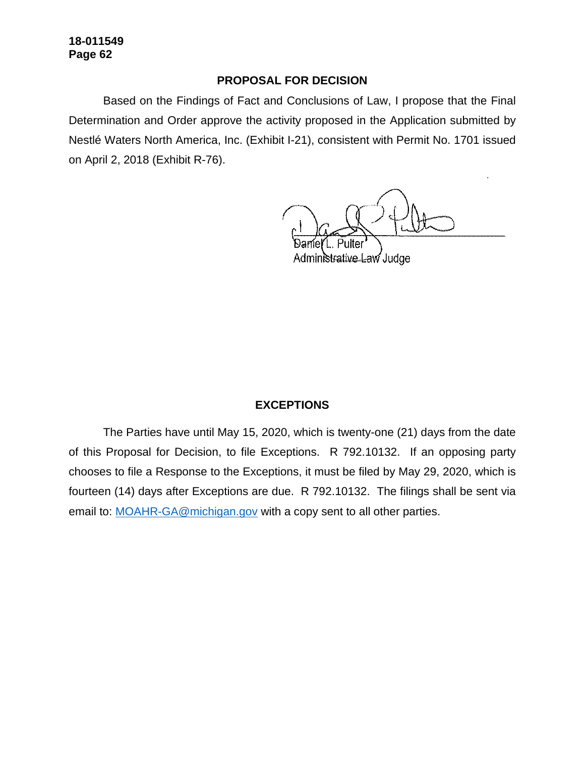## PROPOSAL FOR DECISION

Based on the Findings of Fact and Conclusions of Law, I propose that the Final Determination and Order approve the activity proposed in the Application submitted by Nestlé Waters North America, Inc. (Exhibit I-21), consistent with Permit No. 1701 issued on April 2, 2018 (Exhibit R-76).

Daniel L. Pulter
Administrative Law Judge

## EXCEPTIONS

The Parties have until May 15, 2020, which is twenty-one (21) days from the date of this Proposal for Decision, to file Exceptions. R 792.10132. If an opposing party chooses to file a Response to the Exceptions, it must be filed by May 29, 2020, which is fourteen (14) days after Exceptions are due. R 792.10132. The filings shall be sent via email to: MOAHR-GA@michigan.gov with a copy sent to all other parties.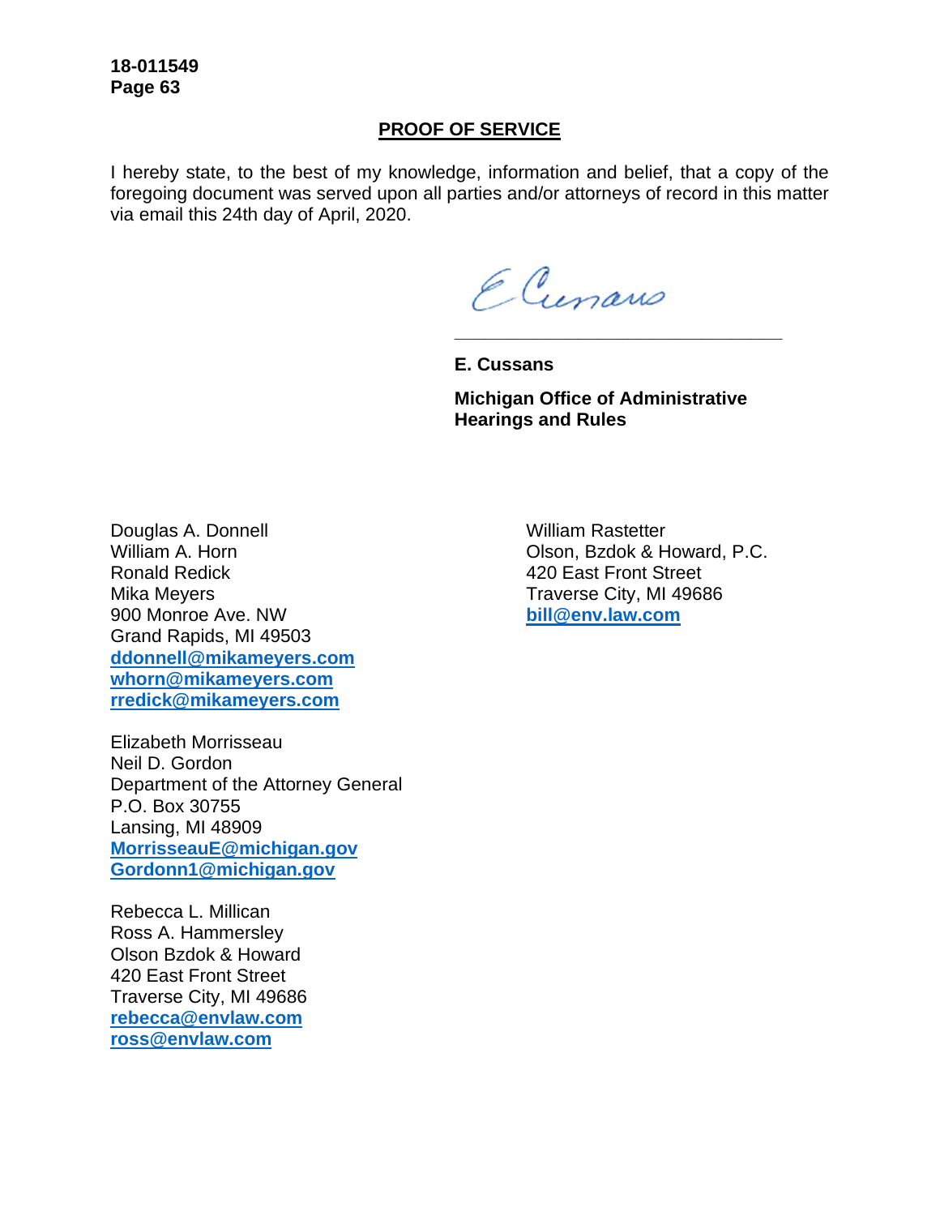18-011549
Page 63

## PROOF OF SERVICE

I hereby state, to the best of my knowledge, information and belief, that a copy of the foregoing document was served upon all parties and/or attorneys of record in this matter via email this 24th day of April, 2020.

E Cussans

______________________________

**E. Cussans**

**Michigan Office of Administrative Hearings and Rules**

Douglas A. Donnell
William A. Horn
Ronald Redick
Mika Meyers
900 Monroe Ave. NW
Grand Rapids, MI 49503
**ddonnell@mikameyers.com**
**whorn@mikameyers.com**
**rredick@mikameyers.com**

Elizabeth Morrisseau
Neil D. Gordon
Department of the Attorney General
P.O. Box 30755
Lansing, MI 48909
**MorrisseauE@michigan.gov**
**Gordonn1@michigan.gov**

Rebecca L. Millican
Ross A. Hammersley
Olson Bzdok & Howard
420 East Front Street
Traverse City, MI 49686
**rebecca@envlaw.com**
**ross@envlaw.com**

William Rastetter
Olson, Bzdok & Howard, P.C.
420 East Front Street
Traverse City, MI 49686
**bill@env.law.com**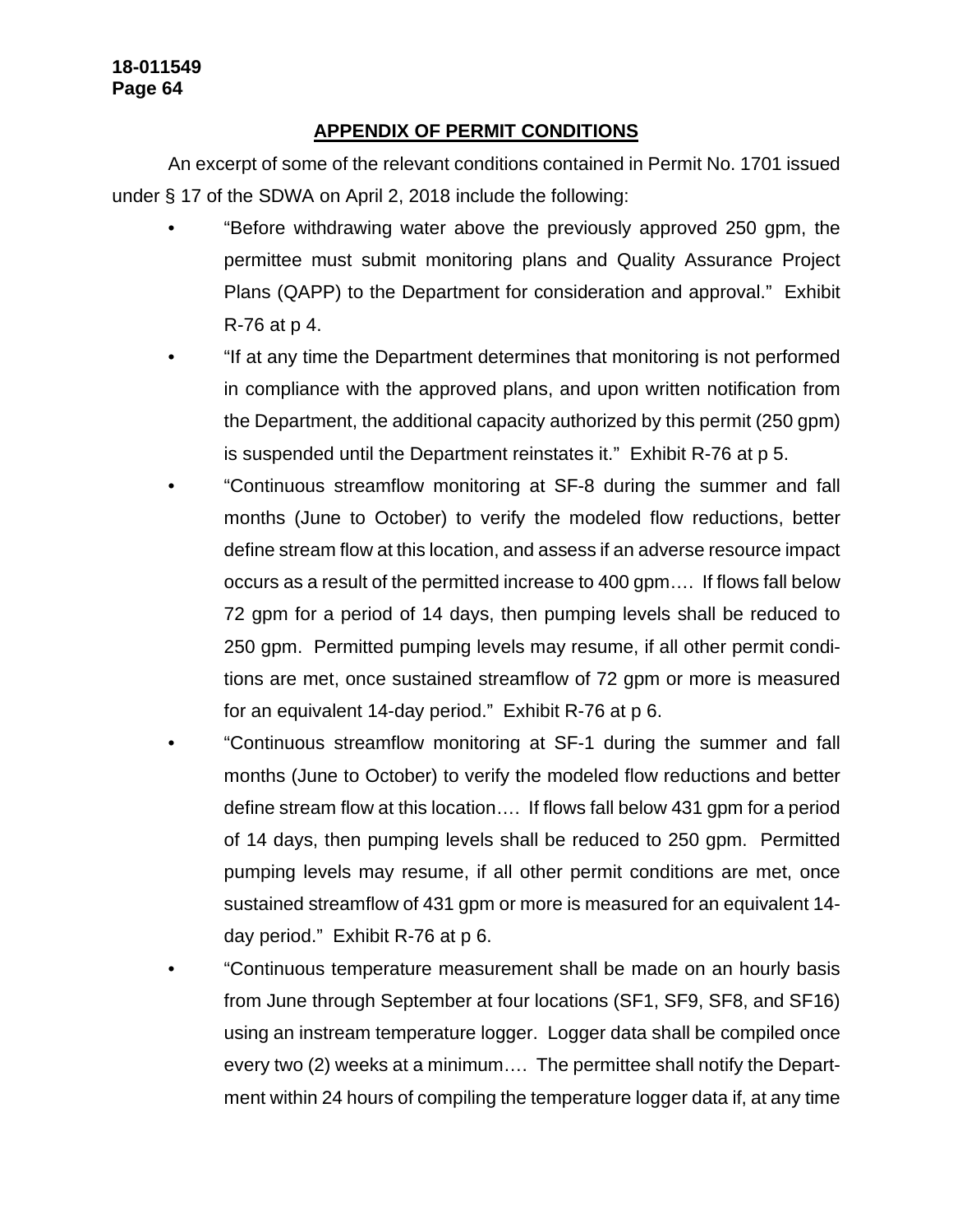## APPENDIX OF PERMIT CONDITIONS

An excerpt of some of the relevant conditions contained in Permit No. 1701 issued under § 17 of the SDWA on April 2, 2018 include the following:

- "Before withdrawing water above the previously approved 250 gpm, the permittee must submit monitoring plans and Quality Assurance Project Plans (QAPP) to the Department for consideration and approval." Exhibit R-76 at p 4.
- "If at any time the Department determines that monitoring is not performed in compliance with the approved plans, and upon written notification from the Department, the additional capacity authorized by this permit (250 gpm) is suspended until the Department reinstates it." Exhibit R-76 at p 5.
- "Continuous streamflow monitoring at SF-8 during the summer and fall months (June to October) to verify the modeled flow reductions, better define stream flow at this location, and assess if an adverse resource impact occurs as a result of the permitted increase to 400 gpm…. If flows fall below 72 gpm for a period of 14 days, then pumping levels shall be reduced to 250 gpm. Permitted pumping levels may resume, if all other permit conditions are met, once sustained streamflow of 72 gpm or more is measured for an equivalent 14-day period." Exhibit R-76 at p 6.
- "Continuous streamflow monitoring at SF-1 during the summer and fall months (June to October) to verify the modeled flow reductions and better define stream flow at this location…. If flows fall below 431 gpm for a period of 14 days, then pumping levels shall be reduced to 250 gpm. Permitted pumping levels may resume, if all other permit conditions are met, once sustained streamflow of 431 gpm or more is measured for an equivalent 14-day period." Exhibit R-76 at p 6.
- "Continuous temperature measurement shall be made on an hourly basis from June through September at four locations (SF1, SF9, SF8, and SF16) using an instream temperature logger. Logger data shall be compiled once every two (2) weeks at a minimum…. The permittee shall notify the Department within 24 hours of compiling the temperature logger data if, at any time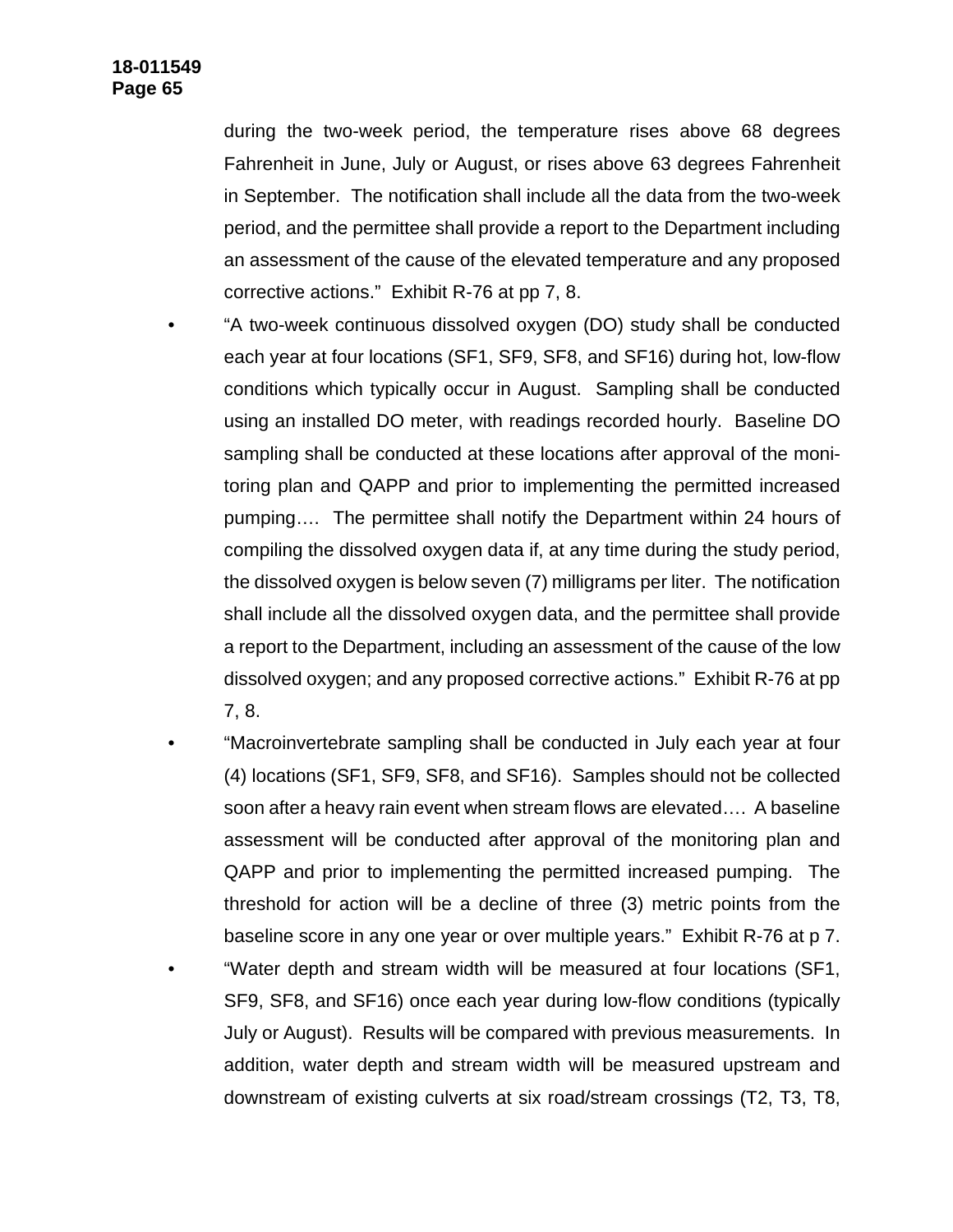during the two-week period, the temperature rises above 68 degrees Fahrenheit in June, July or August, or rises above 63 degrees Fahrenheit in September. The notification shall include all the data from the two-week period, and the permittee shall provide a report to the Department including an assessment of the cause of the elevated temperature and any proposed corrective actions." Exhibit R-76 at pp 7, 8.

- "A two-week continuous dissolved oxygen (DO) study shall be conducted each year at four locations (SF1, SF9, SF8, and SF16) during hot, low-flow conditions which typically occur in August. Sampling shall be conducted using an installed DO meter, with readings recorded hourly. Baseline DO sampling shall be conducted at these locations after approval of the monitoring plan and QAPP and prior to implementing the permitted increased pumping…. The permittee shall notify the Department within 24 hours of compiling the dissolved oxygen data if, at any time during the study period, the dissolved oxygen is below seven (7) milligrams per liter. The notification shall include all the dissolved oxygen data, and the permittee shall provide a report to the Department, including an assessment of the cause of the low dissolved oxygen; and any proposed corrective actions." Exhibit R-76 at pp 7, 8.
- "Macroinvertebrate sampling shall be conducted in July each year at four (4) locations (SF1, SF9, SF8, and SF16). Samples should not be collected soon after a heavy rain event when stream flows are elevated…. A baseline assessment will be conducted after approval of the monitoring plan and QAPP and prior to implementing the permitted increased pumping. The threshold for action will be a decline of three (3) metric points from the baseline score in any one year or over multiple years." Exhibit R-76 at p 7.
- "Water depth and stream width will be measured at four locations (SF1, SF9, SF8, and SF16) once each year during low-flow conditions (typically July or August). Results will be compared with previous measurements. In addition, water depth and stream width will be measured upstream and downstream of existing culverts at six road/stream crossings (T2, T3, T8,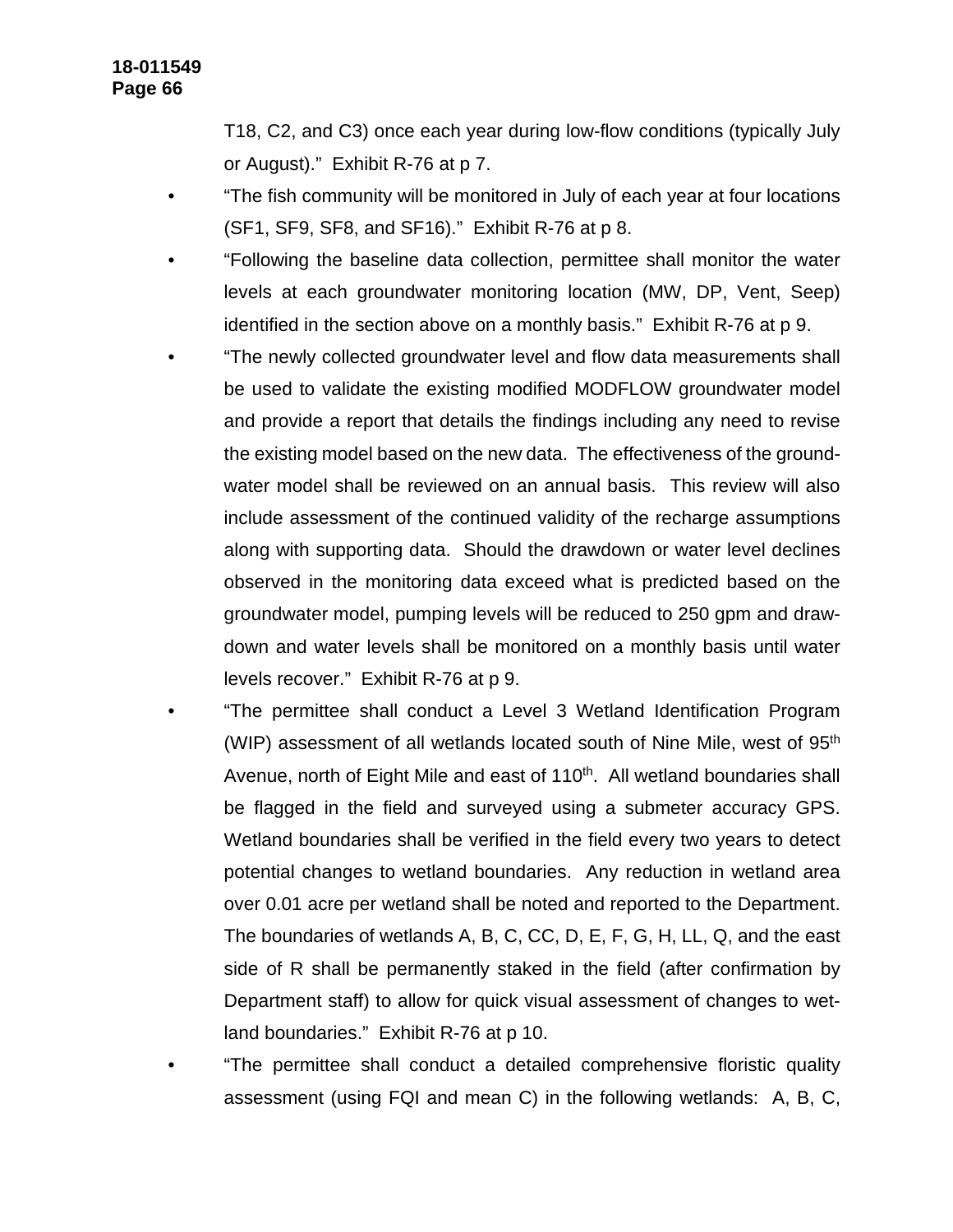T18, C2, and C3) once each year during low-flow conditions (typically July or August)." Exhibit R-76 at p 7.

- "The fish community will be monitored in July of each year at four locations (SF1, SF9, SF8, and SF16)." Exhibit R-76 at p 8.
- "Following the baseline data collection, permittee shall monitor the water levels at each groundwater monitoring location (MW, DP, Vent, Seep) identified in the section above on a monthly basis." Exhibit R-76 at p 9.
- "The newly collected groundwater level and flow data measurements shall be used to validate the existing modified MODFLOW groundwater model and provide a report that details the findings including any need to revise the existing model based on the new data. The effectiveness of the groundwater model shall be reviewed on an annual basis. This review will also include assessment of the continued validity of the recharge assumptions along with supporting data. Should the drawdown or water level declines observed in the monitoring data exceed what is predicted based on the groundwater model, pumping levels will be reduced to 250 gpm and drawdown and water levels shall be monitored on a monthly basis until water levels recover." Exhibit R-76 at p 9.
- "The permittee shall conduct a Level 3 Wetland Identification Program (WIP) assessment of all wetlands located south of Nine Mile, west of 95th Avenue, north of Eight Mile and east of 110th. All wetland boundaries shall be flagged in the field and surveyed using a submeter accuracy GPS. Wetland boundaries shall be verified in the field every two years to detect potential changes to wetland boundaries. Any reduction in wetland area over 0.01 acre per wetland shall be noted and reported to the Department. The boundaries of wetlands A, B, C, CC, D, E, F, G, H, LL, Q, and the east side of R shall be permanently staked in the field (after confirmation by Department staff) to allow for quick visual assessment of changes to wetland boundaries." Exhibit R-76 at p 10.
- "The permittee shall conduct a detailed comprehensive floristic quality assessment (using FQI and mean C) in the following wetlands: A, B, C,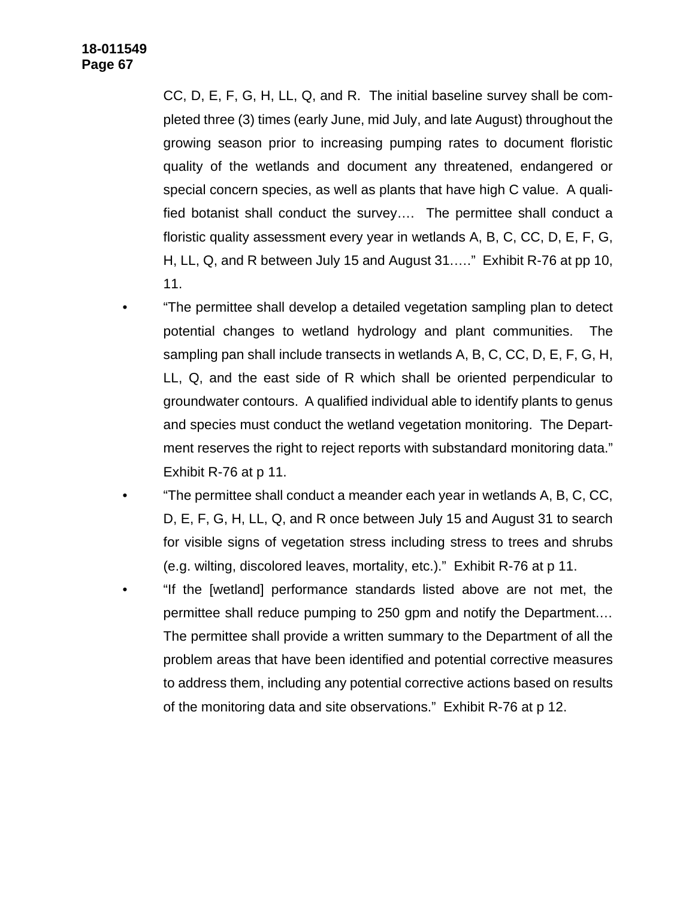CC, D, E, F, G, H, LL, Q, and R. The initial baseline survey shall be completed three (3) times (early June, mid July, and late August) throughout the growing season prior to increasing pumping rates to document floristic quality of the wetlands and document any threatened, endangered or special concern species, as well as plants that have high C value. A qualified botanist shall conduct the survey…. The permittee shall conduct a floristic quality assessment every year in wetlands A, B, C, CC, D, E, F, G, H, LL, Q, and R between July 15 and August 31….." Exhibit R-76 at pp 10, 11.

- "The permittee shall develop a detailed vegetation sampling plan to detect potential changes to wetland hydrology and plant communities. The sampling pan shall include transects in wetlands A, B, C, CC, D, E, F, G, H, LL, Q, and the east side of R which shall be oriented perpendicular to groundwater contours. A qualified individual able to identify plants to genus and species must conduct the wetland vegetation monitoring. The Department reserves the right to reject reports with substandard monitoring data." Exhibit R-76 at p 11.
- "The permittee shall conduct a meander each year in wetlands A, B, C, CC, D, E, F, G, H, LL, Q, and R once between July 15 and August 31 to search for visible signs of vegetation stress including stress to trees and shrubs (e.g. wilting, discolored leaves, mortality, etc.)." Exhibit R-76 at p 11.
- "If the [wetland] performance standards listed above are not met, the permittee shall reduce pumping to 250 gpm and notify the Department…. The permittee shall provide a written summary to the Department of all the problem areas that have been identified and potential corrective measures to address them, including any potential corrective actions based on results of the monitoring data and site observations." Exhibit R-76 at p 12.